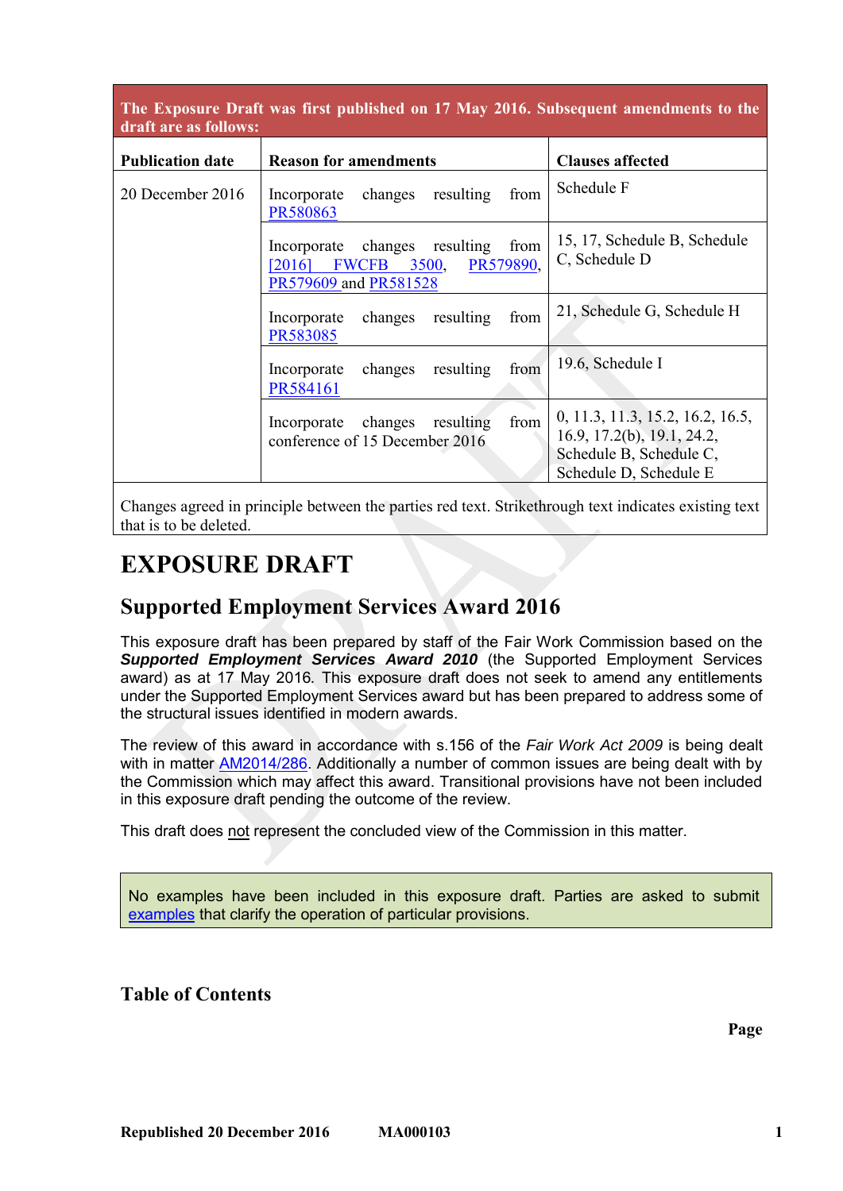| The Exposure Draft was first published on 17 May 2016. Subsequent amendments to the draft are as follows: | | |
|---|---|---|
| **Publication date** | **Reason for amendments** | **Clauses affected** |
| 20 December 2016 | Incorporate changes resulting from PR580863 | Schedule F |
| | Incorporate changes resulting from [2016] FWCFB 3500, PR579890, PR579609 and PR581528 | 15, 17, Schedule B, Schedule C, Schedule D |
| | Incorporate changes resulting from PR583085 | 21, Schedule G, Schedule H |
| | Incorporate changes resulting from PR584161 | 19.6, Schedule I |
| | Incorporate changes resulting from conference of 15 December 2016 | 0, 11.3, 11.3, 15.2, 16.2, 16.5, 16.9, 17.2(b), 19.1, 24.2, Schedule B, Schedule C, Schedule D, Schedule E |
| Changes agreed in principle between the parties red text. Strikethrough text indicates existing text that is to be deleted. | | |

# EXPOSURE DRAFT

## Supported Employment Services Award 2016

This exposure draft has been prepared by staff of the Fair Work Commission based on the ***Supported Employment Services Award 2010*** (the Supported Employment Services award) as at 17 May 2016. This exposure draft does not seek to amend any entitlements under the Supported Employment Services award but has been prepared to address some of the structural issues identified in modern awards.

The review of this award in accordance with s.156 of the *Fair Work Act 2009* is being dealt with in matter AM2014/286. Additionally a number of common issues are being dealt with by the Commission which may affect this award. Transitional provisions have not been included in this exposure draft pending the outcome of the review.

This draft does not represent the concluded view of the Commission in this matter.

No examples have been included in this exposure draft. Parties are asked to submit examples that clarify the operation of particular provisions.

### Table of Contents

**Page**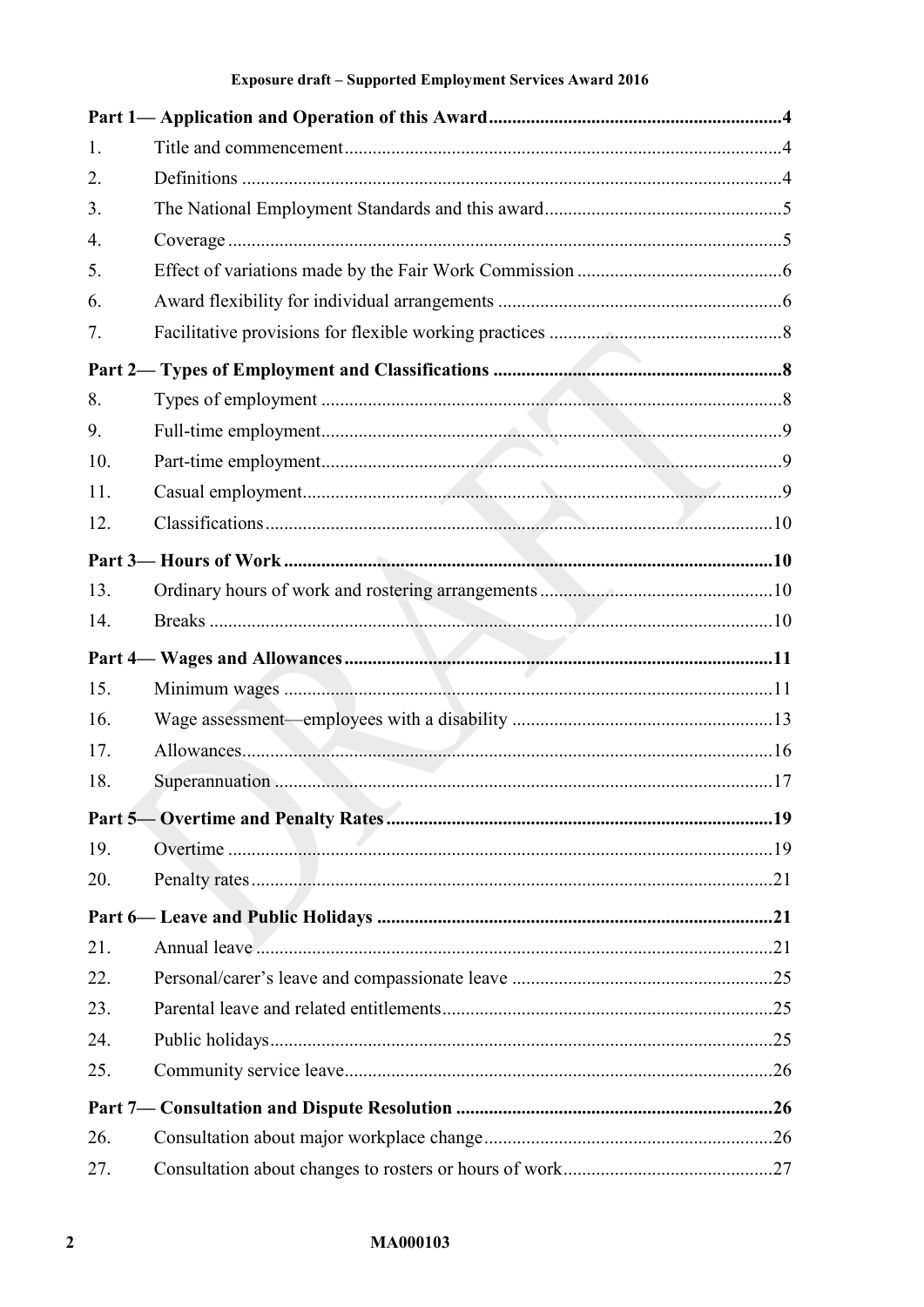**Part 1— Application and Operation of this Award** .....4

1. Title and commencement .....4
2. Definitions .....4
3. The National Employment Standards and this award .....5
4. Coverage .....5
5. Effect of variations made by the Fair Work Commission .....6
6. Award flexibility for individual arrangements .....6
7. Facilitative provisions for flexible working practices .....8

**Part 2— Types of Employment and Classifications** .....8

8. Types of employment .....8
9. Full-time employment .....9
10. Part-time employment .....9
11. Casual employment .....9
12. Classifications .....10

**Part 3— Hours of Work** .....10

13. Ordinary hours of work and rostering arrangements .....10
14. Breaks .....10

**Part 4— Wages and Allowances** .....11

15. Minimum wages .....11
16. Wage assessment—employees with a disability .....13
17. Allowances .....16
18. Superannuation .....17

**Part 5— Overtime and Penalty Rates** .....19

19. Overtime .....19
20. Penalty rates .....21

**Part 6— Leave and Public Holidays** .....21

21. Annual leave .....21
22. Personal/carer's leave and compassionate leave .....25
23. Parental leave and related entitlements .....25
24. Public holidays .....25
25. Community service leave .....26

**Part 7— Consultation and Dispute Resolution** .....26

26. Consultation about major workplace change .....26
27. Consultation about changes to rosters or hours of work .....27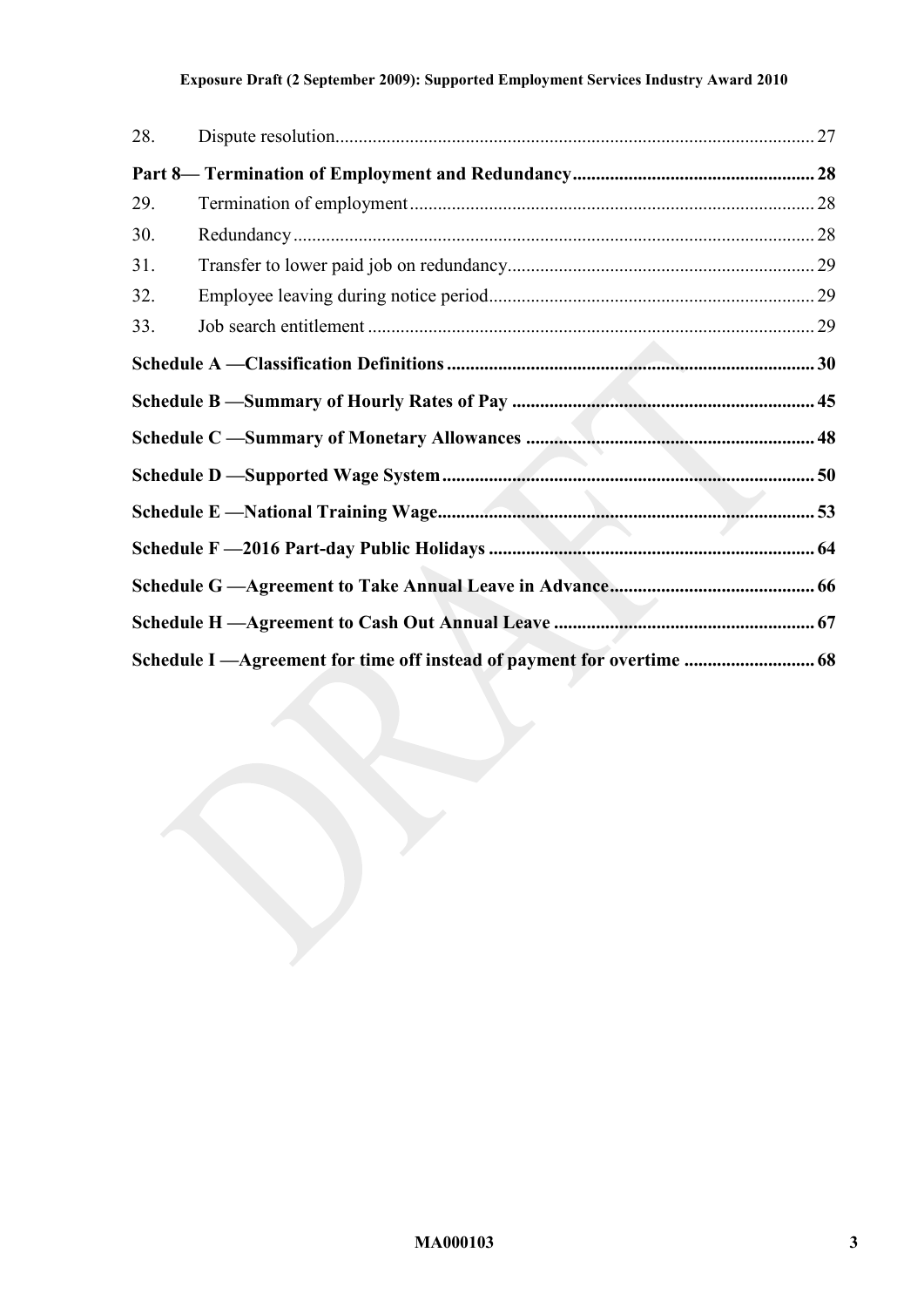| | | |
|---|---|---|
| 28. | Dispute resolution | 27 |
| **Part 8— Termination of Employment and Redundancy** | | **28** |
| 29. | Termination of employment | 28 |
| 30. | Redundancy | 28 |
| 31. | Transfer to lower paid job on redundancy | 29 |
| 32. | Employee leaving during notice period | 29 |
| 33. | Job search entitlement | 29 |
| **Schedule A —Classification Definitions** | | **30** |
| **Schedule B —Summary of Hourly Rates of Pay** | | **45** |
| **Schedule C —Summary of Monetary Allowances** | | **48** |
| **Schedule D —Supported Wage System** | | **50** |
| **Schedule E —National Training Wage** | | **53** |
| **Schedule F —2016 Part-day Public Holidays** | | **64** |
| **Schedule G —Agreement to Take Annual Leave in Advance** | | **66** |
| **Schedule H —Agreement to Cash Out Annual Leave** | | **67** |
| **Schedule I —Agreement for time off instead of payment for overtime** | | **68** |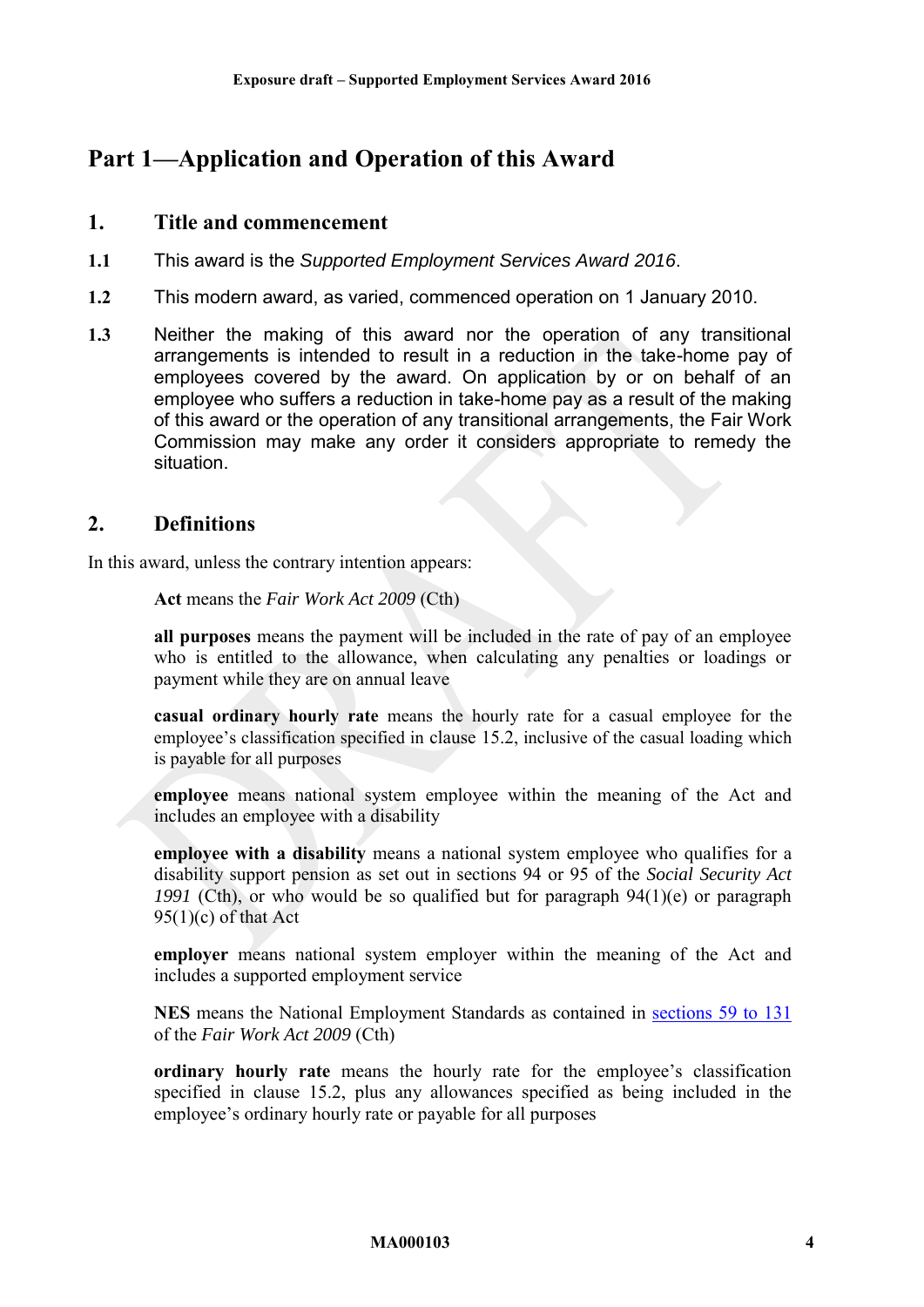# Part 1—Application and Operation of this Award

## 1. Title and commencement

**1.1** This award is the *Supported Employment Services Award 2016*.

**1.2** This modern award, as varied, commenced operation on 1 January 2010.

**1.3** Neither the making of this award nor the operation of any transitional arrangements is intended to result in a reduction in the take-home pay of employees covered by the award. On application by or on behalf of an employee who suffers a reduction in take-home pay as a result of the making of this award or the operation of any transitional arrangements, the Fair Work Commission may make any order it considers appropriate to remedy the situation.

## 2. Definitions

In this award, unless the contrary intention appears:

**Act** means the *Fair Work Act 2009* (Cth)

**all purposes** means the payment will be included in the rate of pay of an employee who is entitled to the allowance, when calculating any penalties or loadings or payment while they are on annual leave

**casual ordinary hourly rate** means the hourly rate for a casual employee for the employee's classification specified in clause 15.2, inclusive of the casual loading which is payable for all purposes

**employee** means national system employee within the meaning of the Act and includes an employee with a disability

**employee with a disability** means a national system employee who qualifies for a disability support pension as set out in sections 94 or 95 of the *Social Security Act 1991* (Cth), or who would be so qualified but for paragraph 94(1)(e) or paragraph 95(1)(c) of that Act

**employer** means national system employer within the meaning of the Act and includes a supported employment service

**NES** means the National Employment Standards as contained in sections 59 to 131 of the *Fair Work Act 2009* (Cth)

**ordinary hourly rate** means the hourly rate for the employee's classification specified in clause 15.2, plus any allowances specified as being included in the employee's ordinary hourly rate or payable for all purposes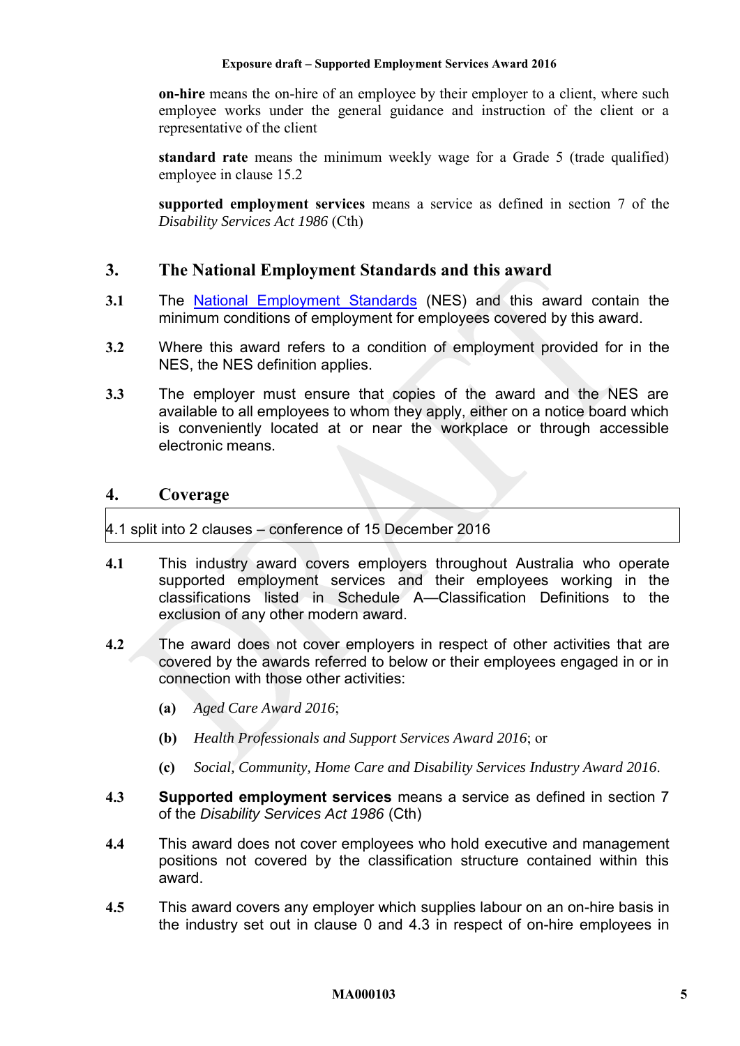**on-hire** means the on-hire of an employee by their employer to a client, where such employee works under the general guidance and instruction of the client or a representative of the client

**standard rate** means the minimum weekly wage for a Grade 5 (trade qualified) employee in clause 15.2

**supported employment services** means a service as defined in section 7 of the *Disability Services Act 1986* (Cth)

## 3. The National Employment Standards and this award

**3.1** The National Employment Standards (NES) and this award contain the minimum conditions of employment for employees covered by this award.

**3.2** Where this award refers to a condition of employment provided for in the NES, the NES definition applies.

**3.3** The employer must ensure that copies of the award and the NES are available to all employees to whom they apply, either on a notice board which is conveniently located at or near the workplace or through accessible electronic means.

## 4. Coverage

| 4.1 split into 2 clauses – conference of 15 December 2016 |
|---|

**4.1** This industry award covers employers throughout Australia who operate supported employment services and their employees working in the classifications listed in Schedule A—Classification Definitions to the exclusion of any other modern award.

**4.2** The award does not cover employers in respect of other activities that are covered by the awards referred to below or their employees engaged in or in connection with those other activities:

- **(a)** *Aged Care Award 2016*;
- **(b)** *Health Professionals and Support Services Award 2016*; or
- **(c)** *Social, Community, Home Care and Disability Services Industry Award 2016*.

**4.3** **Supported employment services** means a service as defined in section 7 of the *Disability Services Act 1986* (Cth)

**4.4** This award does not cover employees who hold executive and management positions not covered by the classification structure contained within this award.

**4.5** This award covers any employer which supplies labour on an on-hire basis in the industry set out in clause 0 and 4.3 in respect of on-hire employees in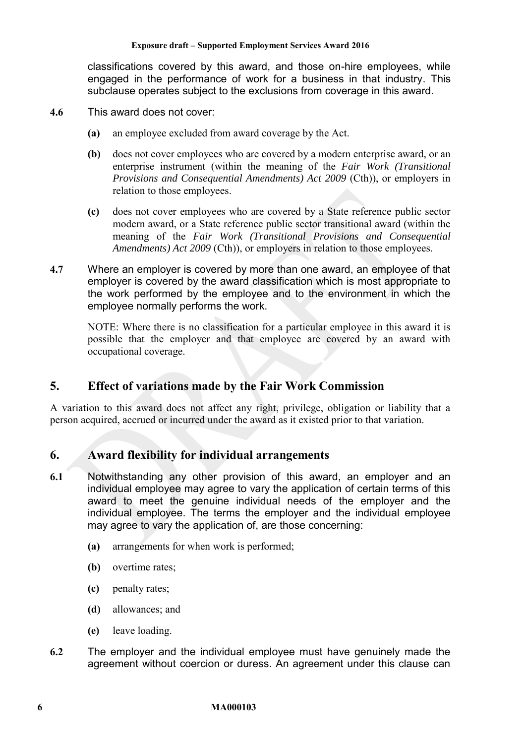classifications covered by this award, and those on-hire employees, while engaged in the performance of work for a business in that industry. This subclause operates subject to the exclusions from coverage in this award.

**4.6** This award does not cover:

**(a)** an employee excluded from award coverage by the Act.

**(b)** does not cover employees who are covered by a modern enterprise award, or an enterprise instrument (within the meaning of the *Fair Work (Transitional Provisions and Consequential Amendments) Act 2009* (Cth)), or employers in relation to those employees.

**(c)** does not cover employees who are covered by a State reference public sector modern award, or a State reference public sector transitional award (within the meaning of the *Fair Work (Transitional Provisions and Consequential Amendments) Act 2009* (Cth)), or employers in relation to those employees.

**4.7** Where an employer is covered by more than one award, an employee of that employer is covered by the award classification which is most appropriate to the work performed by the employee and to the environment in which the employee normally performs the work.

NOTE: Where there is no classification for a particular employee in this award it is possible that the employer and that employee are covered by an award with occupational coverage.

## 5. Effect of variations made by the Fair Work Commission

A variation to this award does not affect any right, privilege, obligation or liability that a person acquired, accrued or incurred under the award as it existed prior to that variation.

## 6. Award flexibility for individual arrangements

**6.1** Notwithstanding any other provision of this award, an employer and an individual employee may agree to vary the application of certain terms of this award to meet the genuine individual needs of the employer and the individual employee. The terms the employer and the individual employee may agree to vary the application of, are those concerning:

**(a)** arrangements for when work is performed;

**(b)** overtime rates;

**(c)** penalty rates;

**(d)** allowances; and

**(e)** leave loading.

**6.2** The employer and the individual employee must have genuinely made the agreement without coercion or duress. An agreement under this clause can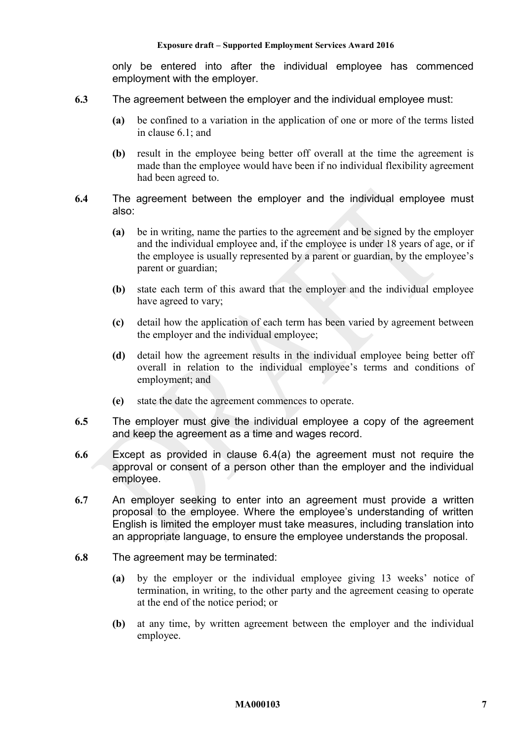only be entered into after the individual employee has commenced employment with the employer.

**6.3** The agreement between the employer and the individual employee must:

- **(a)** be confined to a variation in the application of one or more of the terms listed in clause 6.1; and
- **(b)** result in the employee being better off overall at the time the agreement is made than the employee would have been if no individual flexibility agreement had been agreed to.

**6.4** The agreement between the employer and the individual employee must also:

- **(a)** be in writing, name the parties to the agreement and be signed by the employer and the individual employee and, if the employee is under 18 years of age, or if the employee is usually represented by a parent or guardian, by the employee's parent or guardian;
- **(b)** state each term of this award that the employer and the individual employee have agreed to vary;
- **(c)** detail how the application of each term has been varied by agreement between the employer and the individual employee;
- **(d)** detail how the agreement results in the individual employee being better off overall in relation to the individual employee's terms and conditions of employment; and
- **(e)** state the date the agreement commences to operate.

**6.5** The employer must give the individual employee a copy of the agreement and keep the agreement as a time and wages record.

**6.6** Except as provided in clause 6.4(a) the agreement must not require the approval or consent of a person other than the employer and the individual employee.

**6.7** An employer seeking to enter into an agreement must provide a written proposal to the employee. Where the employee's understanding of written English is limited the employer must take measures, including translation into an appropriate language, to ensure the employee understands the proposal.

**6.8** The agreement may be terminated:

- **(a)** by the employer or the individual employee giving 13 weeks' notice of termination, in writing, to the other party and the agreement ceasing to operate at the end of the notice period; or
- **(b)** at any time, by written agreement between the employer and the individual employee.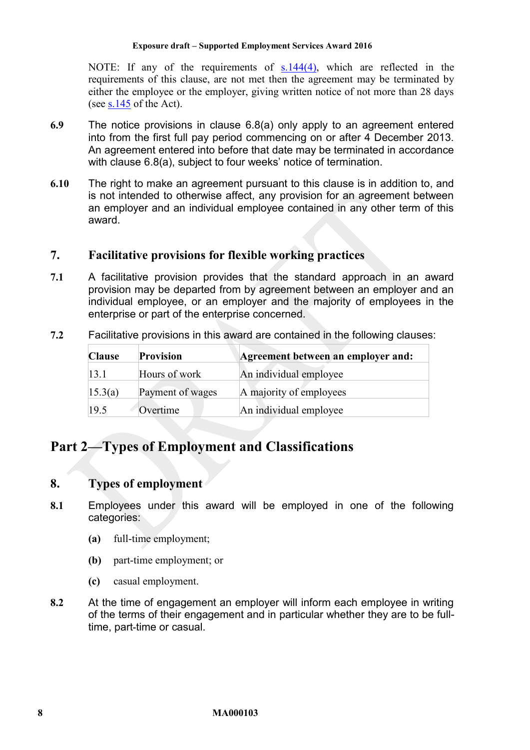NOTE: If any of the requirements of s.144(4), which are reflected in the requirements of this clause, are not met then the agreement may be terminated by either the employee or the employer, giving written notice of not more than 28 days (see s.145 of the Act).

**6.9** The notice provisions in clause 6.8(a) only apply to an agreement entered into from the first full pay period commencing on or after 4 December 2013. An agreement entered into before that date may be terminated in accordance with clause 6.8(a), subject to four weeks' notice of termination.

**6.10** The right to make an agreement pursuant to this clause is in addition to, and is not intended to otherwise affect, any provision for an agreement between an employer and an individual employee contained in any other term of this award.

## 7. Facilitative provisions for flexible working practices

**7.1** A facilitative provision provides that the standard approach in an award provision may be departed from by agreement between an employer and an individual employee, or an employer and the majority of employees in the enterprise or part of the enterprise concerned.

**7.2** Facilitative provisions in this award are contained in the following clauses:

| Clause | Provision | Agreement between an employer and: |
|---|---|---|
| 13.1 | Hours of work | An individual employee |
| 15.3(a) | Payment of wages | A majority of employees |
| 19.5 | Overtime | An individual employee |

# Part 2—Types of Employment and Classifications

## 8. Types of employment

**8.1** Employees under this award will be employed in one of the following categories:

**(a)** full-time employment;

**(b)** part-time employment; or

**(c)** casual employment.

**8.2** At the time of engagement an employer will inform each employee in writing of the terms of their engagement and in particular whether they are to be full-time, part-time or casual.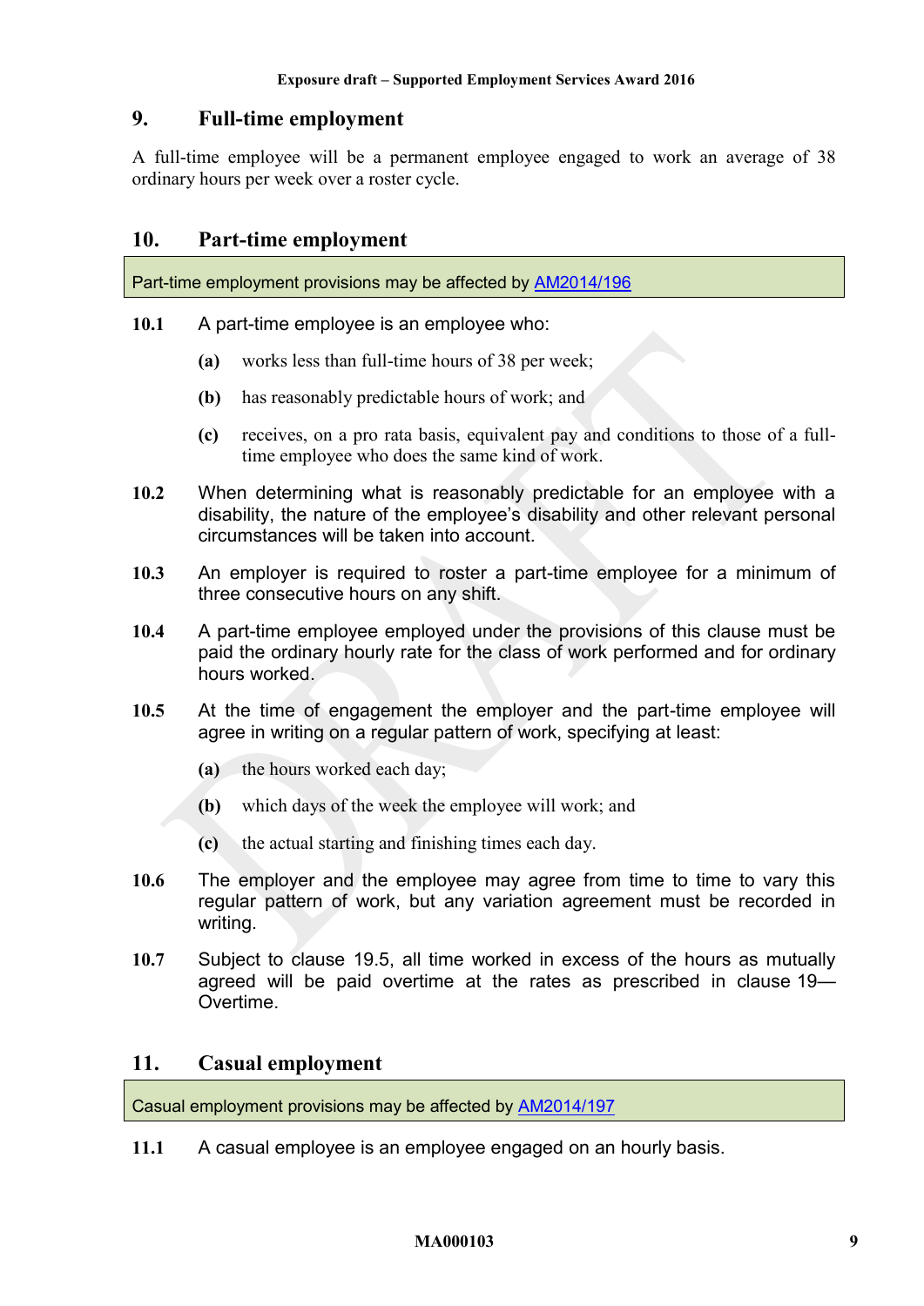## 9. Full-time employment

A full-time employee will be a permanent employee engaged to work an average of 38 ordinary hours per week over a roster cycle.

## 10. Part-time employment

Part-time employment provisions may be affected by AM2014/196

**10.1** A part-time employee is an employee who:

- **(a)** works less than full-time hours of 38 per week;
- **(b)** has reasonably predictable hours of work; and
- **(c)** receives, on a pro rata basis, equivalent pay and conditions to those of a full-time employee who does the same kind of work.

**10.2** When determining what is reasonably predictable for an employee with a disability, the nature of the employee's disability and other relevant personal circumstances will be taken into account.

**10.3** An employer is required to roster a part-time employee for a minimum of three consecutive hours on any shift.

**10.4** A part-time employee employed under the provisions of this clause must be paid the ordinary hourly rate for the class of work performed and for ordinary hours worked.

**10.5** At the time of engagement the employer and the part-time employee will agree in writing on a regular pattern of work, specifying at least:

- **(a)** the hours worked each day;
- **(b)** which days of the week the employee will work; and
- **(c)** the actual starting and finishing times each day.

**10.6** The employer and the employee may agree from time to time to vary this regular pattern of work, but any variation agreement must be recorded in writing.

**10.7** Subject to clause 19.5, all time worked in excess of the hours as mutually agreed will be paid overtime at the rates as prescribed in clause 19—Overtime.

## 11. Casual employment

Casual employment provisions may be affected by AM2014/197

**11.1** A casual employee is an employee engaged on an hourly basis.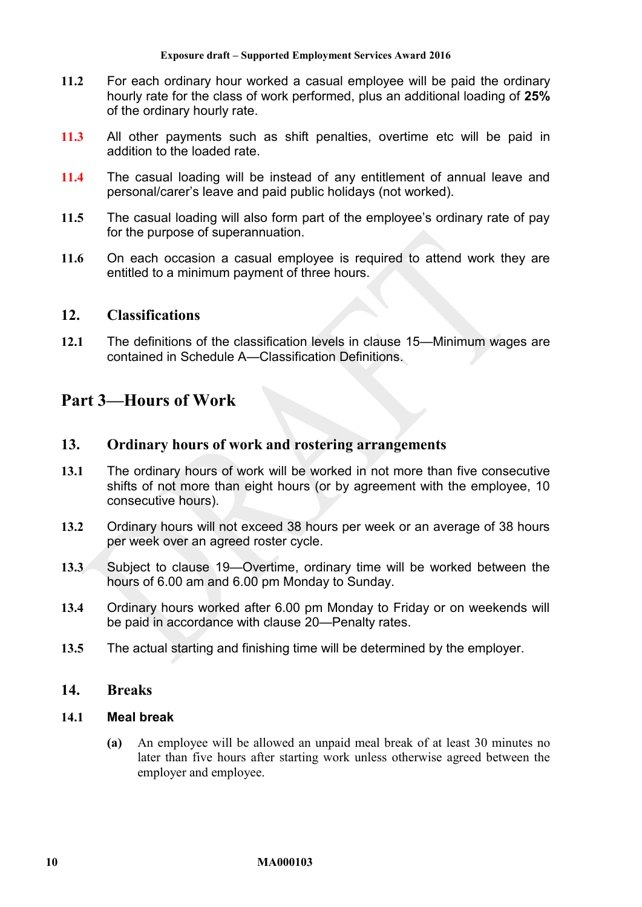**11.2** For each ordinary hour worked a casual employee will be paid the ordinary hourly rate for the class of work performed, plus an additional loading of **25%** of the ordinary hourly rate.

**11.3** All other payments such as shift penalties, overtime etc will be paid in addition to the loaded rate.

**11.4** The casual loading will be instead of any entitlement of annual leave and personal/carer's leave and paid public holidays (not worked).

**11.5** The casual loading will also form part of the employee's ordinary rate of pay for the purpose of superannuation.

**11.6** On each occasion a casual employee is required to attend work they are entitled to a minimum payment of three hours.

## 12. Classifications

**12.1** The definitions of the classification levels in clause 15—Minimum wages are contained in Schedule A—Classification Definitions.

# Part 3—Hours of Work

## 13. Ordinary hours of work and rostering arrangements

**13.1** The ordinary hours of work will be worked in not more than five consecutive shifts of not more than eight hours (or by agreement with the employee, 10 consecutive hours).

**13.2** Ordinary hours will not exceed 38 hours per week or an average of 38 hours per week over an agreed roster cycle.

**13.3** Subject to clause 19—Overtime, ordinary time will be worked between the hours of 6.00 am and 6.00 pm Monday to Sunday.

**13.4** Ordinary hours worked after 6.00 pm Monday to Friday or on weekends will be paid in accordance with clause 20—Penalty rates.

**13.5** The actual starting and finishing time will be determined by the employer.

## 14. Breaks

### 14.1 Meal break

**(a)** An employee will be allowed an unpaid meal break of at least 30 minutes no later than five hours after starting work unless otherwise agreed between the employer and employee.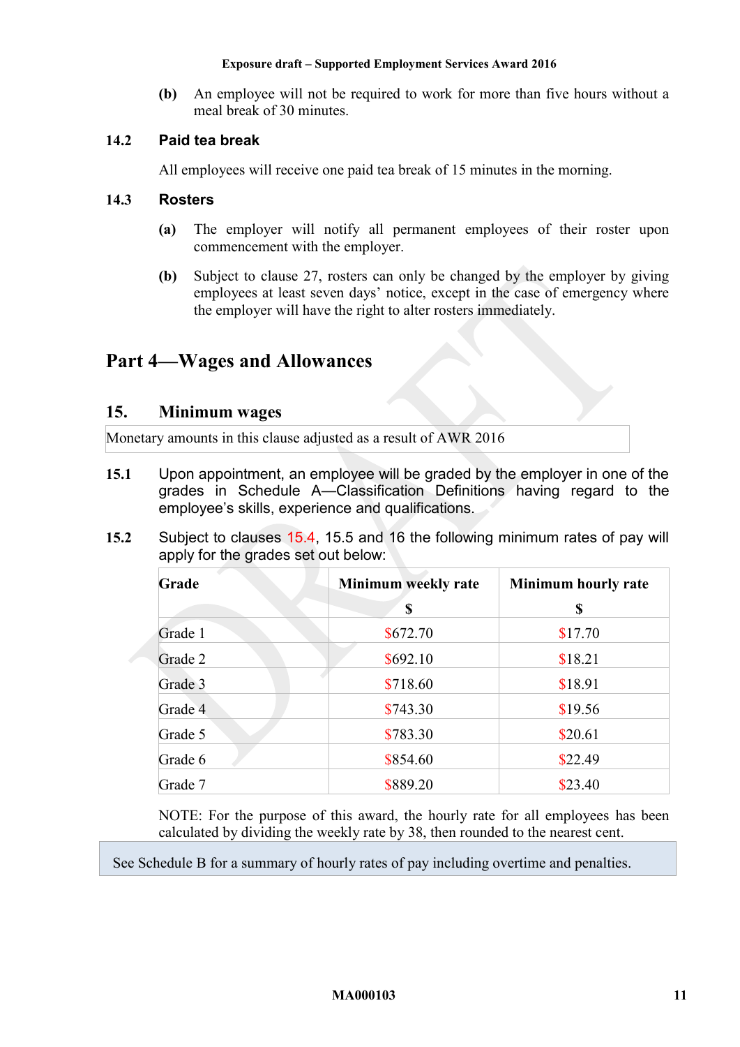(b) An employee will not be required to work for more than five hours without a meal break of 30 minutes.

### 14.2 Paid tea break

All employees will receive one paid tea break of 15 minutes in the morning.

### 14.3 Rosters

(a) The employer will notify all permanent employees of their roster upon commencement with the employer.

(b) Subject to clause 27, rosters can only be changed by the employer by giving employees at least seven days' notice, except in the case of emergency where the employer will have the right to alter rosters immediately.

# Part 4—Wages and Allowances

## 15. Minimum wages

Monetary amounts in this clause adjusted as a result of AWR 2016

**15.1** Upon appointment, an employee will be graded by the employer in one of the grades in Schedule A—Classification Definitions having regard to the employee's skills, experience and qualifications.

**15.2** Subject to clauses 15.4, 15.5 and 16 the following minimum rates of pay will apply for the grades set out below:

| Grade | Minimum weekly rate $ | Minimum hourly rate $ |
|---|---|---|
| Grade 1 | $672.70 | $17.70 |
| Grade 2 | $692.10 | $18.21 |
| Grade 3 | $718.60 | $18.91 |
| Grade 4 | $743.30 | $19.56 |
| Grade 5 | $783.30 | $20.61 |
| Grade 6 | $854.60 | $22.49 |
| Grade 7 | $889.20 | $23.40 |

NOTE: For the purpose of this award, the hourly rate for all employees has been calculated by dividing the weekly rate by 38, then rounded to the nearest cent.

See Schedule B for a summary of hourly rates of pay including overtime and penalties.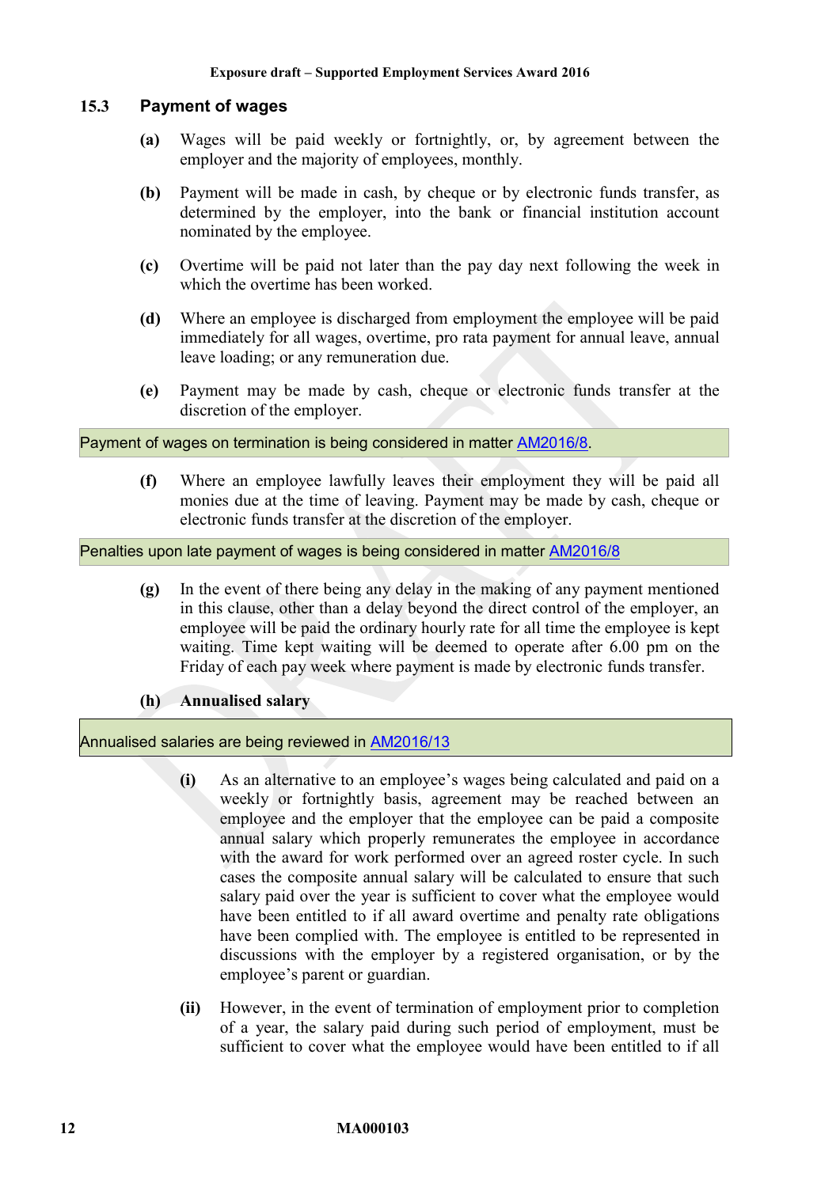### 15.3 Payment of wages

**(a)** Wages will be paid weekly or fortnightly, or, by agreement between the employer and the majority of employees, monthly.

**(b)** Payment will be made in cash, by cheque or by electronic funds transfer, as determined by the employer, into the bank or financial institution account nominated by the employee.

**(c)** Overtime will be paid not later than the pay day next following the week in which the overtime has been worked.

**(d)** Where an employee is discharged from employment the employee will be paid immediately for all wages, overtime, pro rata payment for annual leave, annual leave loading; or any remuneration due.

**(e)** Payment may be made by cash, cheque or electronic funds transfer at the discretion of the employer.

Payment of wages on termination is being considered in matter AM2016/8.

**(f)** Where an employee lawfully leaves their employment they will be paid all monies due at the time of leaving. Payment may be made by cash, cheque or electronic funds transfer at the discretion of the employer.

Penalties upon late payment of wages is being considered in matter AM2016/8

**(g)** In the event of there being any delay in the making of any payment mentioned in this clause, other than a delay beyond the direct control of the employer, an employee will be paid the ordinary hourly rate for all time the employee is kept waiting. Time kept waiting will be deemed to operate after 6.00 pm on the Friday of each pay week where payment is made by electronic funds transfer.

**(h) Annualised salary**

Annualised salaries are being reviewed in AM2016/13

**(i)** As an alternative to an employee's wages being calculated and paid on a weekly or fortnightly basis, agreement may be reached between an employee and the employer that the employee can be paid a composite annual salary which properly remunerates the employee in accordance with the award for work performed over an agreed roster cycle. In such cases the composite annual salary will be calculated to ensure that such salary paid over the year is sufficient to cover what the employee would have been entitled to if all award overtime and penalty rate obligations have been complied with. The employee is entitled to be represented in discussions with the employer by a registered organisation, or by the employee's parent or guardian.

**(ii)** However, in the event of termination of employment prior to completion of a year, the salary paid during such period of employment, must be sufficient to cover what the employee would have been entitled to if all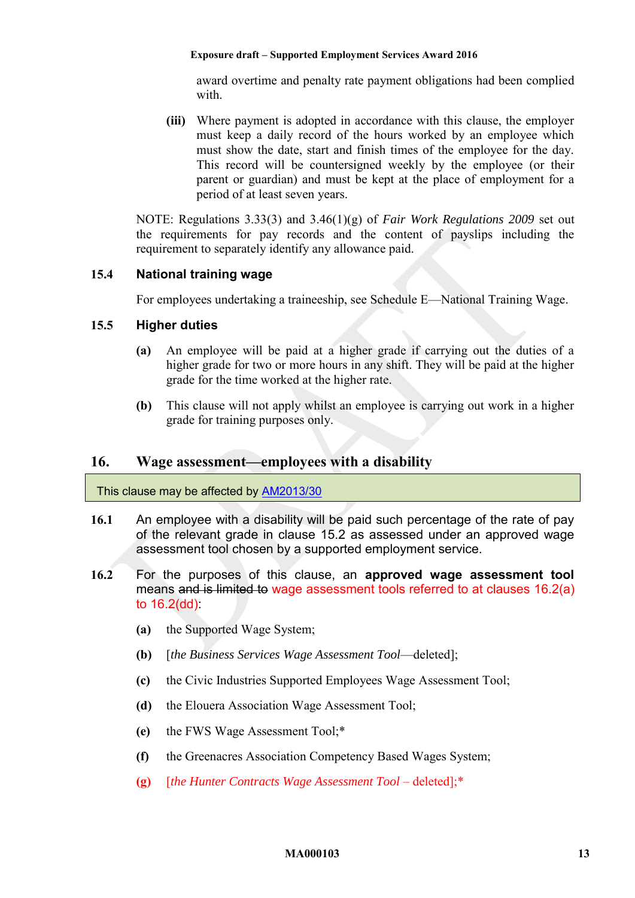award overtime and penalty rate payment obligations had been complied with.

**(iii)** Where payment is adopted in accordance with this clause, the employer must keep a daily record of the hours worked by an employee which must show the date, start and finish times of the employee for the day. This record will be countersigned weekly by the employee (or their parent or guardian) and must be kept at the place of employment for a period of at least seven years.

NOTE: Regulations 3.33(3) and 3.46(1)(g) of *Fair Work Regulations 2009* set out the requirements for pay records and the content of payslips including the requirement to separately identify any allowance paid.

### 15.4 National training wage

For employees undertaking a traineeship, see Schedule E—National Training Wage.

### 15.5 Higher duties

**(a)** An employee will be paid at a higher grade if carrying out the duties of a higher grade for two or more hours in any shift. They will be paid at the higher grade for the time worked at the higher rate.

**(b)** This clause will not apply whilst an employee is carrying out work in a higher grade for training purposes only.

## 16. Wage assessment—employees with a disability

This clause may be affected by AM2013/30

**16.1** An employee with a disability will be paid such percentage of the rate of pay of the relevant grade in clause 15.2 as assessed under an approved wage assessment tool chosen by a supported employment service.

**16.2** For the purposes of this clause, an **approved wage assessment tool** means ~~and is limited to~~ wage assessment tools referred to at clauses 16.2(a) to 16.2(dd):

**(a)** the Supported Wage System;

**(b)** [*the Business Services Wage Assessment Tool*—deleted];

**(c)** the Civic Industries Supported Employees Wage Assessment Tool;

**(d)** the Elouera Association Wage Assessment Tool;

**(e)** the FWS Wage Assessment Tool;*

**(f)** the Greenacres Association Competency Based Wages System;

**(g)** [*the Hunter Contracts Wage Assessment Tool* – deleted];*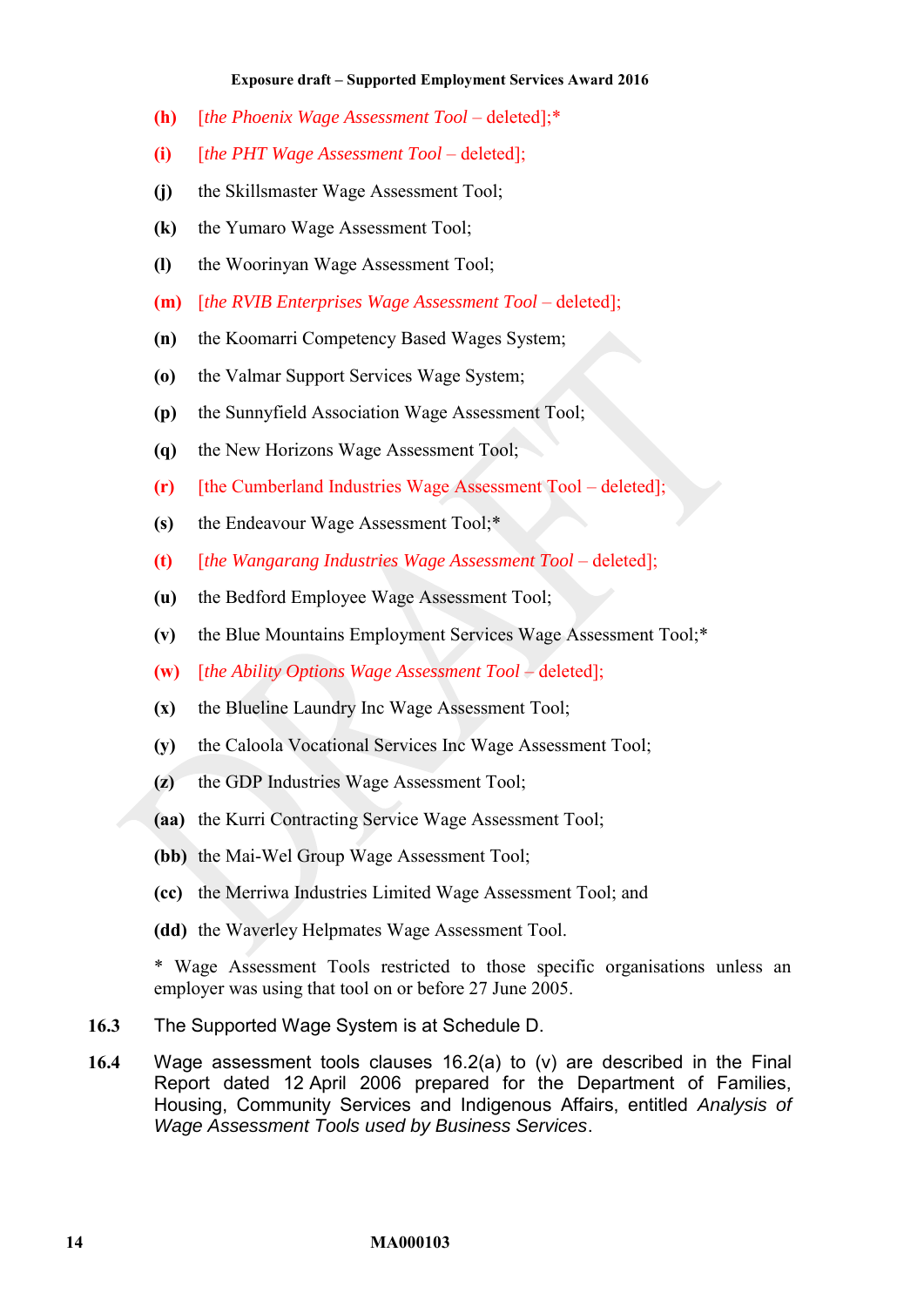**(h)** [*the Phoenix Wage Assessment Tool* – deleted];*

**(i)** [*the PHT Wage Assessment Tool* – deleted];

**(j)** the Skillsmaster Wage Assessment Tool;

**(k)** the Yumaro Wage Assessment Tool;

**(l)** the Woorinyan Wage Assessment Tool;

**(m)** [*the RVIB Enterprises Wage Assessment Tool* – deleted];

**(n)** the Koomarri Competency Based Wages System;

**(o)** the Valmar Support Services Wage System;

**(p)** the Sunnyfield Association Wage Assessment Tool;

**(q)** the New Horizons Wage Assessment Tool;

**(r)** [the Cumberland Industries Wage Assessment Tool – deleted];

**(s)** the Endeavour Wage Assessment Tool;*

**(t)** [*the Wangarang Industries Wage Assessment Tool* – deleted];

**(u)** the Bedford Employee Wage Assessment Tool;

**(v)** the Blue Mountains Employment Services Wage Assessment Tool;*

**(w)** [*the Ability Options Wage Assessment Tool* – deleted];

**(x)** the Blueline Laundry Inc Wage Assessment Tool;

**(y)** the Caloola Vocational Services Inc Wage Assessment Tool;

**(z)** the GDP Industries Wage Assessment Tool;

**(aa)** the Kurri Contracting Service Wage Assessment Tool;

**(bb)** the Mai-Wel Group Wage Assessment Tool;

**(cc)** the Merriwa Industries Limited Wage Assessment Tool; and

**(dd)** the Waverley Helpmates Wage Assessment Tool.

* Wage Assessment Tools restricted to those specific organisations unless an employer was using that tool on or before 27 June 2005.

**16.3** The Supported Wage System is at Schedule D.

**16.4** Wage assessment tools clauses 16.2(a) to (v) are described in the Final Report dated 12 April 2006 prepared for the Department of Families, Housing, Community Services and Indigenous Affairs, entitled *Analysis of Wage Assessment Tools used by Business Services*.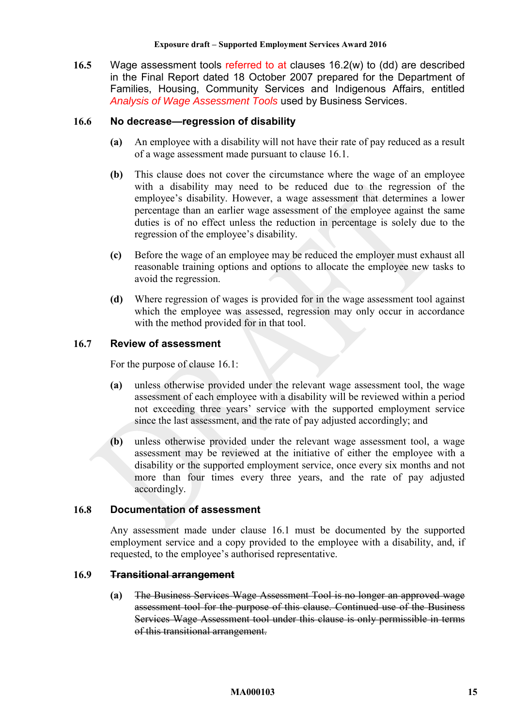**16.5** Wage assessment tools referred to at clauses 16.2(w) to (dd) are described in the Final Report dated 18 October 2007 prepared for the Department of Families, Housing, Community Services and Indigenous Affairs, entitled *Analysis of Wage Assessment Tools* used by Business Services.

### 16.6 No decrease—regression of disability

**(a)** An employee with a disability will not have their rate of pay reduced as a result of a wage assessment made pursuant to clause 16.1.

**(b)** This clause does not cover the circumstance where the wage of an employee with a disability may need to be reduced due to the regression of the employee's disability. However, a wage assessment that determines a lower percentage than an earlier wage assessment of the employee against the same duties is of no effect unless the reduction in percentage is solely due to the regression of the employee's disability.

**(c)** Before the wage of an employee may be reduced the employer must exhaust all reasonable training options and options to allocate the employee new tasks to avoid the regression.

**(d)** Where regression of wages is provided for in the wage assessment tool against which the employee was assessed, regression may only occur in accordance with the method provided for in that tool.

### 16.7 Review of assessment

For the purpose of clause 16.1:

**(a)** unless otherwise provided under the relevant wage assessment tool, the wage assessment of each employee with a disability will be reviewed within a period not exceeding three years' service with the supported employment service since the last assessment, and the rate of pay adjusted accordingly; and

**(b)** unless otherwise provided under the relevant wage assessment tool, a wage assessment may be reviewed at the initiative of either the employee with a disability or the supported employment service, once every six months and not more than four times every three years, and the rate of pay adjusted accordingly.

### 16.8 Documentation of assessment

Any assessment made under clause 16.1 must be documented by the supported employment service and a copy provided to the employee with a disability, and, if requested, to the employee's authorised representative.

### 16.9 ~~Transitional arrangement~~

**(a)** ~~The Business Services Wage Assessment Tool is no longer an approved wage assessment tool for the purpose of this clause. Continued use of the Business Services Wage Assessment tool under this clause is only permissible in terms of this transitional arrangement.~~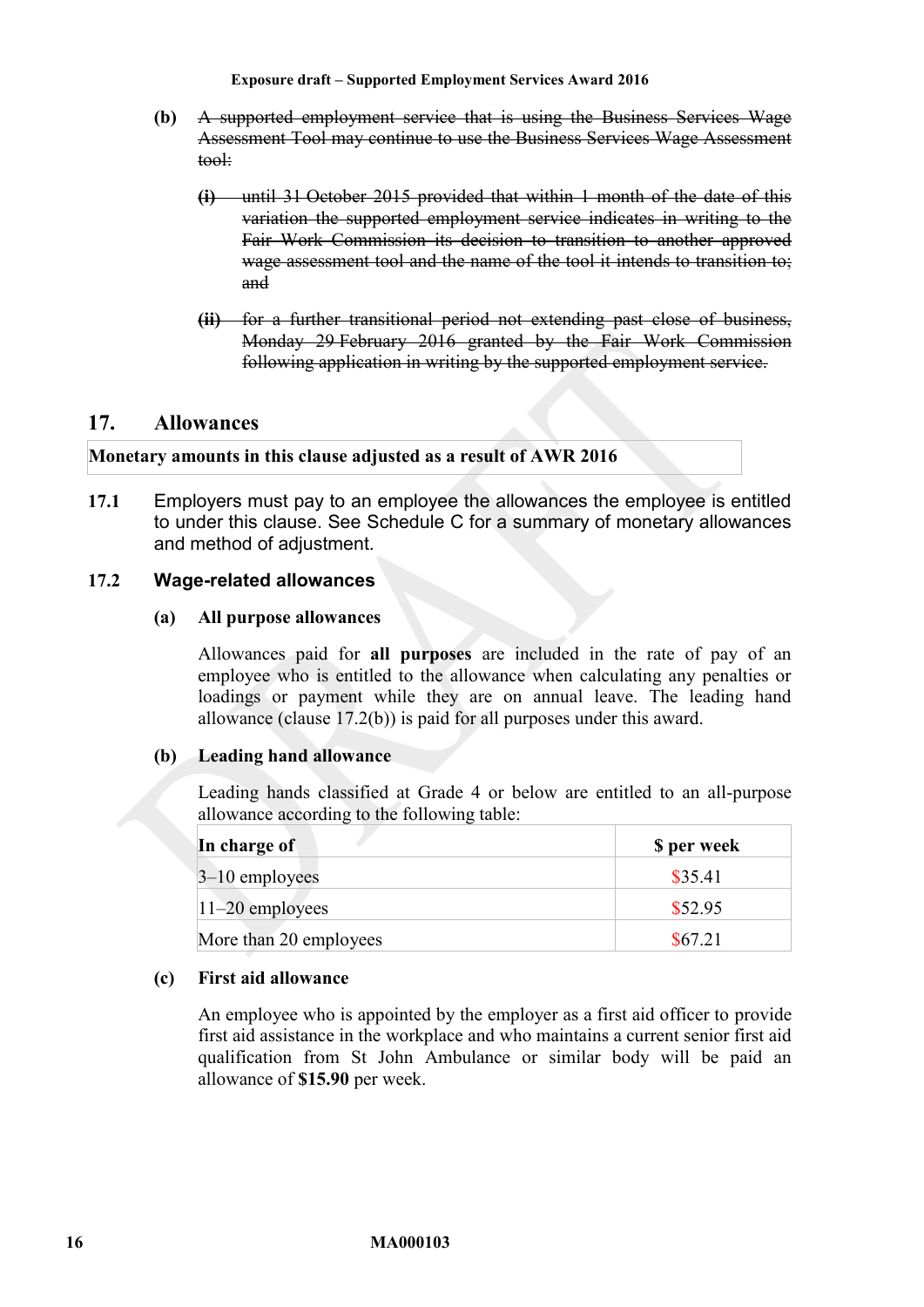**(b)** ~~A supported employment service that is using the Business Services Wage Assessment Tool may continue to use the Business Services Wage Assessment tool:~~

**(i)** ~~until 31 October 2015 provided that within 1 month of the date of this variation the supported employment service indicates in writing to the Fair Work Commission its decision to transition to another approved wage assessment tool and the name of the tool it intends to transition to; and~~

**(ii)** ~~for a further transitional period not extending past close of business, Monday 29 February 2016 granted by the Fair Work Commission following application in writing by the supported employment service.~~

## 17. Allowances

**Monetary amounts in this clause adjusted as a result of AWR 2016**

**17.1** Employers must pay to an employee the allowances the employee is entitled to under this clause. See Schedule C for a summary of monetary allowances and method of adjustment.

### 17.2 Wage-related allowances

**(a) All purpose allowances**

Allowances paid for **all purposes** are included in the rate of pay of an employee who is entitled to the allowance when calculating any penalties or loadings or payment while they are on annual leave. The leading hand allowance (clause 17.2(b)) is paid for all purposes under this award.

**(b) Leading hand allowance**

Leading hands classified at Grade 4 or below are entitled to an all-purpose allowance according to the following table:

| In charge of | $ per week |
|---|---|
| 3–10 employees | $35.41 |
| 11–20 employees | $52.95 |
| More than 20 employees | $67.21 |

**(c) First aid allowance**

An employee who is appointed by the employer as a first aid officer to provide first aid assistance in the workplace and who maintains a current senior first aid qualification from St John Ambulance or similar body will be paid an allowance of **$15.90** per week.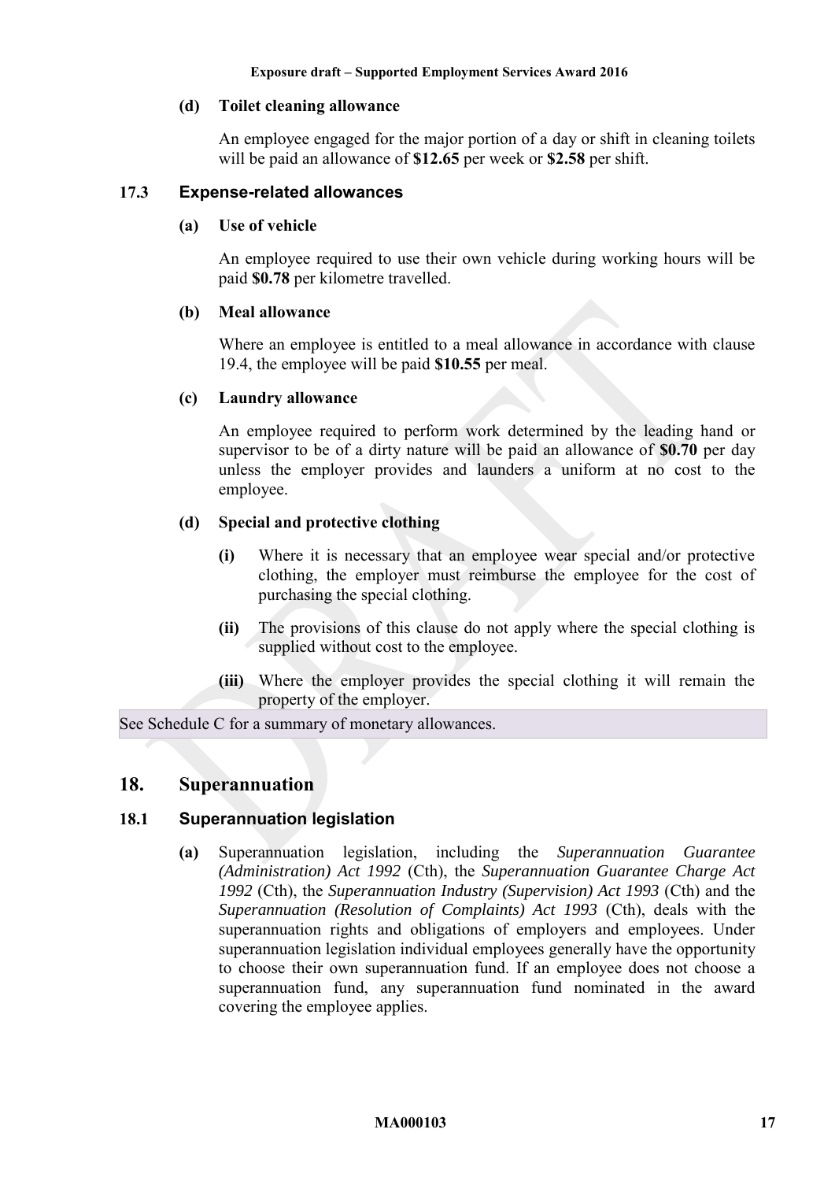**(d) Toilet cleaning allowance**

An employee engaged for the major portion of a day or shift in cleaning toilets will be paid an allowance of **$12.65** per week or **$2.58** per shift.

### 17.3 Expense-related allowances

**(a) Use of vehicle**

An employee required to use their own vehicle during working hours will be paid **$0.78** per kilometre travelled.

**(b) Meal allowance**

Where an employee is entitled to a meal allowance in accordance with clause 19.4, the employee will be paid **$10.55** per meal.

**(c) Laundry allowance**

An employee required to perform work determined by the leading hand or supervisor to be of a dirty nature will be paid an allowance of **$0.70** per day unless the employer provides and launders a uniform at no cost to the employee.

**(d) Special and protective clothing**

**(i)** Where it is necessary that an employee wear special and/or protective clothing, the employer must reimburse the employee for the cost of purchasing the special clothing.

**(ii)** The provisions of this clause do not apply where the special clothing is supplied without cost to the employee.

**(iii)** Where the employer provides the special clothing it will remain the property of the employer.

See Schedule C for a summary of monetary allowances.

## 18. Superannuation

### 18.1 Superannuation legislation

**(a)** Superannuation legislation, including the *Superannuation Guarantee (Administration) Act 1992* (Cth), the *Superannuation Guarantee Charge Act 1992* (Cth), the *Superannuation Industry (Supervision) Act 1993* (Cth) and the *Superannuation (Resolution of Complaints) Act 1993* (Cth), deals with the superannuation rights and obligations of employers and employees. Under superannuation legislation individual employees generally have the opportunity to choose their own superannuation fund. If an employee does not choose a superannuation fund, any superannuation fund nominated in the award covering the employee applies.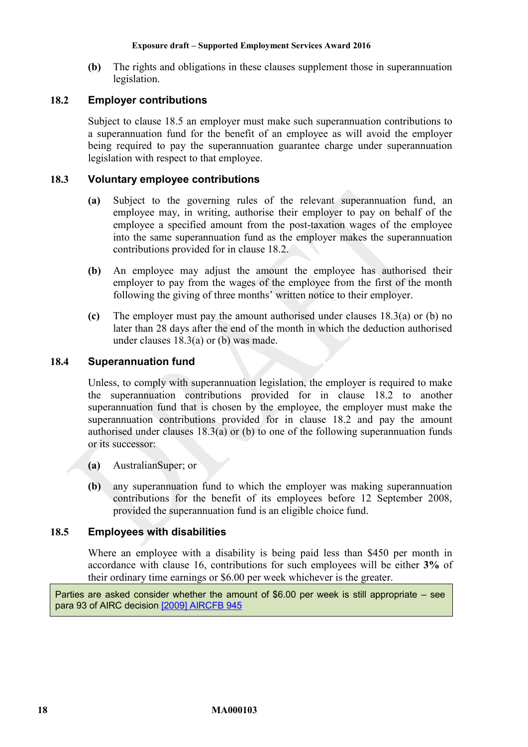**(b)** The rights and obligations in these clauses supplement those in superannuation legislation.

### 18.2 Employer contributions

Subject to clause 18.5 an employer must make such superannuation contributions to a superannuation fund for the benefit of an employee as will avoid the employer being required to pay the superannuation guarantee charge under superannuation legislation with respect to that employee.

### 18.3 Voluntary employee contributions

**(a)** Subject to the governing rules of the relevant superannuation fund, an employee may, in writing, authorise their employer to pay on behalf of the employee a specified amount from the post-taxation wages of the employee into the same superannuation fund as the employer makes the superannuation contributions provided for in clause 18.2.

**(b)** An employee may adjust the amount the employee has authorised their employer to pay from the wages of the employee from the first of the month following the giving of three months' written notice to their employer.

**(c)** The employer must pay the amount authorised under clauses 18.3(a) or (b) no later than 28 days after the end of the month in which the deduction authorised under clauses 18.3(a) or (b) was made.

### 18.4 Superannuation fund

Unless, to comply with superannuation legislation, the employer is required to make the superannuation contributions provided for in clause 18.2 to another superannuation fund that is chosen by the employee, the employer must make the superannuation contributions provided for in clause 18.2 and pay the amount authorised under clauses 18.3(a) or (b) to one of the following superannuation funds or its successor:

**(a)** AustralianSuper; or

**(b)** any superannuation fund to which the employer was making superannuation contributions for the benefit of its employees before 12 September 2008, provided the superannuation fund is an eligible choice fund.

### 18.5 Employees with disabilities

Where an employee with a disability is being paid less than $450 per month in accordance with clause 16, contributions for such employees will be either **3%** of their ordinary time earnings or $6.00 per week whichever is the greater.

Parties are asked consider whether the amount of $6.00 per week is still appropriate – see para 93 of AIRC decision [2009] AIRCFB 945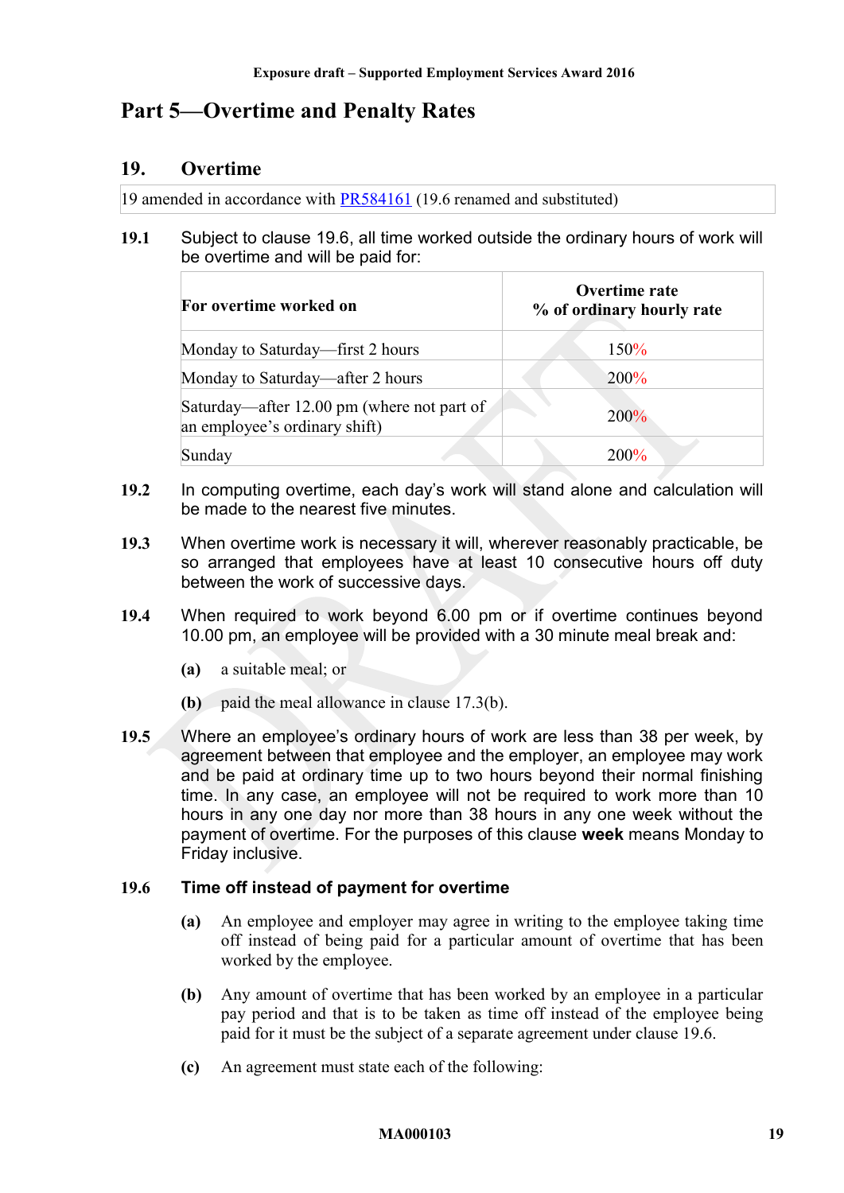# Part 5—Overtime and Penalty Rates

## 19. Overtime

19 amended in accordance with PR584161 (19.6 renamed and substituted)

**19.1** Subject to clause 19.6, all time worked outside the ordinary hours of work will be overtime and will be paid for:

| For overtime worked on | Overtime rate<br>% of ordinary hourly rate |
|---|---|
| Monday to Saturday—first 2 hours | 150% |
| Monday to Saturday—after 2 hours | 200% |
| Saturday—after 12.00 pm (where not part of an employee's ordinary shift) | 200% |
| Sunday | 200% |

**19.2** In computing overtime, each day's work will stand alone and calculation will be made to the nearest five minutes.

**19.3** When overtime work is necessary it will, wherever reasonably practicable, be so arranged that employees have at least 10 consecutive hours off duty between the work of successive days.

**19.4** When required to work beyond 6.00 pm or if overtime continues beyond 10.00 pm, an employee will be provided with a 30 minute meal break and:

**(a)** a suitable meal; or

**(b)** paid the meal allowance in clause 17.3(b).

**19.5** Where an employee's ordinary hours of work are less than 38 per week, by agreement between that employee and the employer, an employee may work and be paid at ordinary time up to two hours beyond their normal finishing time. In any case, an employee will not be required to work more than 10 hours in any one day nor more than 38 hours in any one week without the payment of overtime. For the purposes of this clause **week** means Monday to Friday inclusive.

**19.6 Time off instead of payment for overtime**

**(a)** An employee and employer may agree in writing to the employee taking time off instead of being paid for a particular amount of overtime that has been worked by the employee.

**(b)** Any amount of overtime that has been worked by an employee in a particular pay period and that is to be taken as time off instead of the employee being paid for it must be the subject of a separate agreement under clause 19.6.

**(c)** An agreement must state each of the following: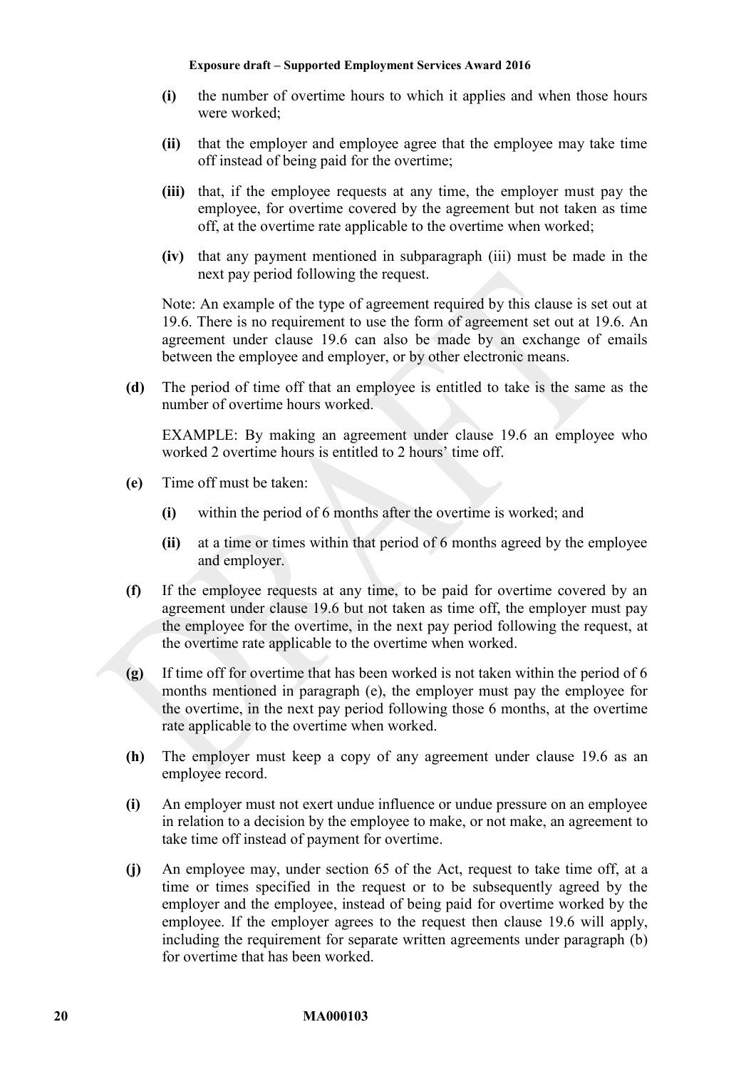**(i)** the number of overtime hours to which it applies and when those hours were worked;

**(ii)** that the employer and employee agree that the employee may take time off instead of being paid for the overtime;

**(iii)** that, if the employee requests at any time, the employer must pay the employee, for overtime covered by the agreement but not taken as time off, at the overtime rate applicable to the overtime when worked;

**(iv)** that any payment mentioned in subparagraph (iii) must be made in the next pay period following the request.

Note: An example of the type of agreement required by this clause is set out at 19.6. There is no requirement to use the form of agreement set out at 19.6. An agreement under clause 19.6 can also be made by an exchange of emails between the employee and employer, or by other electronic means.

**(d)** The period of time off that an employee is entitled to take is the same as the number of overtime hours worked.

EXAMPLE: By making an agreement under clause 19.6 an employee who worked 2 overtime hours is entitled to 2 hours' time off.

**(e)** Time off must be taken:

**(i)** within the period of 6 months after the overtime is worked; and

**(ii)** at a time or times within that period of 6 months agreed by the employee and employer.

**(f)** If the employee requests at any time, to be paid for overtime covered by an agreement under clause 19.6 but not taken as time off, the employer must pay the employee for the overtime, in the next pay period following the request, at the overtime rate applicable to the overtime when worked.

**(g)** If time off for overtime that has been worked is not taken within the period of 6 months mentioned in paragraph (e), the employer must pay the employee for the overtime, in the next pay period following those 6 months, at the overtime rate applicable to the overtime when worked.

**(h)** The employer must keep a copy of any agreement under clause 19.6 as an employee record.

**(i)** An employer must not exert undue influence or undue pressure on an employee in relation to a decision by the employee to make, or not make, an agreement to take time off instead of payment for overtime.

**(j)** An employee may, under section 65 of the Act, request to take time off, at a time or times specified in the request or to be subsequently agreed by the employer and the employee, instead of being paid for overtime worked by the employee. If the employer agrees to the request then clause 19.6 will apply, including the requirement for separate written agreements under paragraph (b) for overtime that has been worked.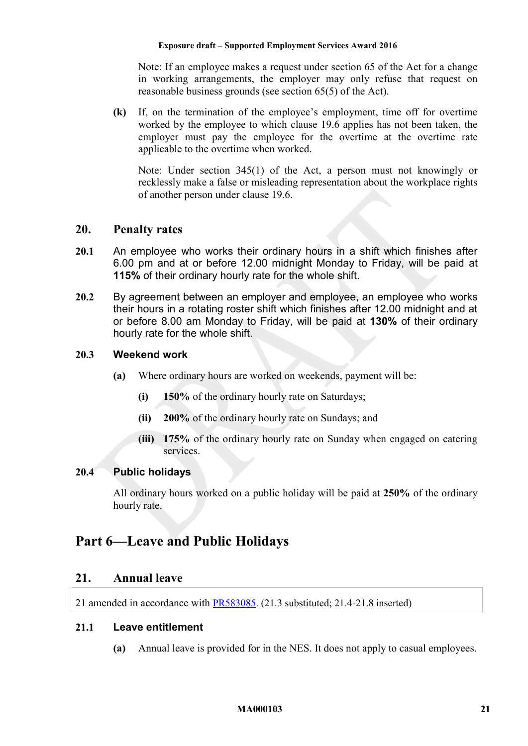Note: If an employee makes a request under section 65 of the Act for a change in working arrangements, the employer may only refuse that request on reasonable business grounds (see section 65(5) of the Act).

**(k)** If, on the termination of the employee's employment, time off for overtime worked by the employee to which clause 19.6 applies has not been taken, the employer must pay the employee for the overtime at the overtime rate applicable to the overtime when worked.

Note: Under section 345(1) of the Act, a person must not knowingly or recklessly make a false or misleading representation about the workplace rights of another person under clause 19.6.

## 20. Penalty rates

**20.1** An employee who works their ordinary hours in a shift which finishes after 6.00 pm and at or before 12.00 midnight Monday to Friday, will be paid at **115%** of their ordinary hourly rate for the whole shift.

**20.2** By agreement between an employer and employee, an employee who works their hours in a rotating roster shift which finishes after 12.00 midnight and at or before 8.00 am Monday to Friday, will be paid at **130%** of their ordinary hourly rate for the whole shift.

### 20.3 Weekend work

**(a)** Where ordinary hours are worked on weekends, payment will be:

- **(i)** **150%** of the ordinary hourly rate on Saturdays;
- **(ii)** **200%** of the ordinary hourly rate on Sundays; and
- **(iii)** **175%** of the ordinary hourly rate on Sunday when engaged on catering services.

### 20.4 Public holidays

All ordinary hours worked on a public holiday will be paid at **250%** of the ordinary hourly rate.

# Part 6—Leave and Public Holidays

## 21. Annual leave

21 amended in accordance with PR583085. (21.3 substituted; 21.4-21.8 inserted)

### 21.1 Leave entitlement

**(a)** Annual leave is provided for in the NES. It does not apply to casual employees.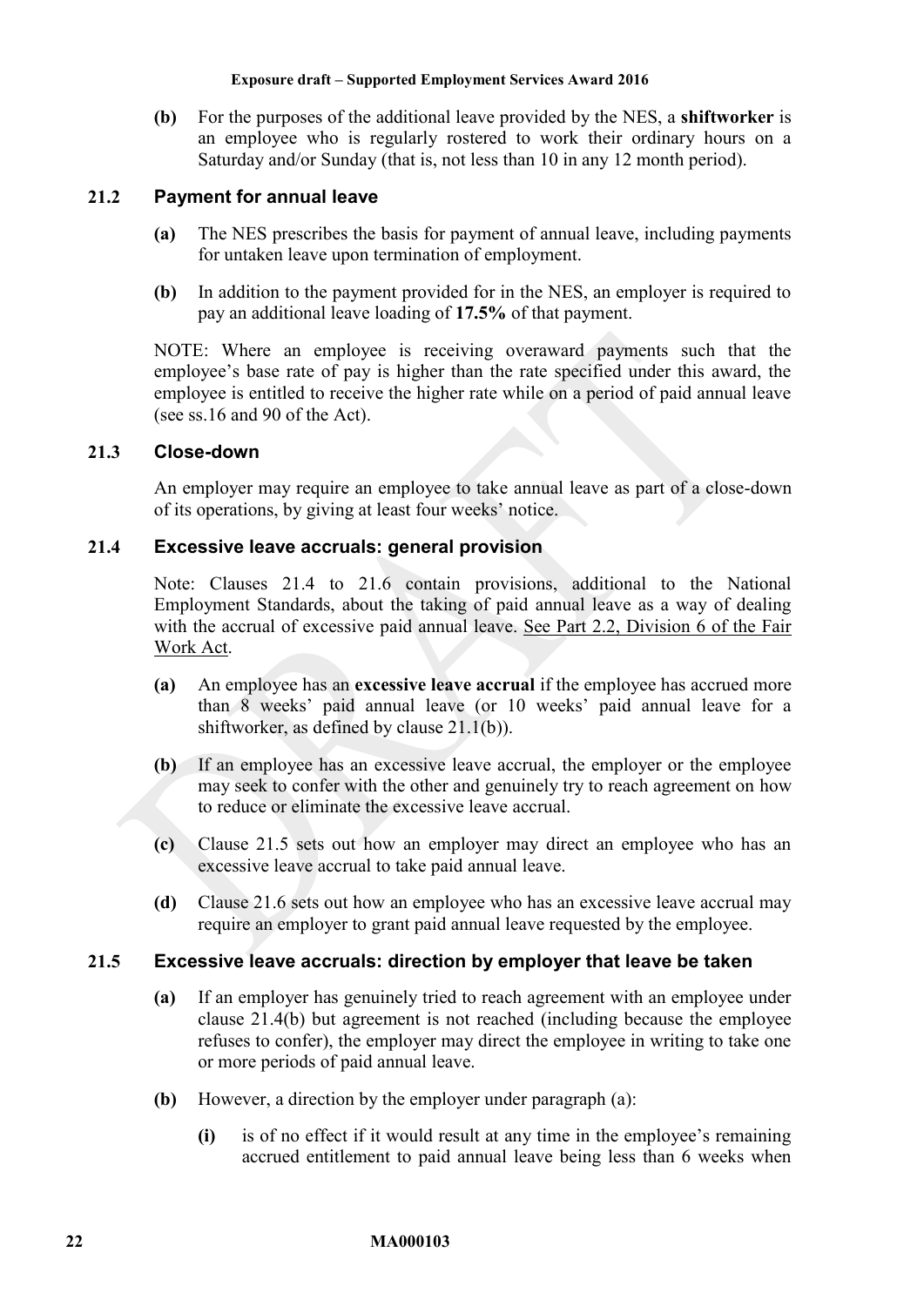**(b)** For the purposes of the additional leave provided by the NES, a **shiftworker** is an employee who is regularly rostered to work their ordinary hours on a Saturday and/or Sunday (that is, not less than 10 in any 12 month period).

### 21.2 Payment for annual leave

**(a)** The NES prescribes the basis for payment of annual leave, including payments for untaken leave upon termination of employment.

**(b)** In addition to the payment provided for in the NES, an employer is required to pay an additional leave loading of **17.5%** of that payment.

NOTE: Where an employee is receiving overaward payments such that the employee's base rate of pay is higher than the rate specified under this award, the employee is entitled to receive the higher rate while on a period of paid annual leave (see ss.16 and 90 of the Act).

### 21.3 Close-down

An employer may require an employee to take annual leave as part of a close-down of its operations, by giving at least four weeks' notice.

### 21.4 Excessive leave accruals: general provision

Note: Clauses 21.4 to 21.6 contain provisions, additional to the National Employment Standards, about the taking of paid annual leave as a way of dealing with the accrual of excessive paid annual leave. See Part 2.2, Division 6 of the Fair Work Act.

**(a)** An employee has an **excessive leave accrual** if the employee has accrued more than 8 weeks' paid annual leave (or 10 weeks' paid annual leave for a shiftworker, as defined by clause 21.1(b)).

**(b)** If an employee has an excessive leave accrual, the employer or the employee may seek to confer with the other and genuinely try to reach agreement on how to reduce or eliminate the excessive leave accrual.

**(c)** Clause 21.5 sets out how an employer may direct an employee who has an excessive leave accrual to take paid annual leave.

**(d)** Clause 21.6 sets out how an employee who has an excessive leave accrual may require an employer to grant paid annual leave requested by the employee.

### 21.5 Excessive leave accruals: direction by employer that leave be taken

**(a)** If an employer has genuinely tried to reach agreement with an employee under clause 21.4(b) but agreement is not reached (including because the employee refuses to confer), the employer may direct the employee in writing to take one or more periods of paid annual leave.

**(b)** However, a direction by the employer under paragraph (a):

**(i)** is of no effect if it would result at any time in the employee's remaining accrued entitlement to paid annual leave being less than 6 weeks when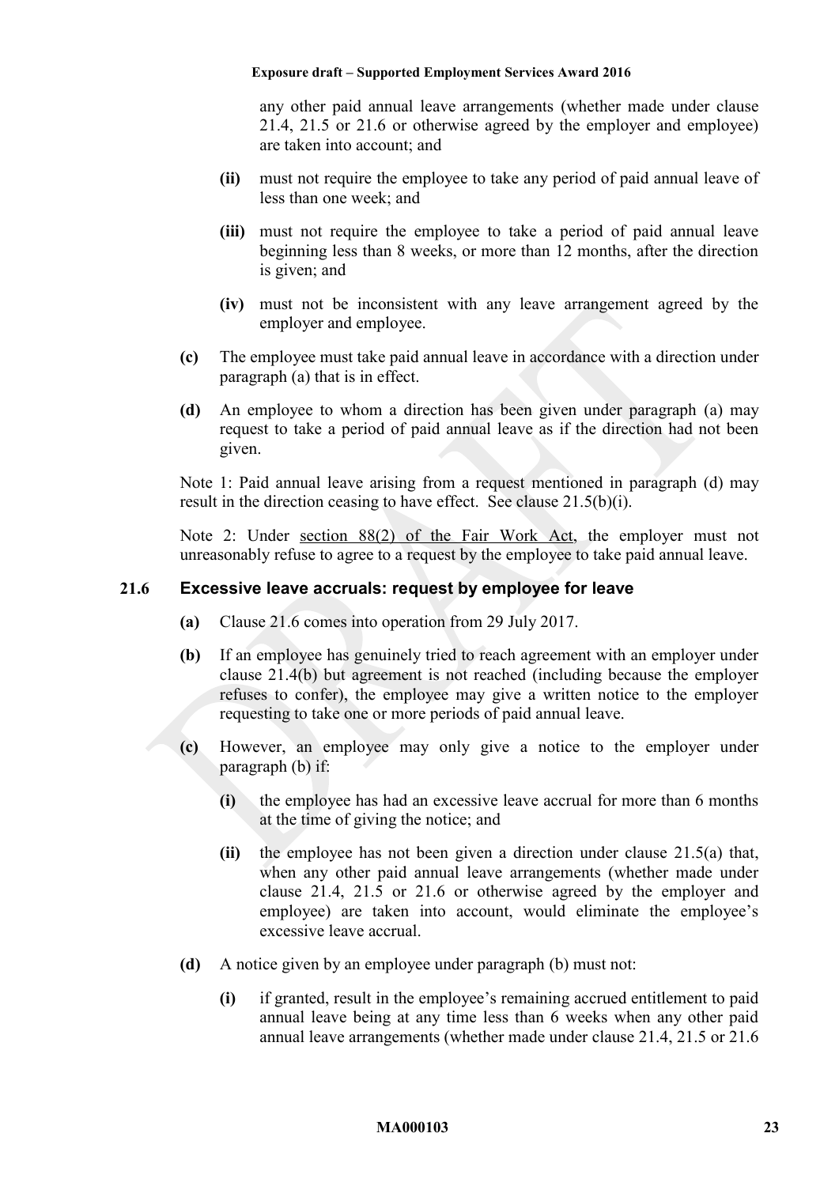any other paid annual leave arrangements (whether made under clause 21.4, 21.5 or 21.6 or otherwise agreed by the employer and employee) are taken into account; and

**(ii)** must not require the employee to take any period of paid annual leave of less than one week; and

**(iii)** must not require the employee to take a period of paid annual leave beginning less than 8 weeks, or more than 12 months, after the direction is given; and

**(iv)** must not be inconsistent with any leave arrangement agreed by the employer and employee.

**(c)** The employee must take paid annual leave in accordance with a direction under paragraph (a) that is in effect.

**(d)** An employee to whom a direction has been given under paragraph (a) may request to take a period of paid annual leave as if the direction had not been given.

Note 1: Paid annual leave arising from a request mentioned in paragraph (d) may result in the direction ceasing to have effect. See clause 21.5(b)(i).

Note 2: Under section 88(2) of the Fair Work Act, the employer must not unreasonably refuse to agree to a request by the employee to take paid annual leave.

### 21.6 Excessive leave accruals: request by employee for leave

**(a)** Clause 21.6 comes into operation from 29 July 2017.

**(b)** If an employee has genuinely tried to reach agreement with an employer under clause 21.4(b) but agreement is not reached (including because the employer refuses to confer), the employee may give a written notice to the employer requesting to take one or more periods of paid annual leave.

**(c)** However, an employee may only give a notice to the employer under paragraph (b) if:

**(i)** the employee has had an excessive leave accrual for more than 6 months at the time of giving the notice; and

**(ii)** the employee has not been given a direction under clause 21.5(a) that, when any other paid annual leave arrangements (whether made under clause 21.4, 21.5 or 21.6 or otherwise agreed by the employer and employee) are taken into account, would eliminate the employee's excessive leave accrual.

**(d)** A notice given by an employee under paragraph (b) must not:

**(i)** if granted, result in the employee's remaining accrued entitlement to paid annual leave being at any time less than 6 weeks when any other paid annual leave arrangements (whether made under clause 21.4, 21.5 or 21.6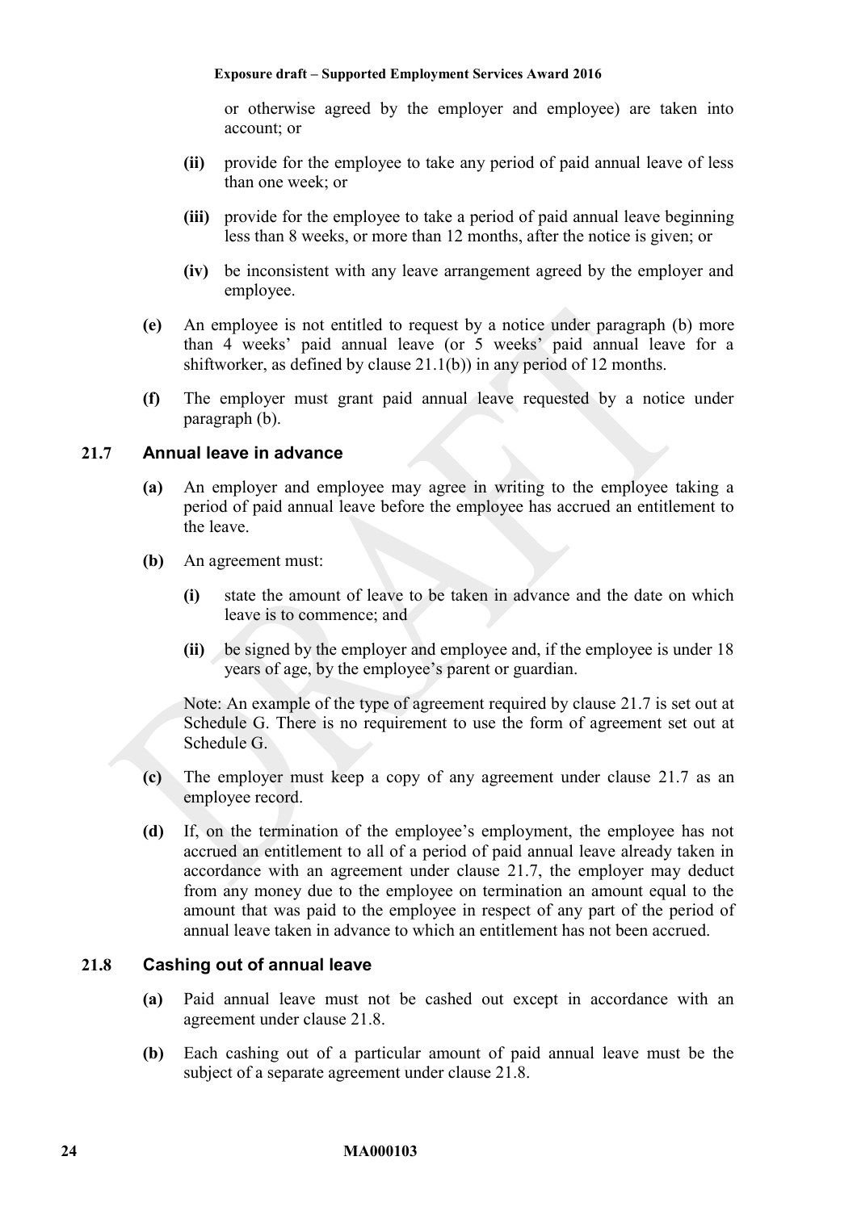or otherwise agreed by the employer and employee) are taken into account; or

**(ii)** provide for the employee to take any period of paid annual leave of less than one week; or

**(iii)** provide for the employee to take a period of paid annual leave beginning less than 8 weeks, or more than 12 months, after the notice is given; or

**(iv)** be inconsistent with any leave arrangement agreed by the employer and employee.

**(e)** An employee is not entitled to request by a notice under paragraph (b) more than 4 weeks' paid annual leave (or 5 weeks' paid annual leave for a shiftworker, as defined by clause 21.1(b)) in any period of 12 months.

**(f)** The employer must grant paid annual leave requested by a notice under paragraph (b).

### 21.7 Annual leave in advance

**(a)** An employer and employee may agree in writing to the employee taking a period of paid annual leave before the employee has accrued an entitlement to the leave.

**(b)** An agreement must:

**(i)** state the amount of leave to be taken in advance and the date on which leave is to commence; and

**(ii)** be signed by the employer and employee and, if the employee is under 18 years of age, by the employee's parent or guardian.

Note: An example of the type of agreement required by clause 21.7 is set out at Schedule G. There is no requirement to use the form of agreement set out at Schedule G.

**(c)** The employer must keep a copy of any agreement under clause 21.7 as an employee record.

**(d)** If, on the termination of the employee's employment, the employee has not accrued an entitlement to all of a period of paid annual leave already taken in accordance with an agreement under clause 21.7, the employer may deduct from any money due to the employee on termination an amount equal to the amount that was paid to the employee in respect of any part of the period of annual leave taken in advance to which an entitlement has not been accrued.

### 21.8 Cashing out of annual leave

**(a)** Paid annual leave must not be cashed out except in accordance with an agreement under clause 21.8.

**(b)** Each cashing out of a particular amount of paid annual leave must be the subject of a separate agreement under clause 21.8.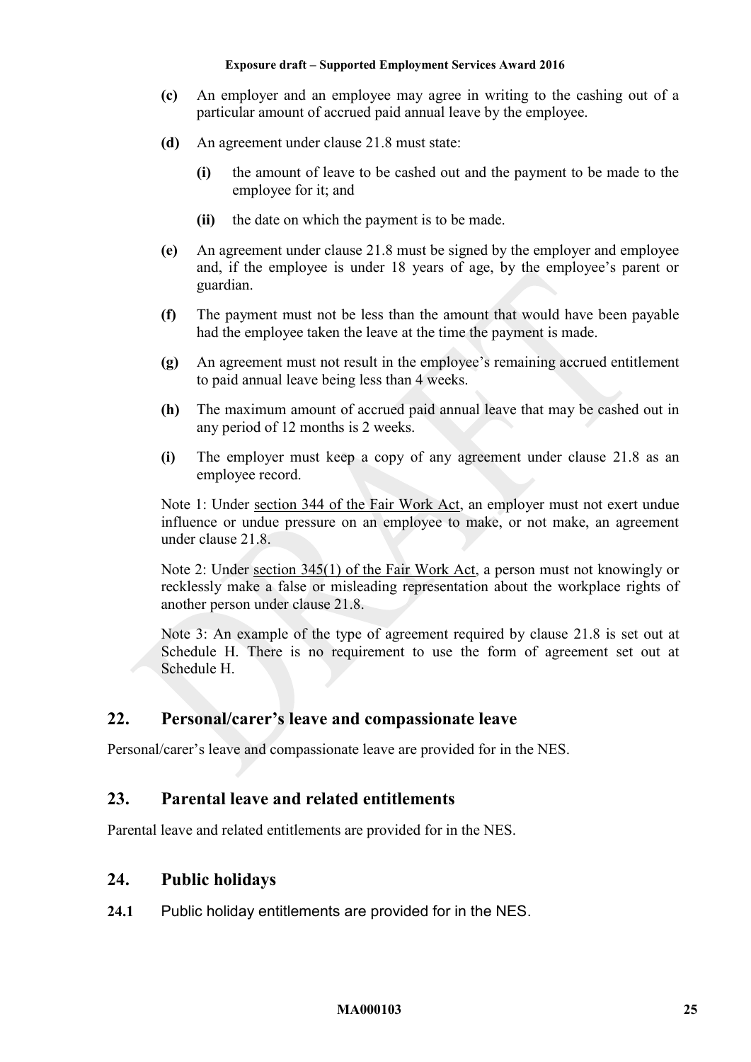**(c)** An employer and an employee may agree in writing to the cashing out of a particular amount of accrued paid annual leave by the employee.

**(d)** An agreement under clause 21.8 must state:

**(i)** the amount of leave to be cashed out and the payment to be made to the employee for it; and

**(ii)** the date on which the payment is to be made.

**(e)** An agreement under clause 21.8 must be signed by the employer and employee and, if the employee is under 18 years of age, by the employee's parent or guardian.

**(f)** The payment must not be less than the amount that would have been payable had the employee taken the leave at the time the payment is made.

**(g)** An agreement must not result in the employee's remaining accrued entitlement to paid annual leave being less than 4 weeks.

**(h)** The maximum amount of accrued paid annual leave that may be cashed out in any period of 12 months is 2 weeks.

**(i)** The employer must keep a copy of any agreement under clause 21.8 as an employee record.

Note 1: Under section 344 of the Fair Work Act, an employer must not exert undue influence or undue pressure on an employee to make, or not make, an agreement under clause 21.8.

Note 2: Under section 345(1) of the Fair Work Act, a person must not knowingly or recklessly make a false or misleading representation about the workplace rights of another person under clause 21.8.

Note 3: An example of the type of agreement required by clause 21.8 is set out at Schedule H. There is no requirement to use the form of agreement set out at Schedule H.

## 22. Personal/carer's leave and compassionate leave

Personal/carer's leave and compassionate leave are provided for in the NES.

## 23. Parental leave and related entitlements

Parental leave and related entitlements are provided for in the NES.

## 24. Public holidays

**24.1** Public holiday entitlements are provided for in the NES.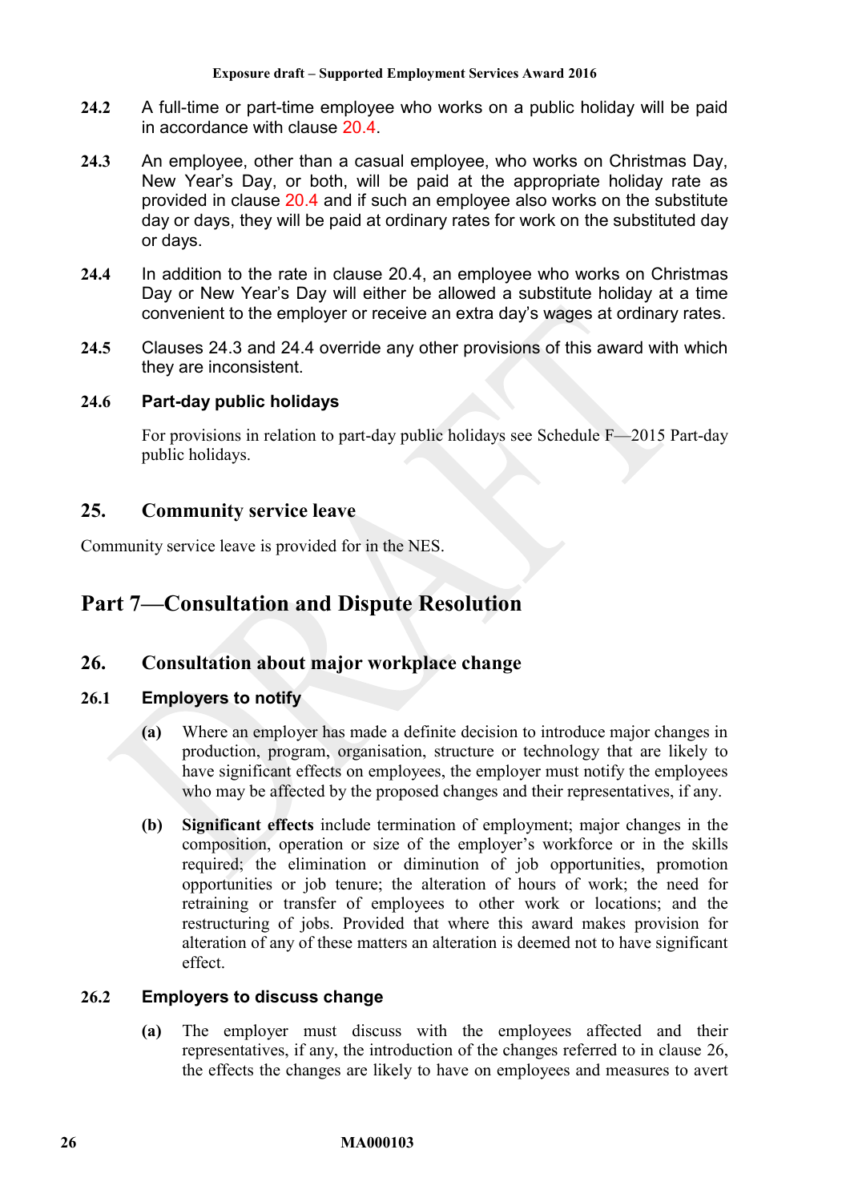**24.2** A full-time or part-time employee who works on a public holiday will be paid in accordance with clause 20.4.

**24.3** An employee, other than a casual employee, who works on Christmas Day, New Year's Day, or both, will be paid at the appropriate holiday rate as provided in clause 20.4 and if such an employee also works on the substitute day or days, they will be paid at ordinary rates for work on the substituted day or days.

**24.4** In addition to the rate in clause 20.4, an employee who works on Christmas Day or New Year's Day will either be allowed a substitute holiday at a time convenient to the employer or receive an extra day's wages at ordinary rates.

**24.5** Clauses 24.3 and 24.4 override any other provisions of this award with which they are inconsistent.

### 24.6 Part-day public holidays

For provisions in relation to part-day public holidays see Schedule F—2015 Part-day public holidays.

## 25. Community service leave

Community service leave is provided for in the NES.

# Part 7—Consultation and Dispute Resolution

## 26. Consultation about major workplace change

### 26.1 Employers to notify

**(a)** Where an employer has made a definite decision to introduce major changes in production, program, organisation, structure or technology that are likely to have significant effects on employees, the employer must notify the employees who may be affected by the proposed changes and their representatives, if any.

**(b)** **Significant effects** include termination of employment; major changes in the composition, operation or size of the employer's workforce or in the skills required; the elimination or diminution of job opportunities, promotion opportunities or job tenure; the alteration of hours of work; the need for retraining or transfer of employees to other work or locations; and the restructuring of jobs. Provided that where this award makes provision for alteration of any of these matters an alteration is deemed not to have significant effect.

### 26.2 Employers to discuss change

**(a)** The employer must discuss with the employees affected and their representatives, if any, the introduction of the changes referred to in clause 26, the effects the changes are likely to have on employees and measures to avert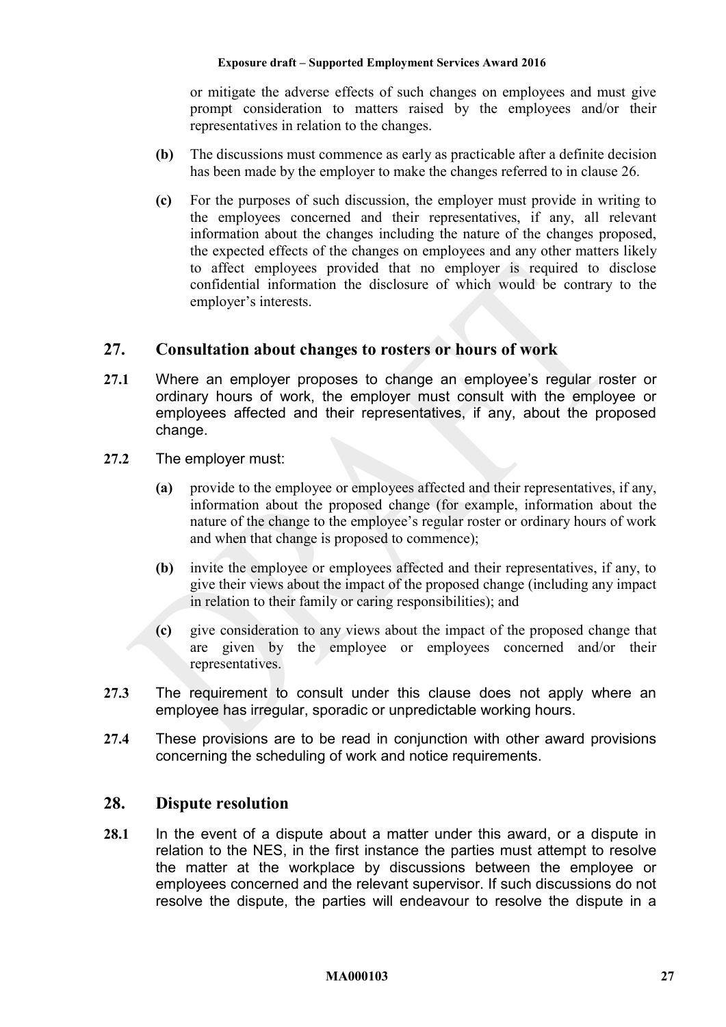or mitigate the adverse effects of such changes on employees and must give prompt consideration to matters raised by the employees and/or their representatives in relation to the changes.

**(b)** The discussions must commence as early as practicable after a definite decision has been made by the employer to make the changes referred to in clause 26.

**(c)** For the purposes of such discussion, the employer must provide in writing to the employees concerned and their representatives, if any, all relevant information about the changes including the nature of the changes proposed, the expected effects of the changes on employees and any other matters likely to affect employees provided that no employer is required to disclose confidential information the disclosure of which would be contrary to the employer's interests.

## 27. Consultation about changes to rosters or hours of work

**27.1** Where an employer proposes to change an employee's regular roster or ordinary hours of work, the employer must consult with the employee or employees affected and their representatives, if any, about the proposed change.

**27.2** The employer must:

**(a)** provide to the employee or employees affected and their representatives, if any, information about the proposed change (for example, information about the nature of the change to the employee's regular roster or ordinary hours of work and when that change is proposed to commence);

**(b)** invite the employee or employees affected and their representatives, if any, to give their views about the impact of the proposed change (including any impact in relation to their family or caring responsibilities); and

**(c)** give consideration to any views about the impact of the proposed change that are given by the employee or employees concerned and/or their representatives.

**27.3** The requirement to consult under this clause does not apply where an employee has irregular, sporadic or unpredictable working hours.

**27.4** These provisions are to be read in conjunction with other award provisions concerning the scheduling of work and notice requirements.

## 28. Dispute resolution

**28.1** In the event of a dispute about a matter under this award, or a dispute in relation to the NES, in the first instance the parties must attempt to resolve the matter at the workplace by discussions between the employee or employees concerned and the relevant supervisor. If such discussions do not resolve the dispute, the parties will endeavour to resolve the dispute in a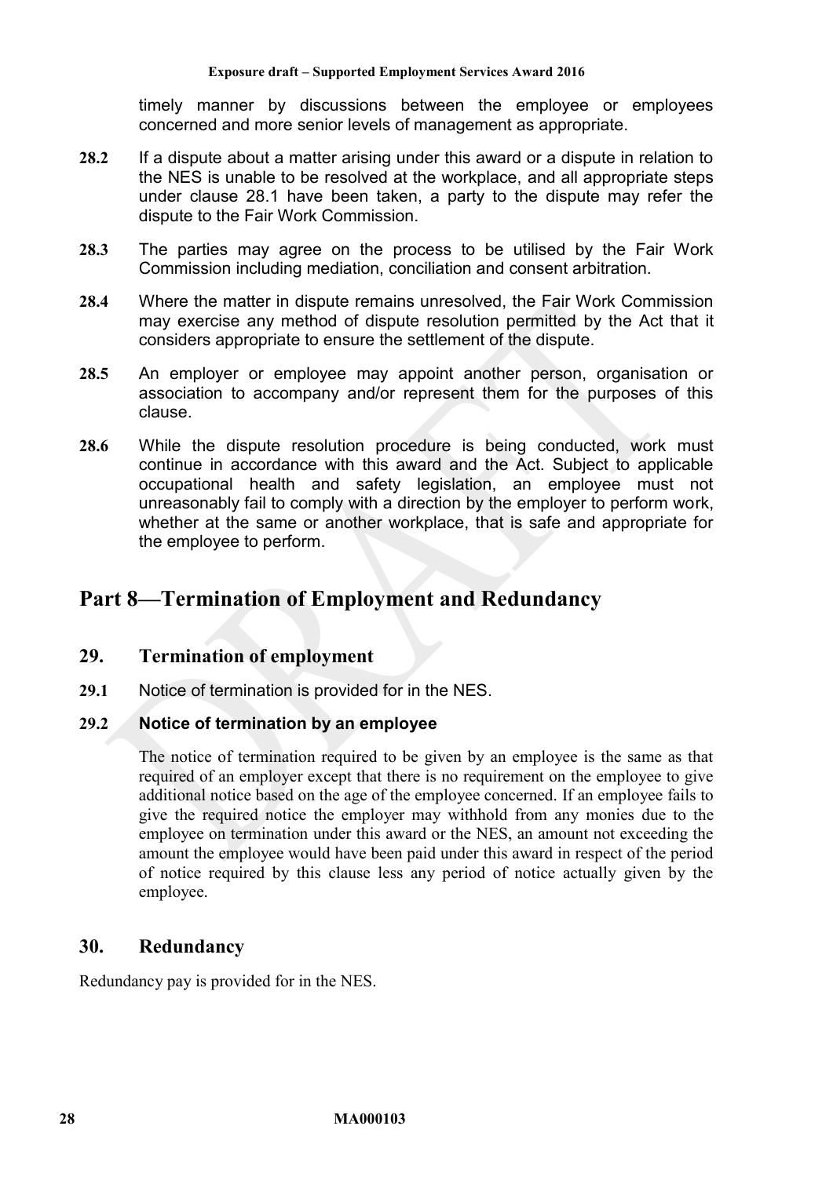timely manner by discussions between the employee or employees concerned and more senior levels of management as appropriate.

**28.2** If a dispute about a matter arising under this award or a dispute in relation to the NES is unable to be resolved at the workplace, and all appropriate steps under clause 28.1 have been taken, a party to the dispute may refer the dispute to the Fair Work Commission.

**28.3** The parties may agree on the process to be utilised by the Fair Work Commission including mediation, conciliation and consent arbitration.

**28.4** Where the matter in dispute remains unresolved, the Fair Work Commission may exercise any method of dispute resolution permitted by the Act that it considers appropriate to ensure the settlement of the dispute.

**28.5** An employer or employee may appoint another person, organisation or association to accompany and/or represent them for the purposes of this clause.

**28.6** While the dispute resolution procedure is being conducted, work must continue in accordance with this award and the Act. Subject to applicable occupational health and safety legislation, an employee must not unreasonably fail to comply with a direction by the employer to perform work, whether at the same or another workplace, that is safe and appropriate for the employee to perform.

# Part 8—Termination of Employment and Redundancy

## 29. Termination of employment

**29.1** Notice of termination is provided for in the NES.

**29.2 Notice of termination by an employee**

The notice of termination required to be given by an employee is the same as that required of an employer except that there is no requirement on the employee to give additional notice based on the age of the employee concerned. If an employee fails to give the required notice the employer may withhold from any monies due to the employee on termination under this award or the NES, an amount not exceeding the amount the employee would have been paid under this award in respect of the period of notice required by this clause less any period of notice actually given by the employee.

## 30. Redundancy

Redundancy pay is provided for in the NES.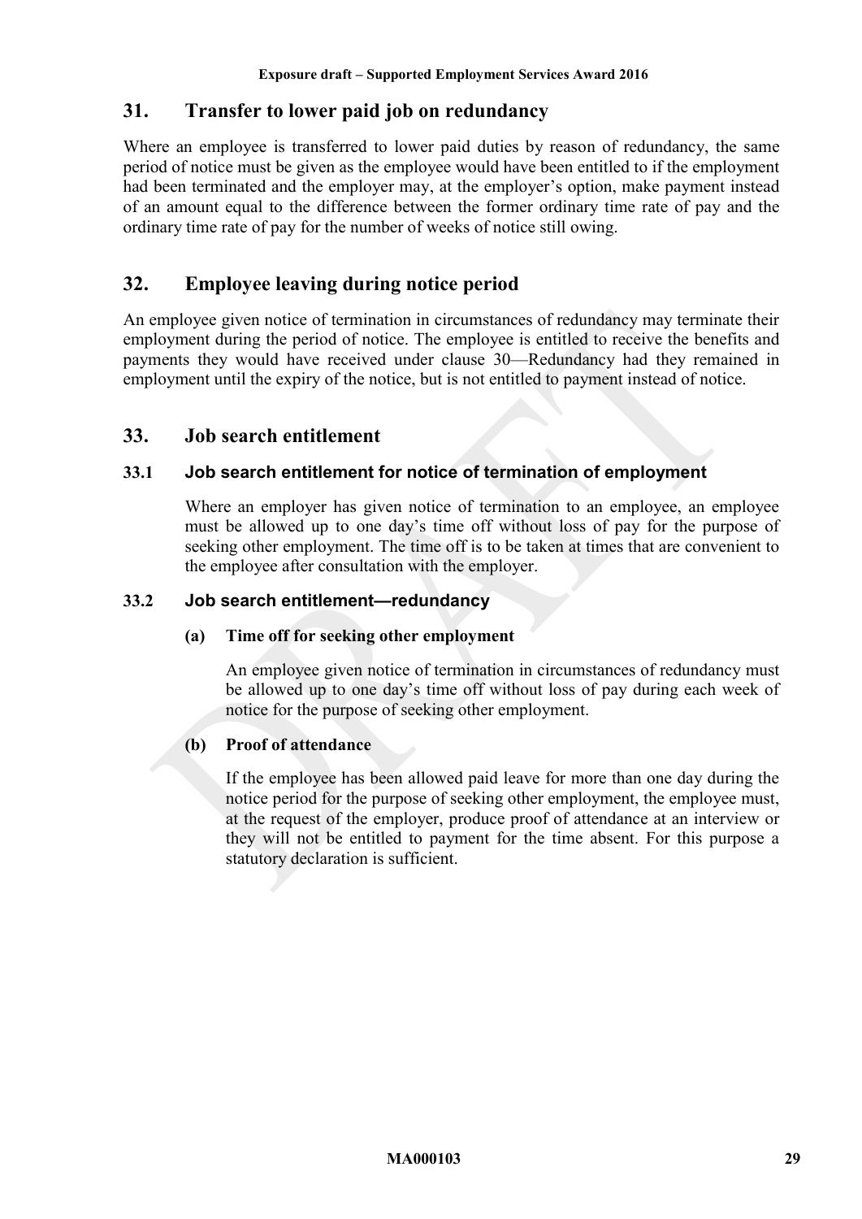## 31. Transfer to lower paid job on redundancy

Where an employee is transferred to lower paid duties by reason of redundancy, the same period of notice must be given as the employee would have been entitled to if the employment had been terminated and the employer may, at the employer's option, make payment instead of an amount equal to the difference between the former ordinary time rate of pay and the ordinary time rate of pay for the number of weeks of notice still owing.

## 32. Employee leaving during notice period

An employee given notice of termination in circumstances of redundancy may terminate their employment during the period of notice. The employee is entitled to receive the benefits and payments they would have received under clause 30—Redundancy had they remained in employment until the expiry of the notice, but is not entitled to payment instead of notice.

## 33. Job search entitlement

### 33.1 Job search entitlement for notice of termination of employment

Where an employer has given notice of termination to an employee, an employee must be allowed up to one day's time off without loss of pay for the purpose of seeking other employment. The time off is to be taken at times that are convenient to the employee after consultation with the employer.

### 33.2 Job search entitlement—redundancy

**(a) Time off for seeking other employment**

An employee given notice of termination in circumstances of redundancy must be allowed up to one day's time off without loss of pay during each week of notice for the purpose of seeking other employment.

**(b) Proof of attendance**

If the employee has been allowed paid leave for more than one day during the notice period for the purpose of seeking other employment, the employee must, at the request of the employer, produce proof of attendance at an interview or they will not be entitled to payment for the time absent. For this purpose a statutory declaration is sufficient.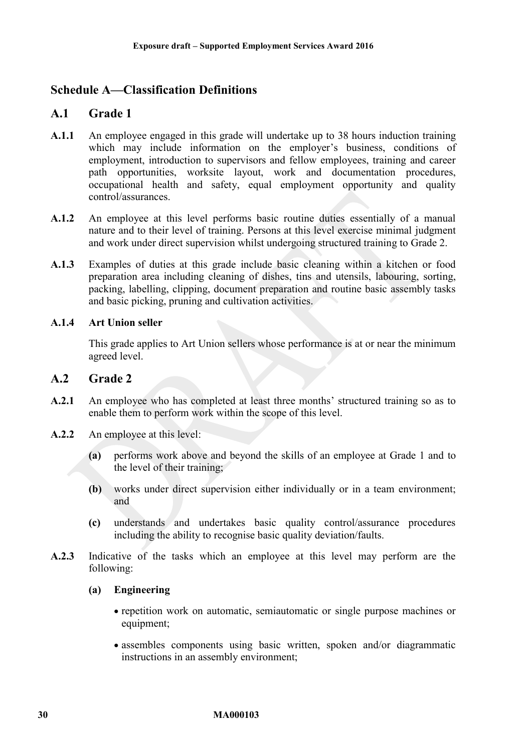## Schedule A—Classification Definitions

### A.1 Grade 1

**A.1.1** An employee engaged in this grade will undertake up to 38 hours induction training which may include information on the employer's business, conditions of employment, introduction to supervisors and fellow employees, training and career path opportunities, worksite layout, work and documentation procedures, occupational health and safety, equal employment opportunity and quality control/assurances.

**A.1.2** An employee at this level performs basic routine duties essentially of a manual nature and to their level of training. Persons at this level exercise minimal judgment and work under direct supervision whilst undergoing structured training to Grade 2.

**A.1.3** Examples of duties at this grade include basic cleaning within a kitchen or food preparation area including cleaning of dishes, tins and utensils, labouring, sorting, packing, labelling, clipping, document preparation and routine basic assembly tasks and basic picking, pruning and cultivation activities.

**A.1.4 Art Union seller**

This grade applies to Art Union sellers whose performance is at or near the minimum agreed level.

### A.2 Grade 2

**A.2.1** An employee who has completed at least three months' structured training so as to enable them to perform work within the scope of this level.

**A.2.2** An employee at this level:

**(a)** performs work above and beyond the skills of an employee at Grade 1 and to the level of their training;

**(b)** works under direct supervision either individually or in a team environment; and

**(c)** understands and undertakes basic quality control/assurance procedures including the ability to recognise basic quality deviation/faults.

**A.2.3** Indicative of the tasks which an employee at this level may perform are the following:

**(a) Engineering**

- repetition work on automatic, semiautomatic or single purpose machines or equipment;
- assembles components using basic written, spoken and/or diagrammatic instructions in an assembly environment;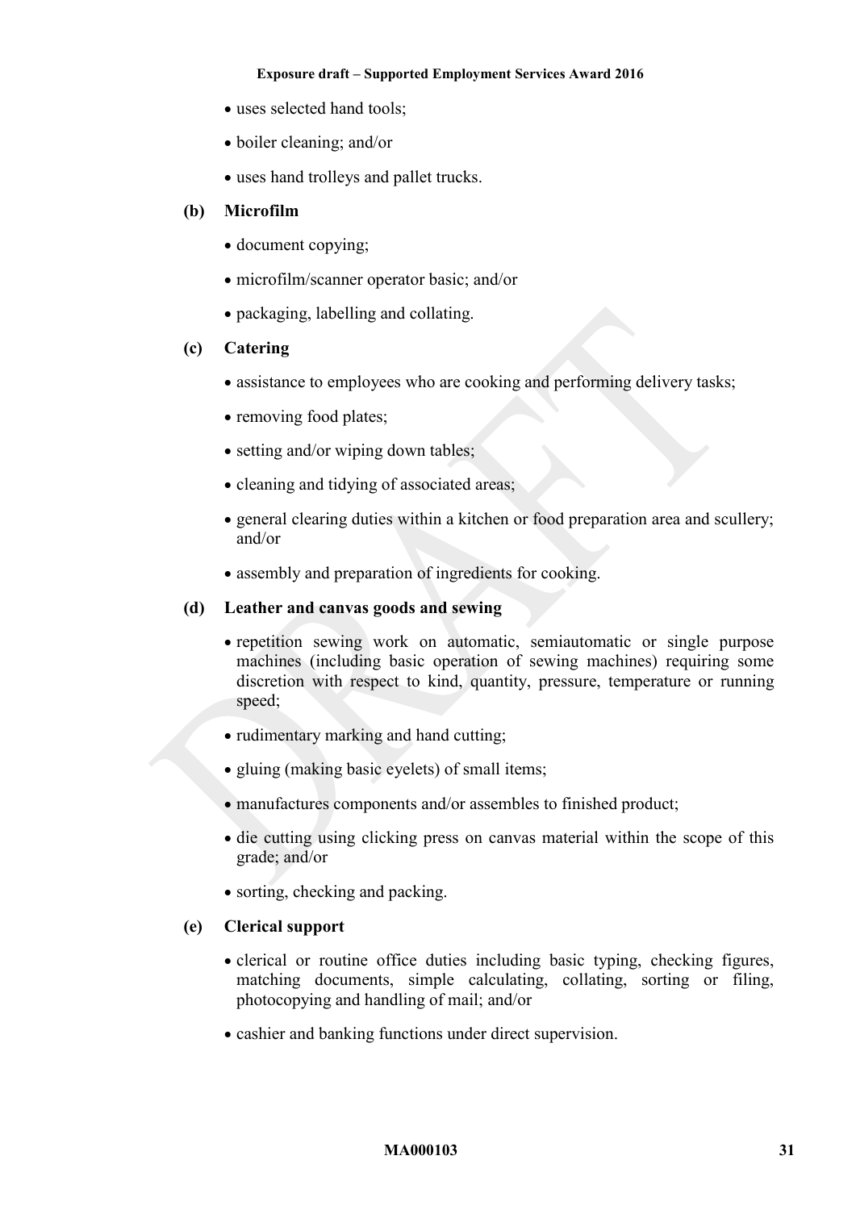- uses selected hand tools;
- boiler cleaning; and/or
- uses hand trolleys and pallet trucks.

**(b) Microfilm**

- document copying;
- microfilm/scanner operator basic; and/or
- packaging, labelling and collating.

**(c) Catering**

- assistance to employees who are cooking and performing delivery tasks;
- removing food plates;
- setting and/or wiping down tables;
- cleaning and tidying of associated areas;
- general clearing duties within a kitchen or food preparation area and scullery; and/or
- assembly and preparation of ingredients for cooking.

**(d) Leather and canvas goods and sewing**

- repetition sewing work on automatic, semiautomatic or single purpose machines (including basic operation of sewing machines) requiring some discretion with respect to kind, quantity, pressure, temperature or running speed;
- rudimentary marking and hand cutting;
- gluing (making basic eyelets) of small items;
- manufactures components and/or assembles to finished product;
- die cutting using clicking press on canvas material within the scope of this grade; and/or
- sorting, checking and packing.

**(e) Clerical support**

- clerical or routine office duties including basic typing, checking figures, matching documents, simple calculating, collating, sorting or filing, photocopying and handling of mail; and/or
- cashier and banking functions under direct supervision.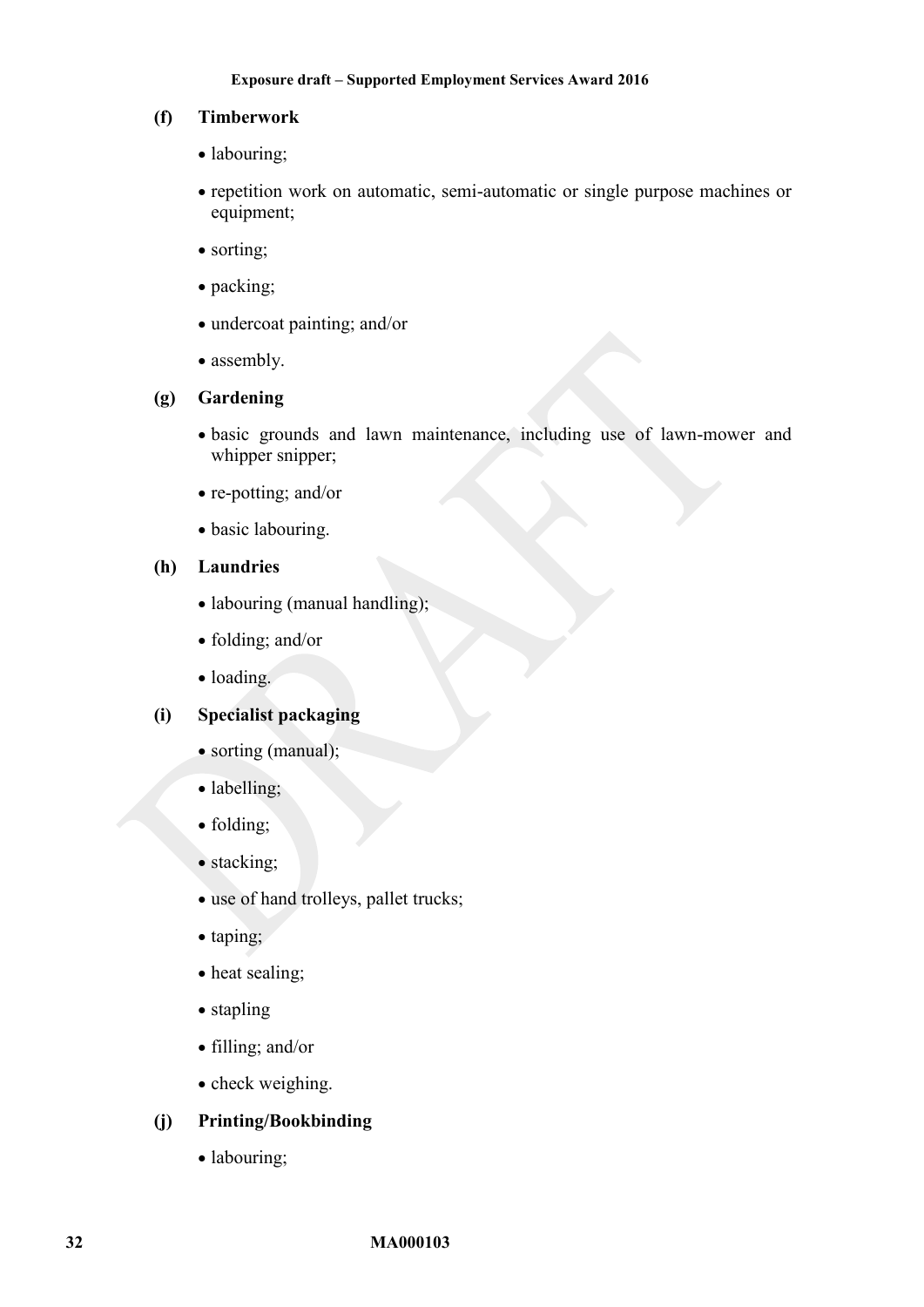**(f) Timberwork**

- labouring;
- repetition work on automatic, semi-automatic or single purpose machines or equipment;
- sorting;
- packing;
- undercoat painting; and/or
- assembly.

**(g) Gardening**

- basic grounds and lawn maintenance, including use of lawn-mower and whipper snipper;
- re-potting; and/or
- basic labouring.

**(h) Laundries**

- labouring (manual handling);
- folding; and/or
- loading.

**(i) Specialist packaging**

- sorting (manual);
- labelling;
- folding;
- stacking;
- use of hand trolleys, pallet trucks;
- taping;
- heat sealing;
- stapling
- filling; and/or
- check weighing.

**(j) Printing/Bookbinding**

- labouring;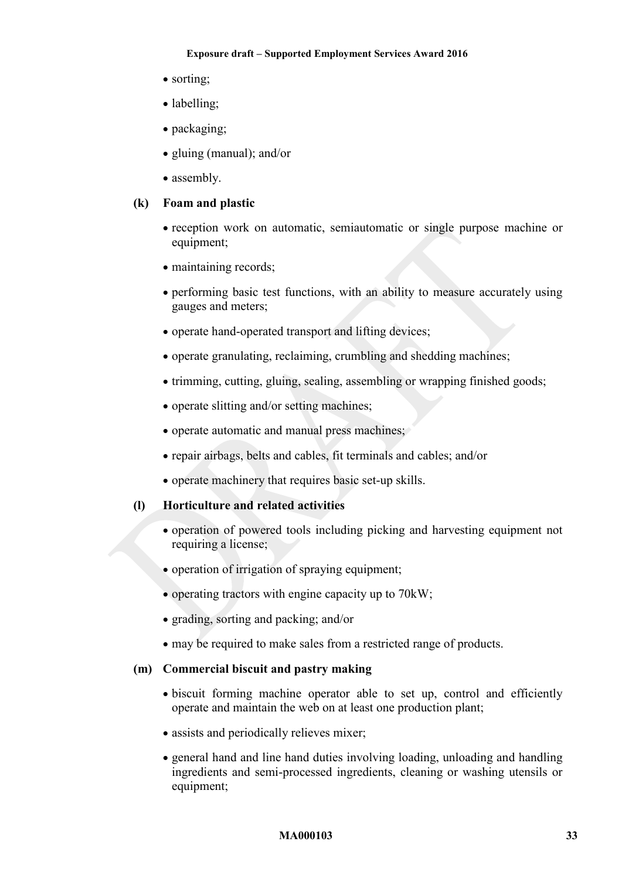- sorting;
- labelling;
- packaging;
- gluing (manual); and/or
- assembly.

**(k) Foam and plastic**

- reception work on automatic, semiautomatic or single purpose machine or equipment;
- maintaining records;
- performing basic test functions, with an ability to measure accurately using gauges and meters;
- operate hand-operated transport and lifting devices;
- operate granulating, reclaiming, crumbling and shedding machines;
- trimming, cutting, gluing, sealing, assembling or wrapping finished goods;
- operate slitting and/or setting machines;
- operate automatic and manual press machines;
- repair airbags, belts and cables, fit terminals and cables; and/or
- operate machinery that requires basic set-up skills.

**(l) Horticulture and related activities**

- operation of powered tools including picking and harvesting equipment not requiring a license;
- operation of irrigation of spraying equipment;
- operating tractors with engine capacity up to 70kW;
- grading, sorting and packing; and/or
- may be required to make sales from a restricted range of products.

**(m) Commercial biscuit and pastry making**

- biscuit forming machine operator able to set up, control and efficiently operate and maintain the web on at least one production plant;
- assists and periodically relieves mixer;
- general hand and line hand duties involving loading, unloading and handling ingredients and semi-processed ingredients, cleaning or washing utensils or equipment;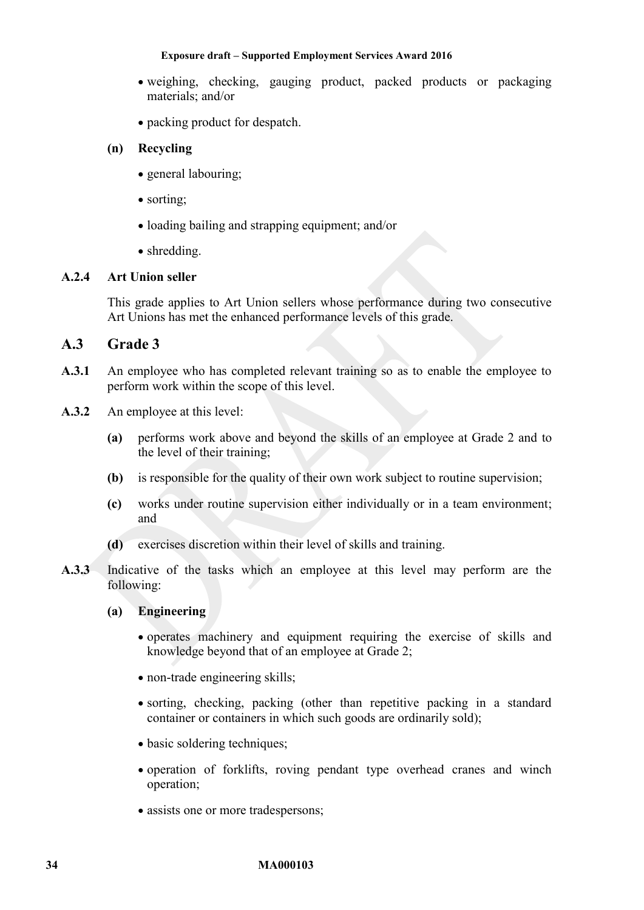- weighing, checking, gauging product, packed products or packaging materials; and/or
- packing product for despatch.

**(n) Recycling**

- general labouring;
- sorting;
- loading bailing and strapping equipment; and/or
- shredding.

**A.2.4 Art Union seller**

This grade applies to Art Union sellers whose performance during two consecutive Art Unions has met the enhanced performance levels of this grade.

## A.3 Grade 3

**A.3.1** An employee who has completed relevant training so as to enable the employee to perform work within the scope of this level.

**A.3.2** An employee at this level:

**(a)** performs work above and beyond the skills of an employee at Grade 2 and to the level of their training;

**(b)** is responsible for the quality of their own work subject to routine supervision;

**(c)** works under routine supervision either individually or in a team environment; and

**(d)** exercises discretion within their level of skills and training.

**A.3.3** Indicative of the tasks which an employee at this level may perform are the following:

**(a) Engineering**

- operates machinery and equipment requiring the exercise of skills and knowledge beyond that of an employee at Grade 2;
- non-trade engineering skills;
- sorting, checking, packing (other than repetitive packing in a standard container or containers in which such goods are ordinarily sold);
- basic soldering techniques;
- operation of forklifts, roving pendant type overhead cranes and winch operation;
- assists one or more tradespersons;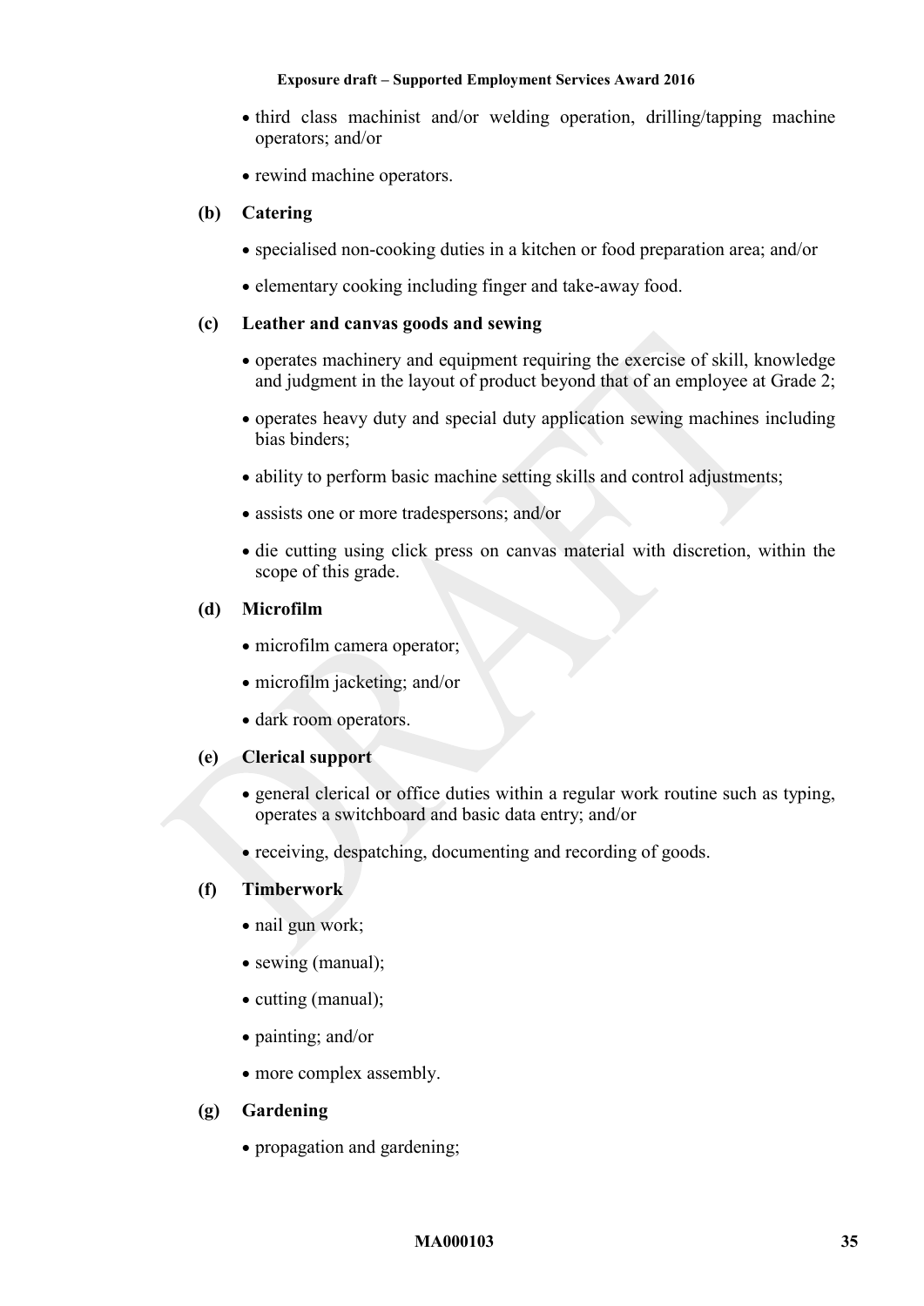- third class machinist and/or welding operation, drilling/tapping machine operators; and/or
- rewind machine operators.

**(b) Catering**

- specialised non-cooking duties in a kitchen or food preparation area; and/or
- elementary cooking including finger and take-away food.

**(c) Leather and canvas goods and sewing**

- operates machinery and equipment requiring the exercise of skill, knowledge and judgment in the layout of product beyond that of an employee at Grade 2;
- operates heavy duty and special duty application sewing machines including bias binders;
- ability to perform basic machine setting skills and control adjustments;
- assists one or more tradespersons; and/or
- die cutting using click press on canvas material with discretion, within the scope of this grade.

**(d) Microfilm**

- microfilm camera operator;
- microfilm jacketing; and/or
- dark room operators.

**(e) Clerical support**

- general clerical or office duties within a regular work routine such as typing, operates a switchboard and basic data entry; and/or
- receiving, despatching, documenting and recording of goods.

**(f) Timberwork**

- nail gun work;
- sewing (manual);
- cutting (manual);
- painting; and/or
- more complex assembly.

**(g) Gardening**

- propagation and gardening;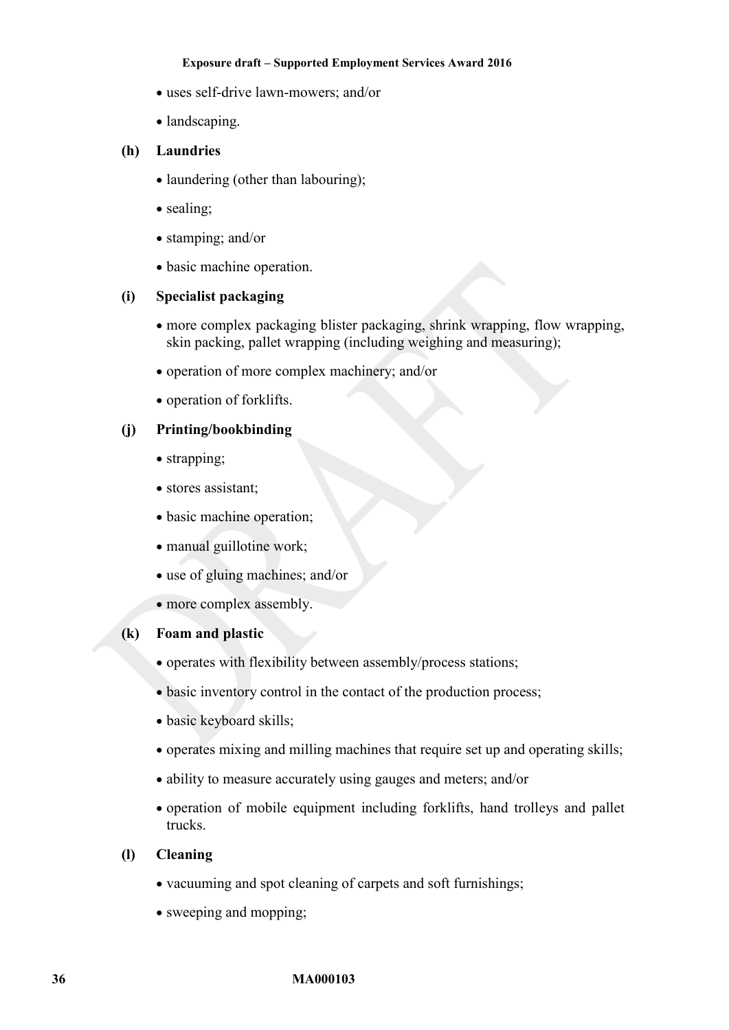- uses self-drive lawn-mowers; and/or
- landscaping.

**(h) Laundries**

- laundering (other than labouring);
- sealing;
- stamping; and/or
- basic machine operation.

**(i) Specialist packaging**

- more complex packaging blister packaging, shrink wrapping, flow wrapping, skin packing, pallet wrapping (including weighing and measuring);
- operation of more complex machinery; and/or
- operation of forklifts.

**(j) Printing/bookbinding**

- strapping;
- stores assistant;
- basic machine operation;
- manual guillotine work;
- use of gluing machines; and/or
- more complex assembly.

**(k) Foam and plastic**

- operates with flexibility between assembly/process stations;
- basic inventory control in the contact of the production process;
- basic keyboard skills;
- operates mixing and milling machines that require set up and operating skills;
- ability to measure accurately using gauges and meters; and/or
- operation of mobile equipment including forklifts, hand trolleys and pallet trucks.

**(l) Cleaning**

- vacuuming and spot cleaning of carpets and soft furnishings;
- sweeping and mopping;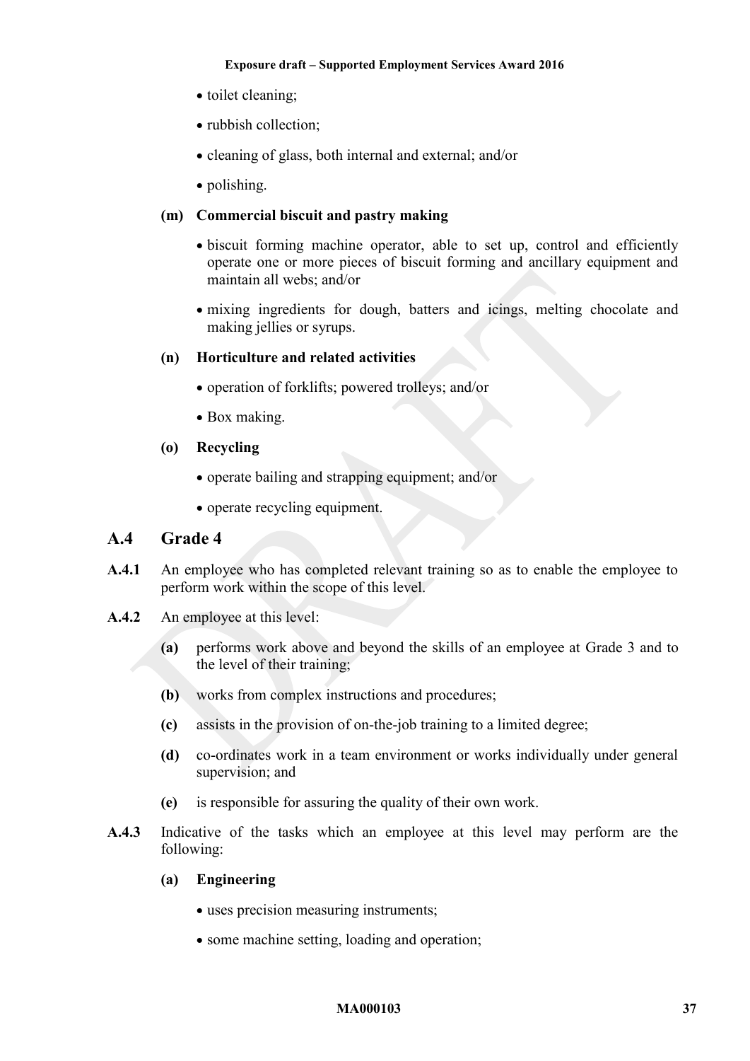- toilet cleaning;
- rubbish collection;
- cleaning of glass, both internal and external; and/or
- polishing.

**(m) Commercial biscuit and pastry making**

- biscuit forming machine operator, able to set up, control and efficiently operate one or more pieces of biscuit forming and ancillary equipment and maintain all webs; and/or
- mixing ingredients for dough, batters and icings, melting chocolate and making jellies or syrups.

**(n) Horticulture and related activities**

- operation of forklifts; powered trolleys; and/or
- Box making.

**(o) Recycling**

- operate bailing and strapping equipment; and/or
- operate recycling equipment.

## A.4 Grade 4

**A.4.1** An employee who has completed relevant training so as to enable the employee to perform work within the scope of this level.

**A.4.2** An employee at this level:

**(a)** performs work above and beyond the skills of an employee at Grade 3 and to the level of their training;

**(b)** works from complex instructions and procedures;

**(c)** assists in the provision of on-the-job training to a limited degree;

**(d)** co-ordinates work in a team environment or works individually under general supervision; and

**(e)** is responsible for assuring the quality of their own work.

**A.4.3** Indicative of the tasks which an employee at this level may perform are the following:

**(a) Engineering**

- uses precision measuring instruments;
- some machine setting, loading and operation;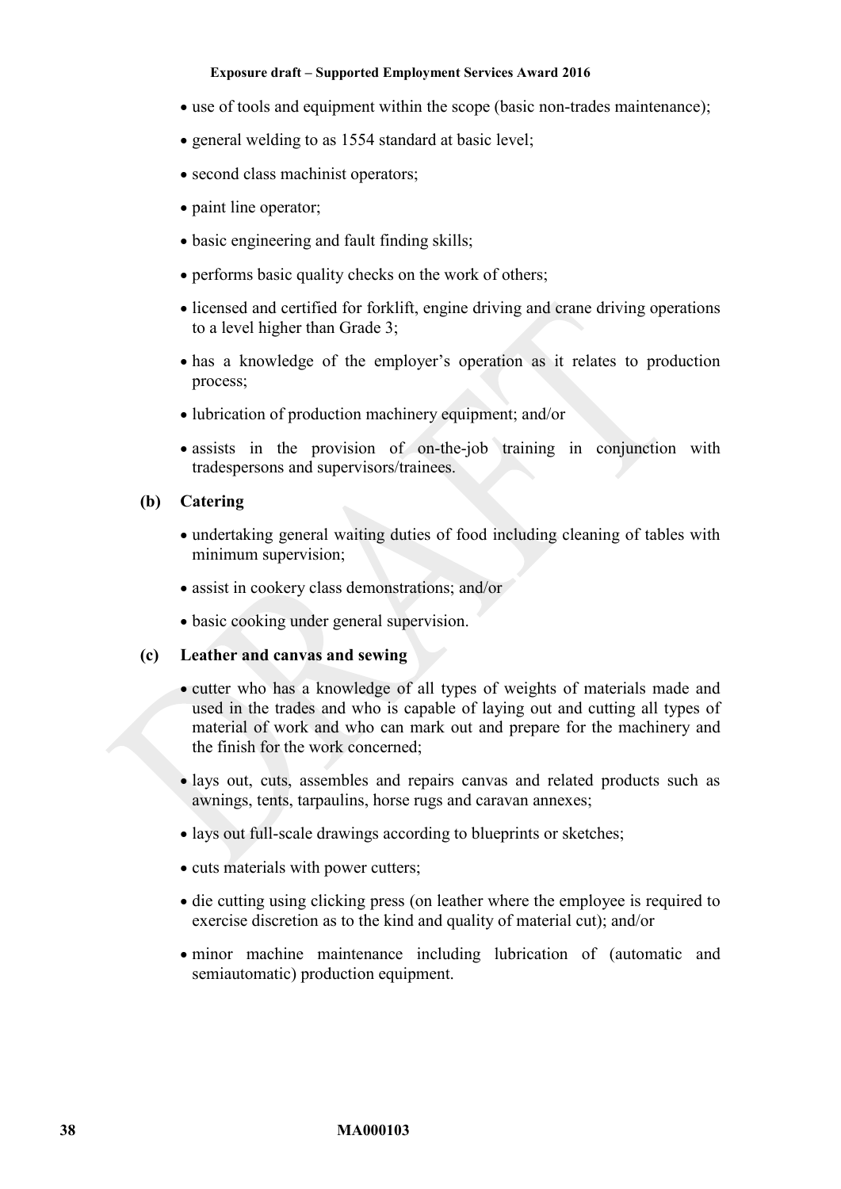- use of tools and equipment within the scope (basic non-trades maintenance);
- general welding to as 1554 standard at basic level;
- second class machinist operators;
- paint line operator;
- basic engineering and fault finding skills;
- performs basic quality checks on the work of others;
- licensed and certified for forklift, engine driving and crane driving operations to a level higher than Grade 3;
- has a knowledge of the employer's operation as it relates to production process;
- lubrication of production machinery equipment; and/or
- assists in the provision of on-the-job training in conjunction with tradespersons and supervisors/trainees.

**(b) Catering**

- undertaking general waiting duties of food including cleaning of tables with minimum supervision;
- assist in cookery class demonstrations; and/or
- basic cooking under general supervision.

**(c) Leather and canvas and sewing**

- cutter who has a knowledge of all types of weights of materials made and used in the trades and who is capable of laying out and cutting all types of material of work and who can mark out and prepare for the machinery and the finish for the work concerned;
- lays out, cuts, assembles and repairs canvas and related products such as awnings, tents, tarpaulins, horse rugs and caravan annexes;
- lays out full-scale drawings according to blueprints or sketches;
- cuts materials with power cutters;
- die cutting using clicking press (on leather where the employee is required to exercise discretion as to the kind and quality of material cut); and/or
- minor machine maintenance including lubrication of (automatic and semiautomatic) production equipment.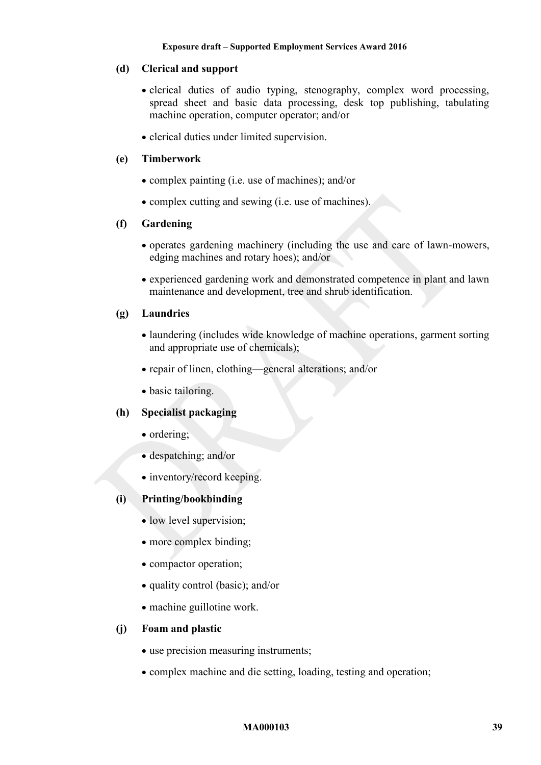**(d) Clerical and support**

- clerical duties of audio typing, stenography, complex word processing, spread sheet and basic data processing, desk top publishing, tabulating machine operation, computer operator; and/or
- clerical duties under limited supervision.

**(e) Timberwork**

- complex painting (i.e. use of machines); and/or
- complex cutting and sewing (i.e. use of machines).

**(f) Gardening**

- operates gardening machinery (including the use and care of lawn-mowers, edging machines and rotary hoes); and/or
- experienced gardening work and demonstrated competence in plant and lawn maintenance and development, tree and shrub identification.

**(g) Laundries**

- laundering (includes wide knowledge of machine operations, garment sorting and appropriate use of chemicals);
- repair of linen, clothing—general alterations; and/or
- basic tailoring.

**(h) Specialist packaging**

- ordering;
- despatching; and/or
- inventory/record keeping.

**(i) Printing/bookbinding**

- low level supervision;
- more complex binding;
- compactor operation;
- quality control (basic); and/or
- machine guillotine work.

**(j) Foam and plastic**

- use precision measuring instruments;
- complex machine and die setting, loading, testing and operation;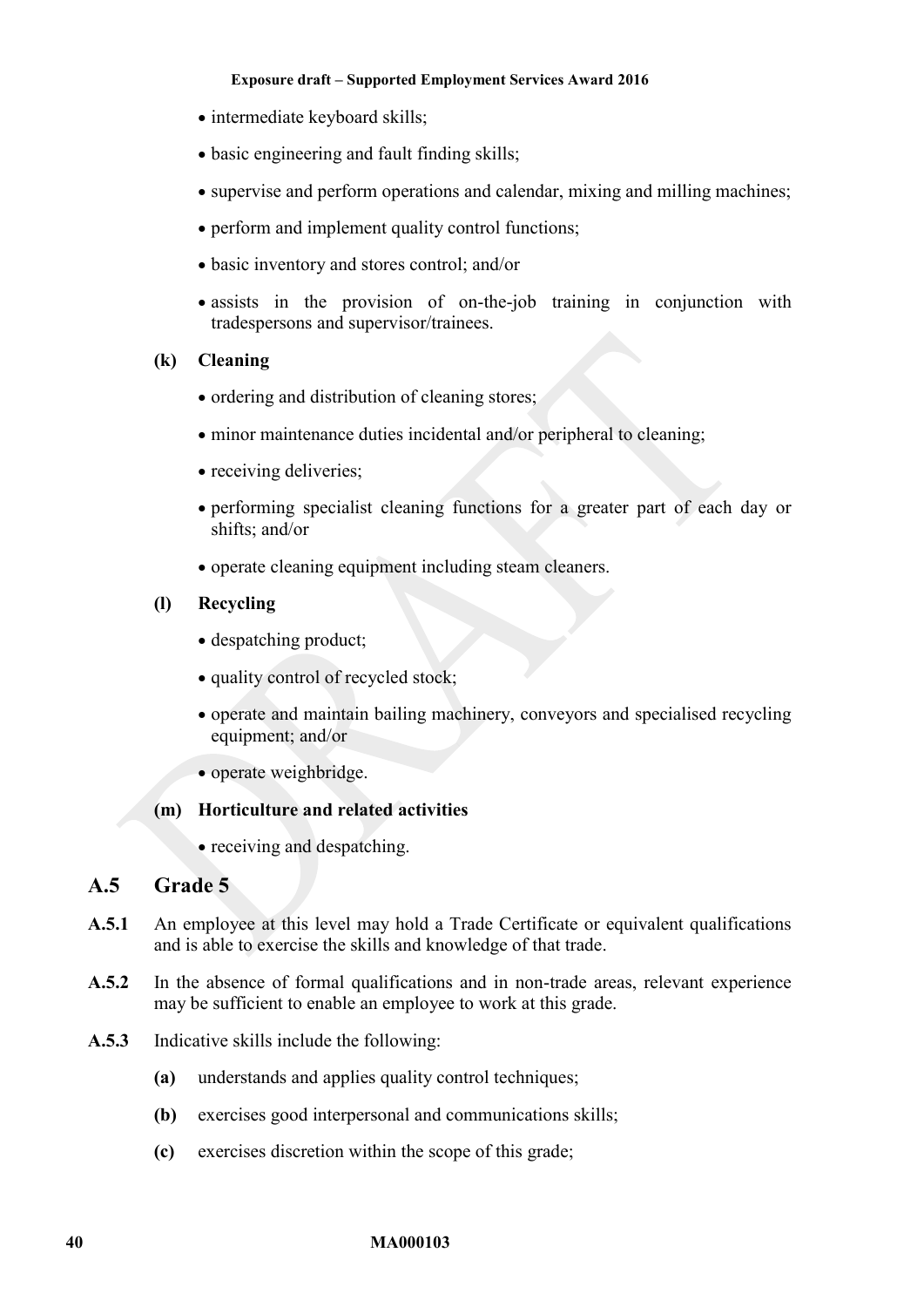- intermediate keyboard skills;
- basic engineering and fault finding skills;
- supervise and perform operations and calendar, mixing and milling machines;
- perform and implement quality control functions;
- basic inventory and stores control; and/or
- assists in the provision of on-the-job training in conjunction with tradespersons and supervisor/trainees.

**(k) Cleaning**

- ordering and distribution of cleaning stores;
- minor maintenance duties incidental and/or peripheral to cleaning;
- receiving deliveries;
- performing specialist cleaning functions for a greater part of each day or shifts; and/or
- operate cleaning equipment including steam cleaners.

**(l) Recycling**

- despatching product;
- quality control of recycled stock;
- operate and maintain bailing machinery, conveyors and specialised recycling equipment; and/or
- operate weighbridge.

**(m) Horticulture and related activities**

- receiving and despatching.

## A.5 Grade 5

**A.5.1** An employee at this level may hold a Trade Certificate or equivalent qualifications and is able to exercise the skills and knowledge of that trade.

**A.5.2** In the absence of formal qualifications and in non-trade areas, relevant experience may be sufficient to enable an employee to work at this grade.

**A.5.3** Indicative skills include the following:

**(a)** understands and applies quality control techniques;

**(b)** exercises good interpersonal and communications skills;

**(c)** exercises discretion within the scope of this grade;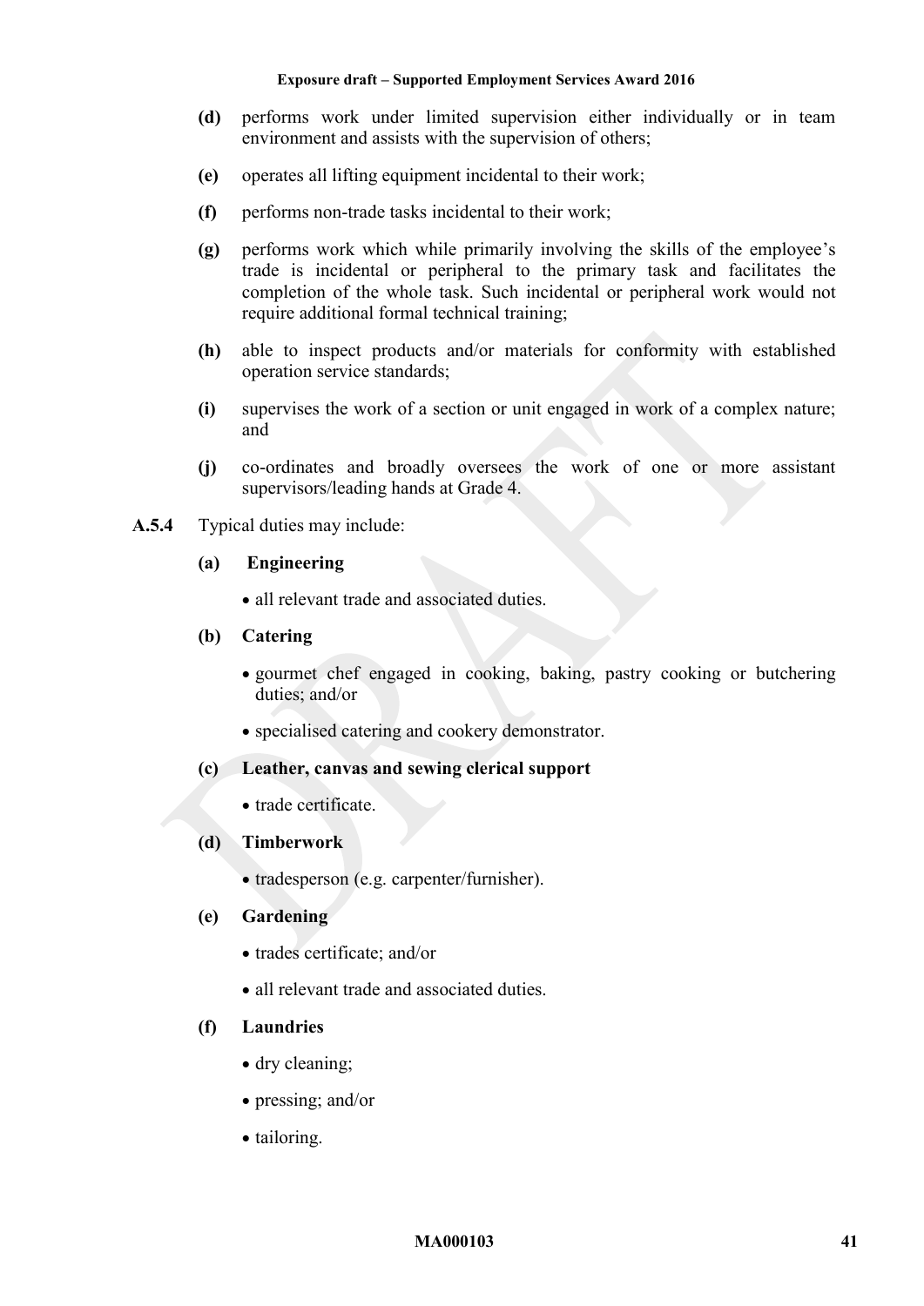**(d)** performs work under limited supervision either individually or in team environment and assists with the supervision of others;

**(e)** operates all lifting equipment incidental to their work;

**(f)** performs non-trade tasks incidental to their work;

**(g)** performs work which while primarily involving the skills of the employee's trade is incidental or peripheral to the primary task and facilitates the completion of the whole task. Such incidental or peripheral work would not require additional formal technical training;

**(h)** able to inspect products and/or materials for conformity with established operation service standards;

**(i)** supervises the work of a section or unit engaged in work of a complex nature; and

**(j)** co-ordinates and broadly oversees the work of one or more assistant supervisors/leading hands at Grade 4.

**A.5.4** Typical duties may include:

**(a) Engineering**

- all relevant trade and associated duties.

**(b) Catering**

- gourmet chef engaged in cooking, baking, pastry cooking or butchering duties; and/or
- specialised catering and cookery demonstrator.

**(c) Leather, canvas and sewing clerical support**

- trade certificate.

**(d) Timberwork**

- tradesperson (e.g. carpenter/furnisher).

**(e) Gardening**

- trades certificate; and/or
- all relevant trade and associated duties.

**(f) Laundries**

- dry cleaning;
- pressing; and/or
- tailoring.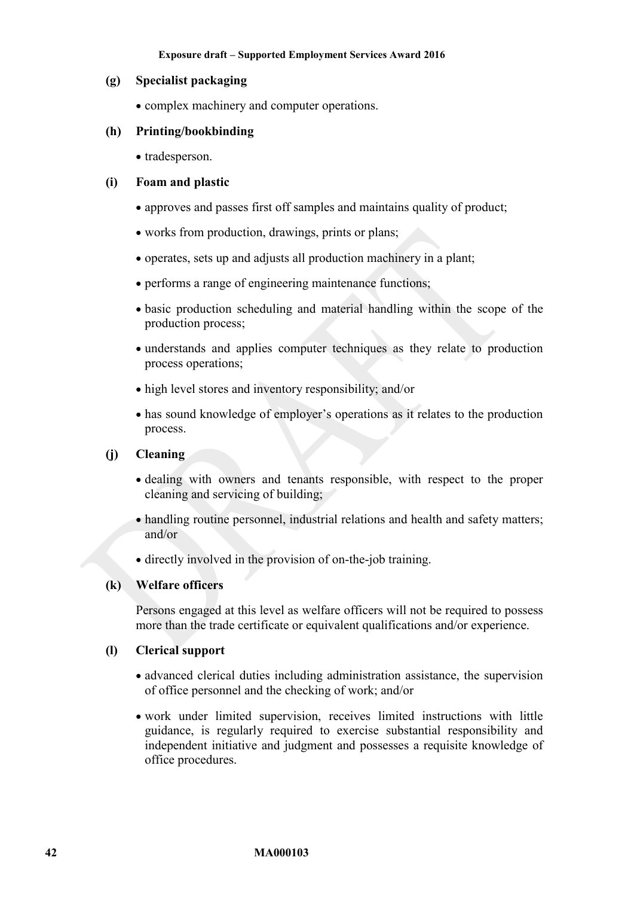**(g) Specialist packaging**

- complex machinery and computer operations.

**(h) Printing/bookbinding**

- tradesperson.

**(i) Foam and plastic**

- approves and passes first off samples and maintains quality of product;
- works from production, drawings, prints or plans;
- operates, sets up and adjusts all production machinery in a plant;
- performs a range of engineering maintenance functions;
- basic production scheduling and material handling within the scope of the production process;
- understands and applies computer techniques as they relate to production process operations;
- high level stores and inventory responsibility; and/or
- has sound knowledge of employer's operations as it relates to the production process.

**(j) Cleaning**

- dealing with owners and tenants responsible, with respect to the proper cleaning and servicing of building;
- handling routine personnel, industrial relations and health and safety matters; and/or
- directly involved in the provision of on-the-job training.

**(k) Welfare officers**

Persons engaged at this level as welfare officers will not be required to possess more than the trade certificate or equivalent qualifications and/or experience.

**(l) Clerical support**

- advanced clerical duties including administration assistance, the supervision of office personnel and the checking of work; and/or
- work under limited supervision, receives limited instructions with little guidance, is regularly required to exercise substantial responsibility and independent initiative and judgment and possesses a requisite knowledge of office procedures.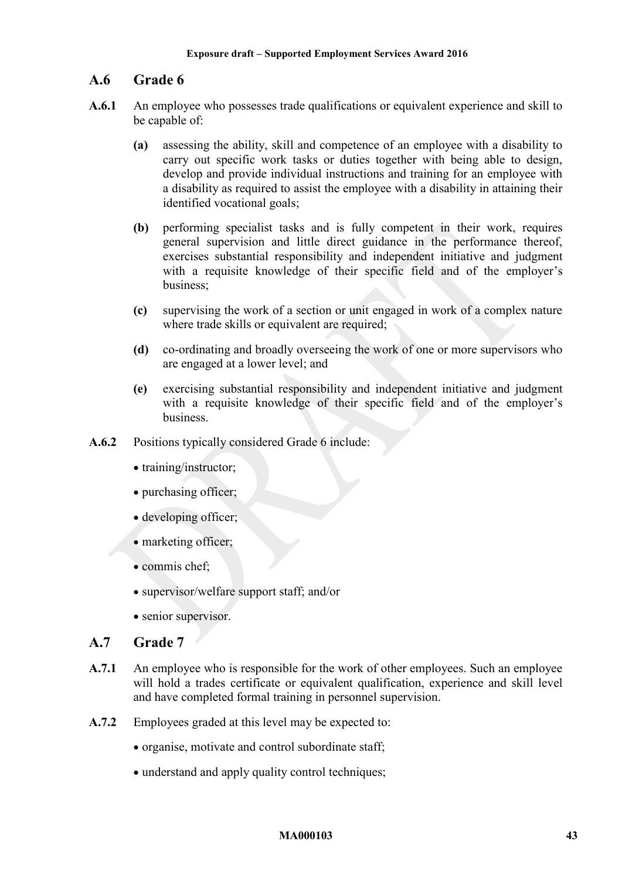## A.6 Grade 6

**A.6.1** An employee who possesses trade qualifications or equivalent experience and skill to be capable of:

- **(a)** assessing the ability, skill and competence of an employee with a disability to carry out specific work tasks or duties together with being able to design, develop and provide individual instructions and training for an employee with a disability as required to assist the employee with a disability in attaining their identified vocational goals;
- **(b)** performing specialist tasks and is fully competent in their work, requires general supervision and little direct guidance in the performance thereof, exercises substantial responsibility and independent initiative and judgment with a requisite knowledge of their specific field and of the employer's business;
- **(c)** supervising the work of a section or unit engaged in work of a complex nature where trade skills or equivalent are required;
- **(d)** co-ordinating and broadly overseeing the work of one or more supervisors who are engaged at a lower level; and
- **(e)** exercising substantial responsibility and independent initiative and judgment with a requisite knowledge of their specific field and of the employer's business.

**A.6.2** Positions typically considered Grade 6 include:

- training/instructor;
- purchasing officer;
- developing officer;
- marketing officer;
- commis chef;
- supervisor/welfare support staff; and/or
- senior supervisor.

## A.7 Grade 7

**A.7.1** An employee who is responsible for the work of other employees. Such an employee will hold a trades certificate or equivalent qualification, experience and skill level and have completed formal training in personnel supervision.

**A.7.2** Employees graded at this level may be expected to:

- organise, motivate and control subordinate staff;
- understand and apply quality control techniques;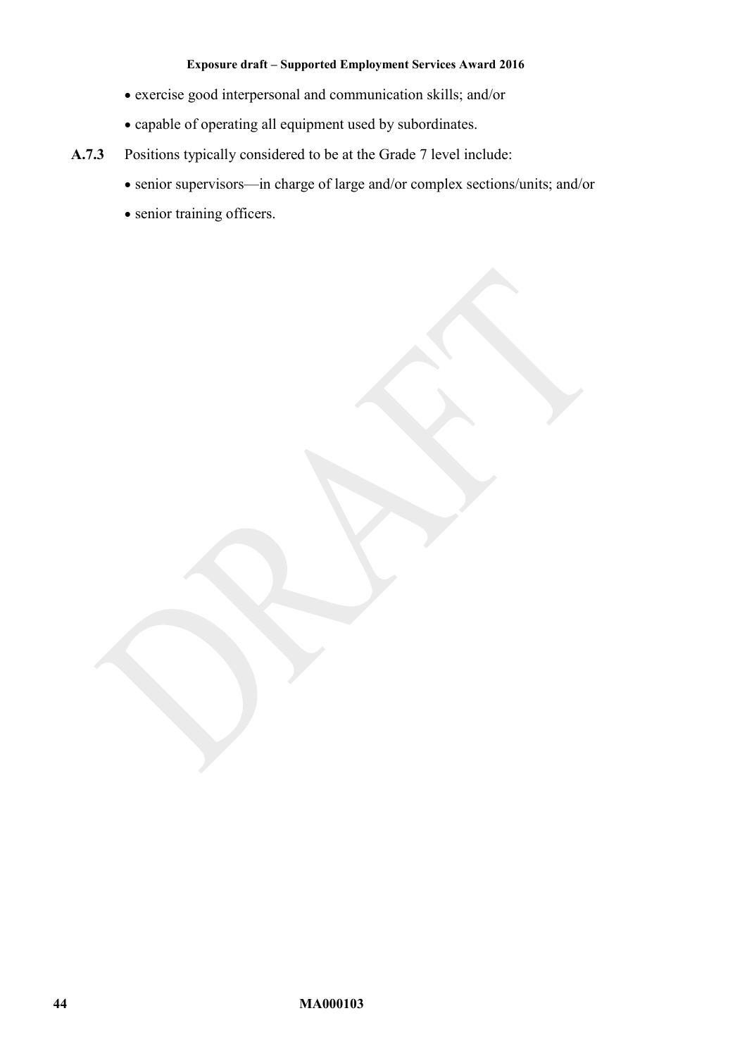- exercise good interpersonal and communication skills; and/or
- capable of operating all equipment used by subordinates.

**A.7.3** Positions typically considered to be at the Grade 7 level include:

- senior supervisors—in charge of large and/or complex sections/units; and/or
- senior training officers.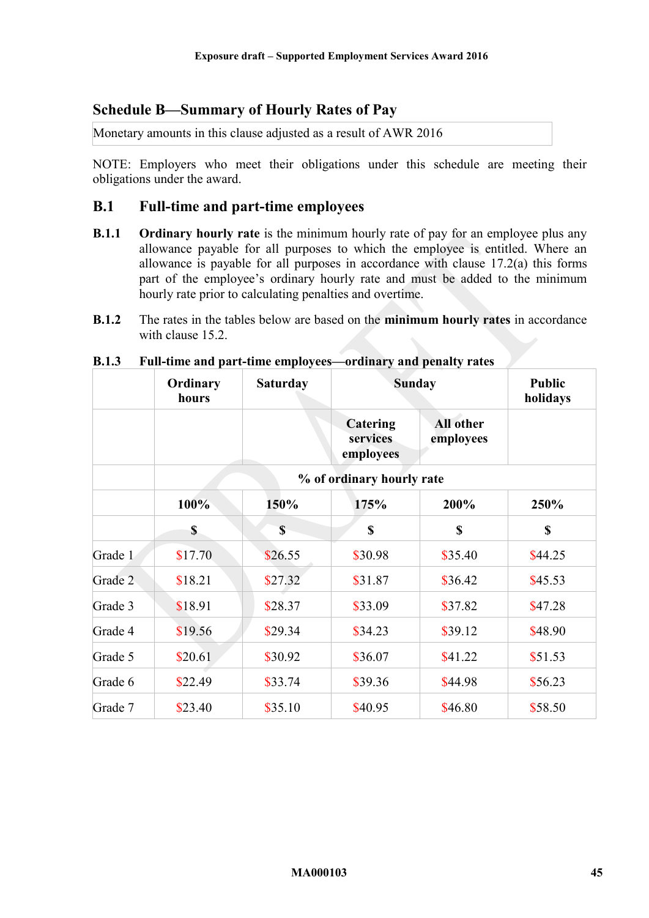## Schedule B—Summary of Hourly Rates of Pay

Monetary amounts in this clause adjusted as a result of AWR 2016

NOTE: Employers who meet their obligations under this schedule are meeting their obligations under the award.

### B.1 Full-time and part-time employees

**B.1.1** **Ordinary hourly rate** is the minimum hourly rate of pay for an employee plus any allowance payable for all purposes to which the employee is entitled. Where an allowance is payable for all purposes in accordance with clause 17.2(a) this forms part of the employee's ordinary hourly rate and must be added to the minimum hourly rate prior to calculating penalties and overtime.

**B.1.2** The rates in the tables below are based on the **minimum hourly rates** in accordance with clause 15.2.

**B.1.3 Full-time and part-time employees—ordinary and penalty rates**

| | Ordinary hours | Saturday | Sunday | | Public holidays |
|---|---|---|---|---|---|
| | | | Catering services employees | All other employees | |
| | % of ordinary hourly rate | | | | |
| | 100% | 150% | 175% | 200% | 250% |
| | $ | $ | $ | $ | $ |
| Grade 1 | $17.70 | $26.55 | $30.98 | $35.40 | $44.25 |
| Grade 2 | $18.21 | $27.32 | $31.87 | $36.42 | $45.53 |
| Grade 3 | $18.91 | $28.37 | $33.09 | $37.82 | $47.28 |
| Grade 4 | $19.56 | $29.34 | $34.23 | $39.12 | $48.90 |
| Grade 5 | $20.61 | $30.92 | $36.07 | $41.22 | $51.53 |
| Grade 6 | $22.49 | $33.74 | $39.36 | $44.98 | $56.23 |
| Grade 7 | $23.40 | $35.10 | $40.95 | $46.80 | $58.50 |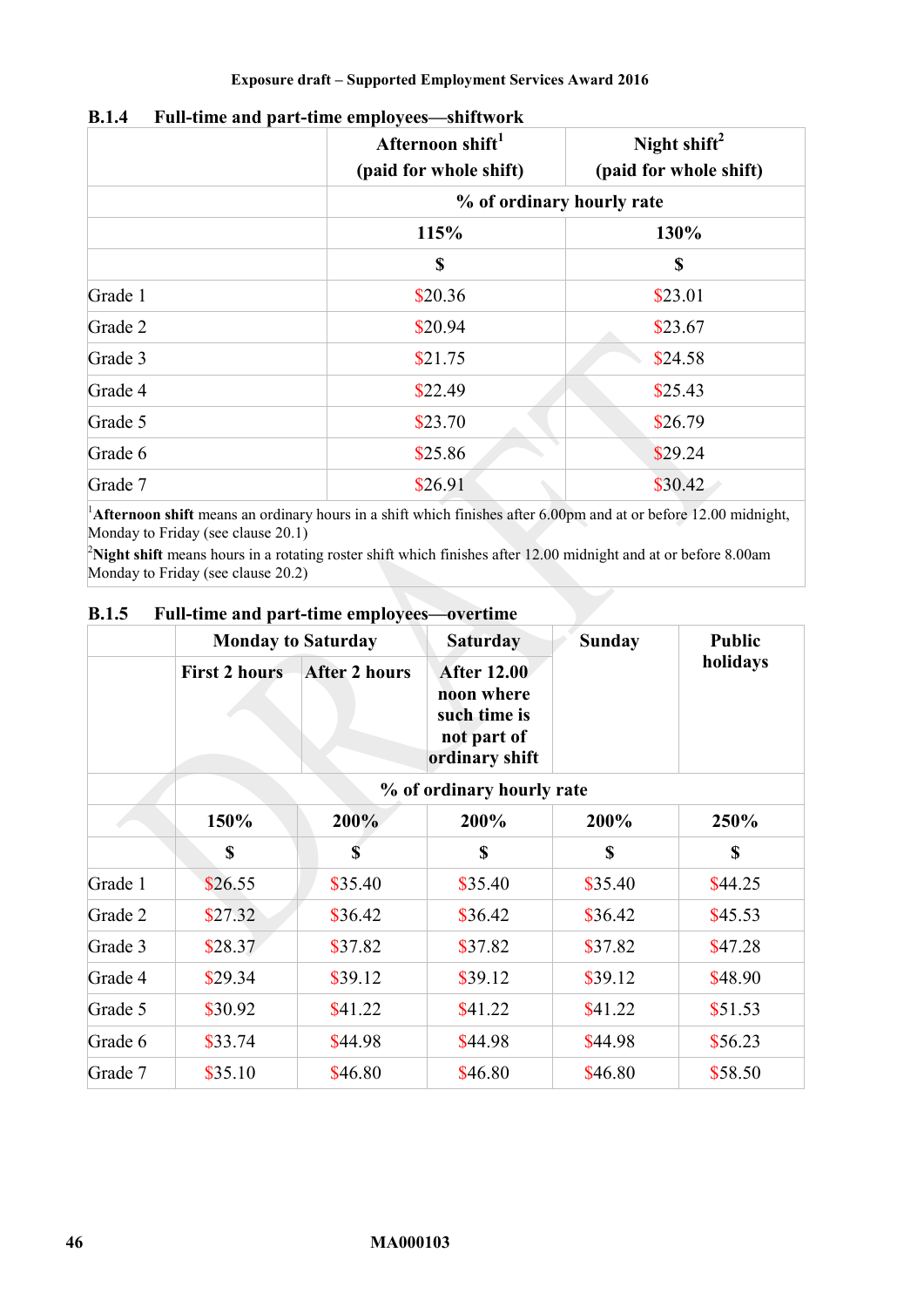### B.1.4 Full-time and part-time employees—shiftwork

| | Afternoon shift[1] (paid for whole shift) | Night shift[2] (paid for whole shift) |
|---|---|---|
| | % of ordinary hourly rate | |
| | 115% | 130% |
| | $ | $ |
| Grade 1 | $20.36 | $23.01 |
| Grade 2 | $20.94 | $23.67 |
| Grade 3 | $21.75 | $24.58 |
| Grade 4 | $22.49 | $25.43 |
| Grade 5 | $23.70 | $26.79 |
| Grade 6 | $25.86 | $29.24 |
| Grade 7 | $26.91 | $30.42 |

[1]**Afternoon shift** means an ordinary hours in a shift which finishes after 6.00pm and at or before 12.00 midnight, Monday to Friday (see clause 20.1)

[2]**Night shift** means hours in a rotating roster shift which finishes after 12.00 midnight and at or before 8.00am Monday to Friday (see clause 20.2)

### B.1.5 Full-time and part-time employees—overtime

| | Monday to Saturday | | Saturday | Sunday | Public holidays |
|---|---|---|---|---|---|
| | First 2 hours | After 2 hours | After 12.00 noon where such time is not part of ordinary shift | | |
| | % of ordinary hourly rate | | | | |
| | 150% | 200% | 200% | 200% | 250% |
| | $ | $ | $ | $ | $ |
| Grade 1 | $26.55 | $35.40 | $35.40 | $35.40 | $44.25 |
| Grade 2 | $27.32 | $36.42 | $36.42 | $36.42 | $45.53 |
| Grade 3 | $28.37 | $37.82 | $37.82 | $37.82 | $47.28 |
| Grade 4 | $29.34 | $39.12 | $39.12 | $39.12 | $48.90 |
| Grade 5 | $30.92 | $41.22 | $41.22 | $41.22 | $51.53 |
| Grade 6 | $33.74 | $44.98 | $44.98 | $44.98 | $56.23 |
| Grade 7 | $35.10 | $46.80 | $46.80 | $46.80 | $58.50 |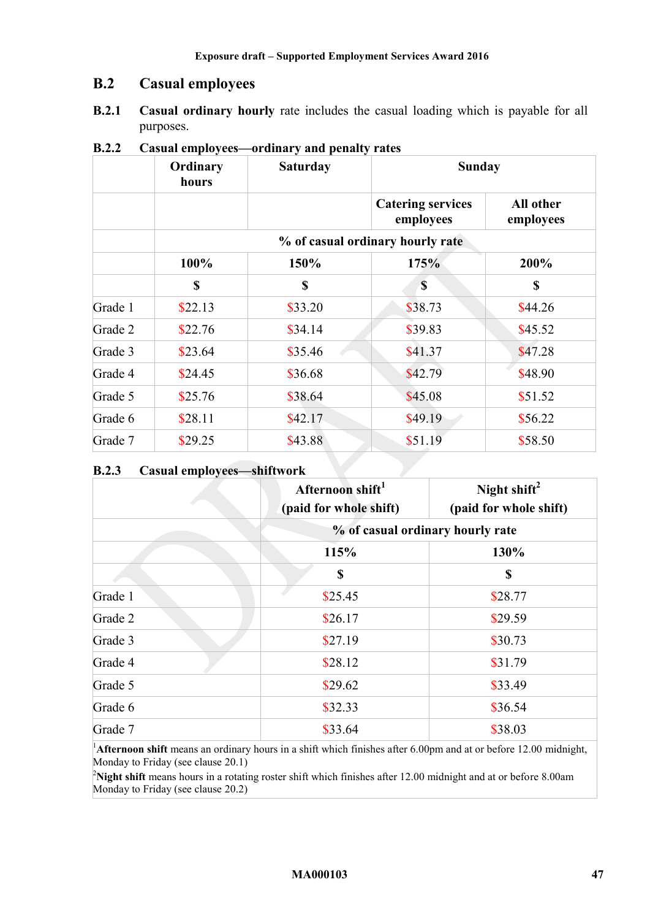## B.2 Casual employees

**B.2.1** **Casual ordinary hourly** rate includes the casual loading which is payable for all purposes.

**B.2.2 Casual employees—ordinary and penalty rates**

| | Ordinary hours | Saturday | Sunday | |
|---|---|---|---|---|
| | | | Catering services employees | All other employees |
| | % of casual ordinary hourly rate | | | |
| | 100% | 150% | 175% | 200% |
| | $ | $ | $ | $ |
| Grade 1 | $22.13 | $33.20 | $38.73 | $44.26 |
| Grade 2 | $22.76 | $34.14 | $39.83 | $45.52 |
| Grade 3 | $23.64 | $35.46 | $41.37 | $47.28 |
| Grade 4 | $24.45 | $36.68 | $42.79 | $48.90 |
| Grade 5 | $25.76 | $38.64 | $45.08 | $51.52 |
| Grade 6 | $28.11 | $42.17 | $49.19 | $56.22 |
| Grade 7 | $29.25 | $43.88 | $51.19 | $58.50 |

**B.2.3 Casual employees—shiftwork**

| | Afternoon shift[1] (paid for whole shift) | Night shift[2] (paid for whole shift) |
|---|---|---|
| | % of casual ordinary hourly rate | |
| | 115% | 130% |
| | $ | $ |
| Grade 1 | $25.45 | $28.77 |
| Grade 2 | $26.17 | $29.59 |
| Grade 3 | $27.19 | $30.73 |
| Grade 4 | $28.12 | $31.79 |
| Grade 5 | $29.62 | $33.49 |
| Grade 6 | $32.33 | $36.54 |
| Grade 7 | $33.64 | $38.03 |

[1]**Afternoon shift** means an ordinary hours in a shift which finishes after 6.00pm and at or before 12.00 midnight, Monday to Friday (see clause 20.1)

[2]**Night shift** means hours in a rotating roster shift which finishes after 12.00 midnight and at or before 8.00am Monday to Friday (see clause 20.2)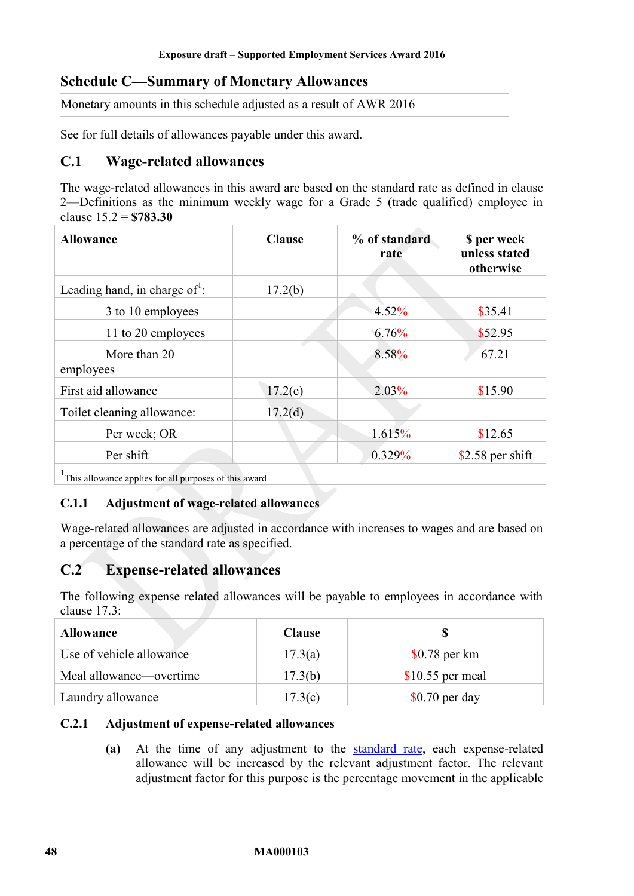## Schedule C—Summary of Monetary Allowances

Monetary amounts in this schedule adjusted as a result of AWR 2016

See for full details of allowances payable under this award.

### C.1 Wage-related allowances

The wage-related allowances in this award are based on the standard rate as defined in clause 2—Definitions as the minimum weekly wage for a Grade 5 (trade qualified) employee in clause 15.2 = **$783.30**

| Allowance | Clause | % of standard rate | $ per week unless stated otherwise |
|---|---|---|---|
| Leading hand, in charge of[1]: | 17.2(b) | | |
| 3 to 10 employees | | 4.52% | $35.41 |
| 11 to 20 employees | | 6.76% | $52.95 |
| More than 20 employees | | 8.58% | 67.21 |
| First aid allowance | 17.2(c) | 2.03% | $15.90 |
| Toilet cleaning allowance: | 17.2(d) | | |
| Per week; OR | | 1.615% | $12.65 |
| Per shift | | 0.329% | $2.58 per shift |

[1]This allowance applies for all purposes of this award

#### C.1.1 Adjustment of wage-related allowances

Wage-related allowances are adjusted in accordance with increases to wages and are based on a percentage of the standard rate as specified.

### C.2 Expense-related allowances

The following expense related allowances will be payable to employees in accordance with clause 17.3:

| Allowance | Clause | $ |
|---|---|---|
| Use of vehicle allowance | 17.3(a) | $0.78 per km |
| Meal allowance—overtime | 17.3(b) | $10.55 per meal |
| Laundry allowance | 17.3(c) | $0.70 per day |

#### C.2.1 Adjustment of expense-related allowances

**(a)** At the time of any adjustment to the standard rate, each expense-related allowance will be increased by the relevant adjustment factor. The relevant adjustment factor for this purpose is the percentage movement in the applicable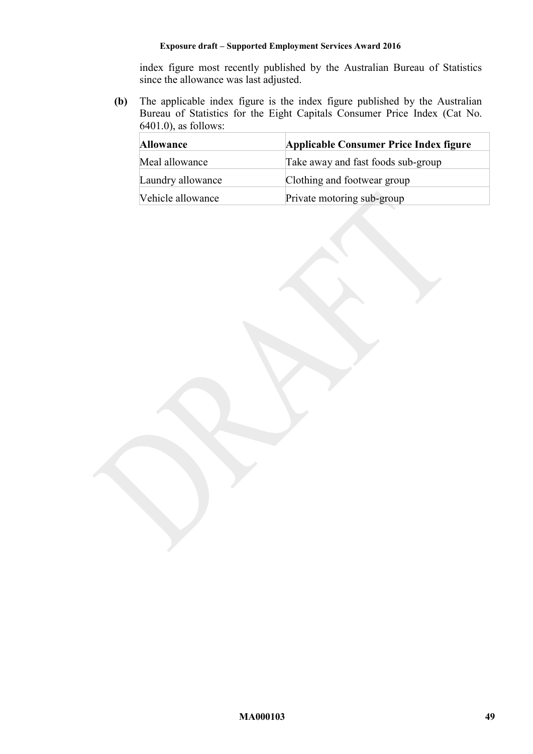index figure most recently published by the Australian Bureau of Statistics since the allowance was last adjusted.

**(b)** The applicable index figure is the index figure published by the Australian Bureau of Statistics for the Eight Capitals Consumer Price Index (Cat No. 6401.0), as follows:

| **Allowance** | **Applicable Consumer Price Index figure** |
|---|---|
| Meal allowance | Take away and fast foods sub-group |
| Laundry allowance | Clothing and footwear group |
| Vehicle allowance | Private motoring sub-group |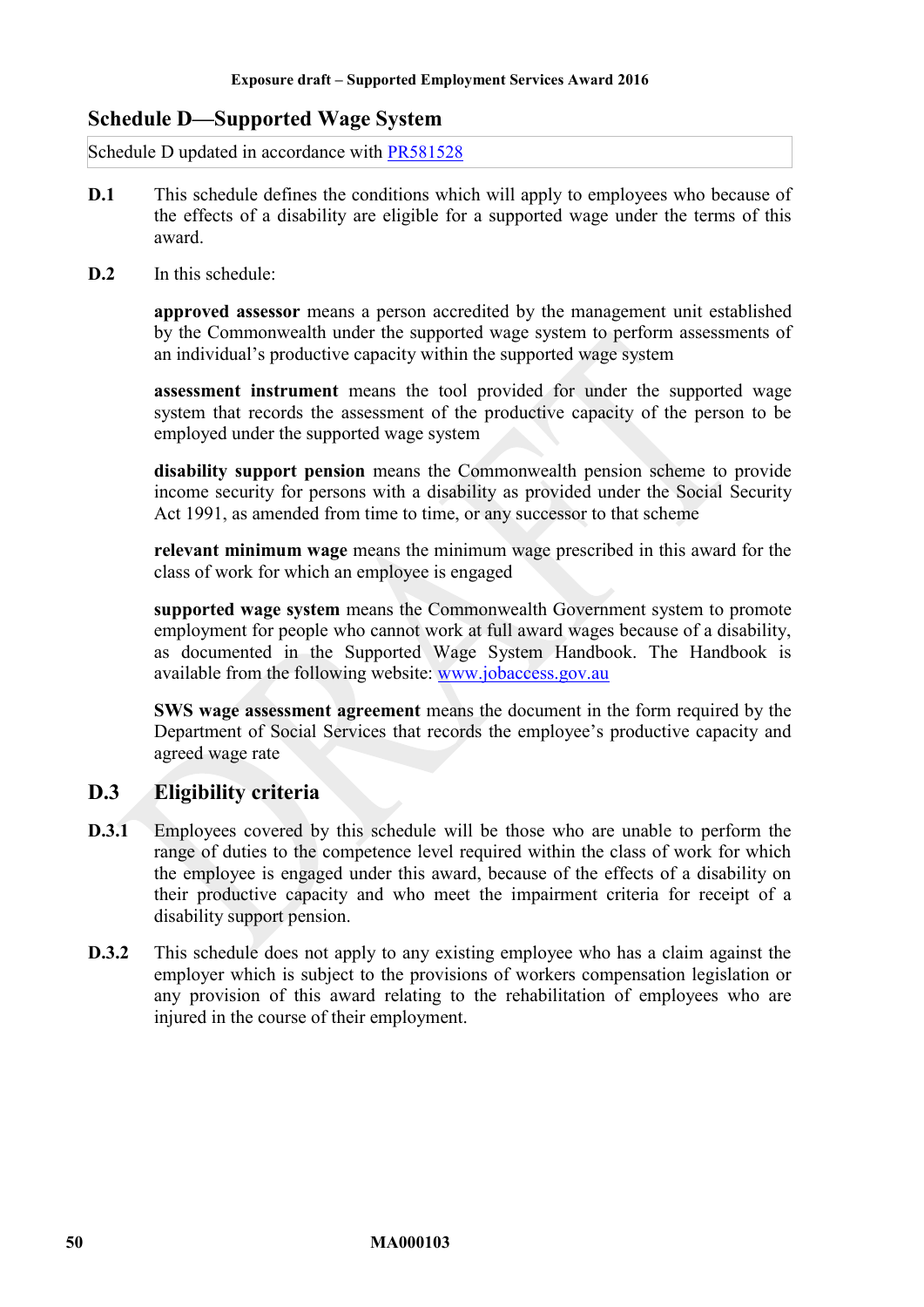## Schedule D—Supported Wage System

Schedule D updated in accordance with [PR581528]

**D.1** This schedule defines the conditions which will apply to employees who because of the effects of a disability are eligible for a supported wage under the terms of this award.

**D.2** In this schedule:

**approved assessor** means a person accredited by the management unit established by the Commonwealth under the supported wage system to perform assessments of an individual's productive capacity within the supported wage system

**assessment instrument** means the tool provided for under the supported wage system that records the assessment of the productive capacity of the person to be employed under the supported wage system

**disability support pension** means the Commonwealth pension scheme to provide income security for persons with a disability as provided under the Social Security Act 1991, as amended from time to time, or any successor to that scheme

**relevant minimum wage** means the minimum wage prescribed in this award for the class of work for which an employee is engaged

**supported wage system** means the Commonwealth Government system to promote employment for people who cannot work at full award wages because of a disability, as documented in the Supported Wage System Handbook. The Handbook is available from the following website: [www.jobaccess.gov.au]

**SWS wage assessment agreement** means the document in the form required by the Department of Social Services that records the employee's productive capacity and agreed wage rate

### D.3 Eligibility criteria

**D.3.1** Employees covered by this schedule will be those who are unable to perform the range of duties to the competence level required within the class of work for which the employee is engaged under this award, because of the effects of a disability on their productive capacity and who meet the impairment criteria for receipt of a disability support pension.

**D.3.2** This schedule does not apply to any existing employee who has a claim against the employer which is subject to the provisions of workers compensation legislation or any provision of this award relating to the rehabilitation of employees who are injured in the course of their employment.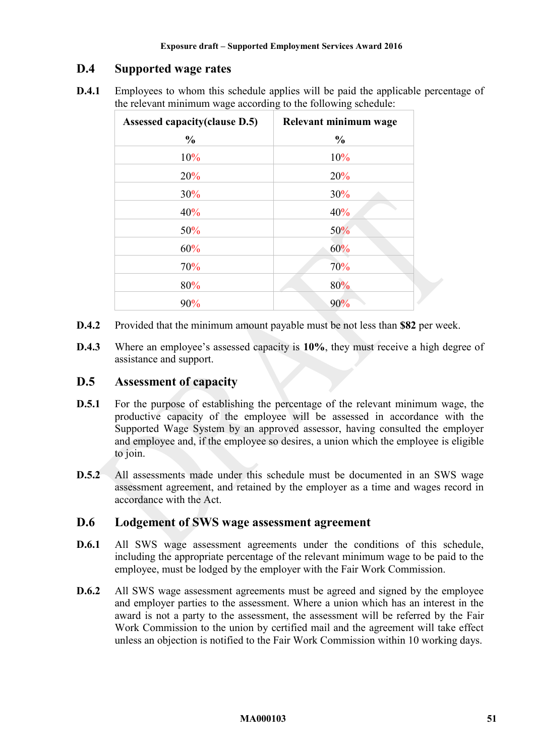## D.4 Supported wage rates

**D.4.1** Employees to whom this schedule applies will be paid the applicable percentage of the relevant minimum wage according to the following schedule:

| Assessed capacity(clause D.5) % | Relevant minimum wage % |
|---|---|
| 10% | 10% |
| 20% | 20% |
| 30% | 30% |
| 40% | 40% |
| 50% | 50% |
| 60% | 60% |
| 70% | 70% |
| 80% | 80% |
| 90% | 90% |

**D.4.2** Provided that the minimum amount payable must be not less than **$82** per week.

**D.4.3** Where an employee's assessed capacity is **10%**, they must receive a high degree of assistance and support.

## D.5 Assessment of capacity

**D.5.1** For the purpose of establishing the percentage of the relevant minimum wage, the productive capacity of the employee will be assessed in accordance with the Supported Wage System by an approved assessor, having consulted the employer and employee and, if the employee so desires, a union which the employee is eligible to join.

**D.5.2** All assessments made under this schedule must be documented in an SWS wage assessment agreement, and retained by the employer as a time and wages record in accordance with the Act.

## D.6 Lodgement of SWS wage assessment agreement

**D.6.1** All SWS wage assessment agreements under the conditions of this schedule, including the appropriate percentage of the relevant minimum wage to be paid to the employee, must be lodged by the employer with the Fair Work Commission.

**D.6.2** All SWS wage assessment agreements must be agreed and signed by the employee and employer parties to the assessment. Where a union which has an interest in the award is not a party to the assessment, the assessment will be referred by the Fair Work Commission to the union by certified mail and the agreement will take effect unless an objection is notified to the Fair Work Commission within 10 working days.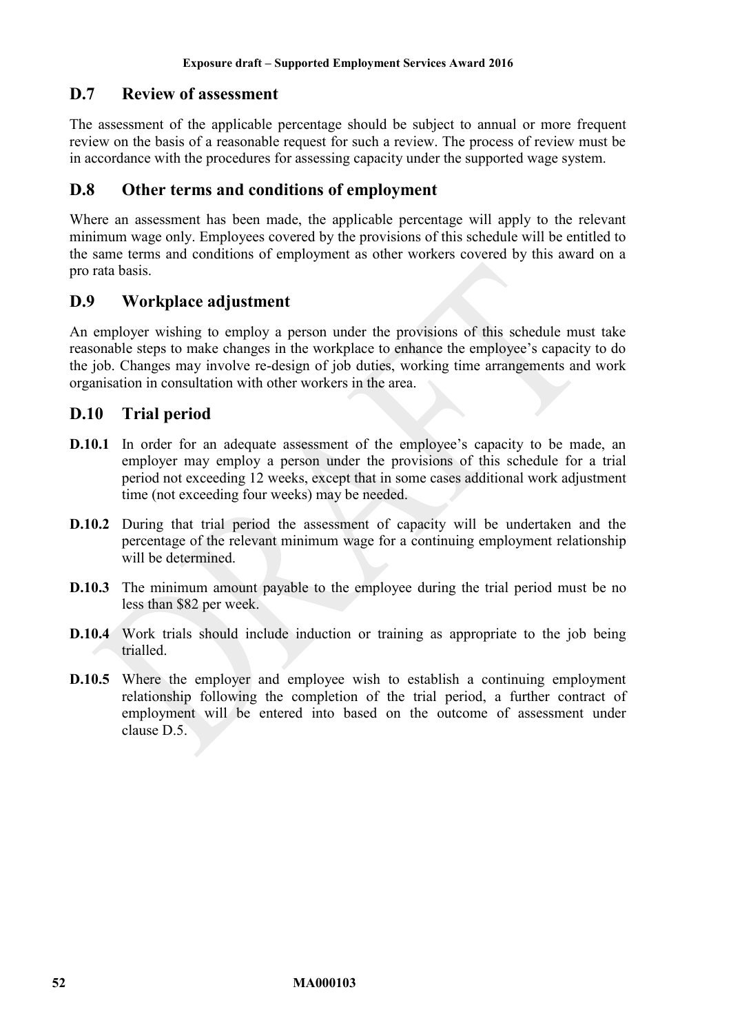## D.7 Review of assessment

The assessment of the applicable percentage should be subject to annual or more frequent review on the basis of a reasonable request for such a review. The process of review must be in accordance with the procedures for assessing capacity under the supported wage system.

## D.8 Other terms and conditions of employment

Where an assessment has been made, the applicable percentage will apply to the relevant minimum wage only. Employees covered by the provisions of this schedule will be entitled to the same terms and conditions of employment as other workers covered by this award on a pro rata basis.

## D.9 Workplace adjustment

An employer wishing to employ a person under the provisions of this schedule must take reasonable steps to make changes in the workplace to enhance the employee's capacity to do the job. Changes may involve re-design of job duties, working time arrangements and work organisation in consultation with other workers in the area.

## D.10 Trial period

**D.10.1** In order for an adequate assessment of the employee's capacity to be made, an employer may employ a person under the provisions of this schedule for a trial period not exceeding 12 weeks, except that in some cases additional work adjustment time (not exceeding four weeks) may be needed.

**D.10.2** During that trial period the assessment of capacity will be undertaken and the percentage of the relevant minimum wage for a continuing employment relationship will be determined.

**D.10.3** The minimum amount payable to the employee during the trial period must be no less than $82 per week.

**D.10.4** Work trials should include induction or training as appropriate to the job being trialled.

**D.10.5** Where the employer and employee wish to establish a continuing employment relationship following the completion of the trial period, a further contract of employment will be entered into based on the outcome of assessment under clause D.5.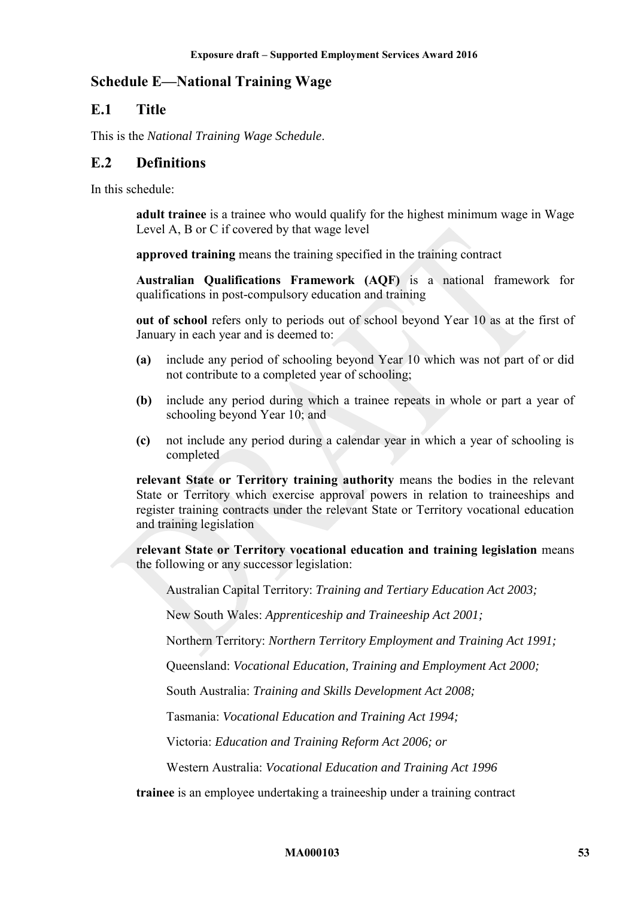## Schedule E—National Training Wage

### E.1 Title

This is the *National Training Wage Schedule*.

### E.2 Definitions

In this schedule:

**adult trainee** is a trainee who would qualify for the highest minimum wage in Wage Level A, B or C if covered by that wage level

**approved training** means the training specified in the training contract

**Australian Qualifications Framework (AQF)** is a national framework for qualifications in post-compulsory education and training

**out of school** refers only to periods out of school beyond Year 10 as at the first of January in each year and is deemed to:

**(a)** include any period of schooling beyond Year 10 which was not part of or did not contribute to a completed year of schooling;

**(b)** include any period during which a trainee repeats in whole or part a year of schooling beyond Year 10; and

**(c)** not include any period during a calendar year in which a year of schooling is completed

**relevant State or Territory training authority** means the bodies in the relevant State or Territory which exercise approval powers in relation to traineeships and register training contracts under the relevant State or Territory vocational education and training legislation

**relevant State or Territory vocational education and training legislation** means the following or any successor legislation:

Australian Capital Territory: *Training and Tertiary Education Act 2003;*

New South Wales: *Apprenticeship and Traineeship Act 2001;*

Northern Territory: *Northern Territory Employment and Training Act 1991;*

Queensland: *Vocational Education, Training and Employment Act 2000;*

South Australia: *Training and Skills Development Act 2008;*

Tasmania: *Vocational Education and Training Act 1994;*

Victoria: *Education and Training Reform Act 2006; or*

Western Australia: *Vocational Education and Training Act 1996*

**trainee** is an employee undertaking a traineeship under a training contract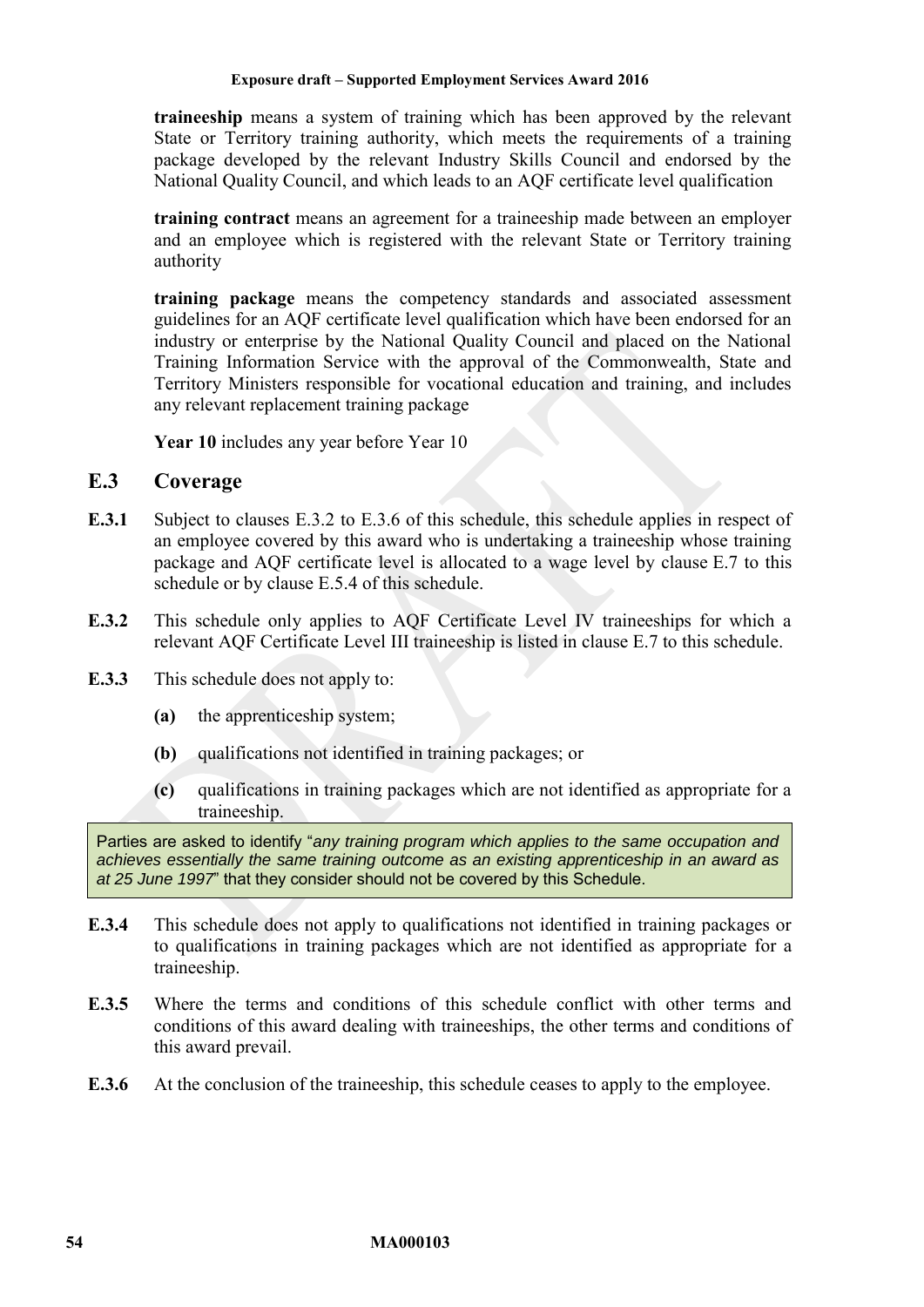**traineeship** means a system of training which has been approved by the relevant State or Territory training authority, which meets the requirements of a training package developed by the relevant Industry Skills Council and endorsed by the National Quality Council, and which leads to an AQF certificate level qualification

**training contract** means an agreement for a traineeship made between an employer and an employee which is registered with the relevant State or Territory training authority

**training package** means the competency standards and associated assessment guidelines for an AQF certificate level qualification which have been endorsed for an industry or enterprise by the National Quality Council and placed on the National Training Information Service with the approval of the Commonwealth, State and Territory Ministers responsible for vocational education and training, and includes any relevant replacement training package

**Year 10** includes any year before Year 10

## E.3 Coverage

**E.3.1** Subject to clauses E.3.2 to E.3.6 of this schedule, this schedule applies in respect of an employee covered by this award who is undertaking a traineeship whose training package and AQF certificate level is allocated to a wage level by clause E.7 to this schedule or by clause E.5.4 of this schedule.

**E.3.2** This schedule only applies to AQF Certificate Level IV traineeships for which a relevant AQF Certificate Level III traineeship is listed in clause E.7 to this schedule.

**E.3.3** This schedule does not apply to:

**(a)** the apprenticeship system;

**(b)** qualifications not identified in training packages; or

**(c)** qualifications in training packages which are not identified as appropriate for a traineeship.

> Parties are asked to identify "*any training program which applies to the same occupation and achieves essentially the same training outcome as an existing apprenticeship in an award as at 25 June 1997*" that they consider should not be covered by this Schedule.

**E.3.4** This schedule does not apply to qualifications not identified in training packages or to qualifications in training packages which are not identified as appropriate for a traineeship.

**E.3.5** Where the terms and conditions of this schedule conflict with other terms and conditions of this award dealing with traineeships, the other terms and conditions of this award prevail.

**E.3.6** At the conclusion of the traineeship, this schedule ceases to apply to the employee.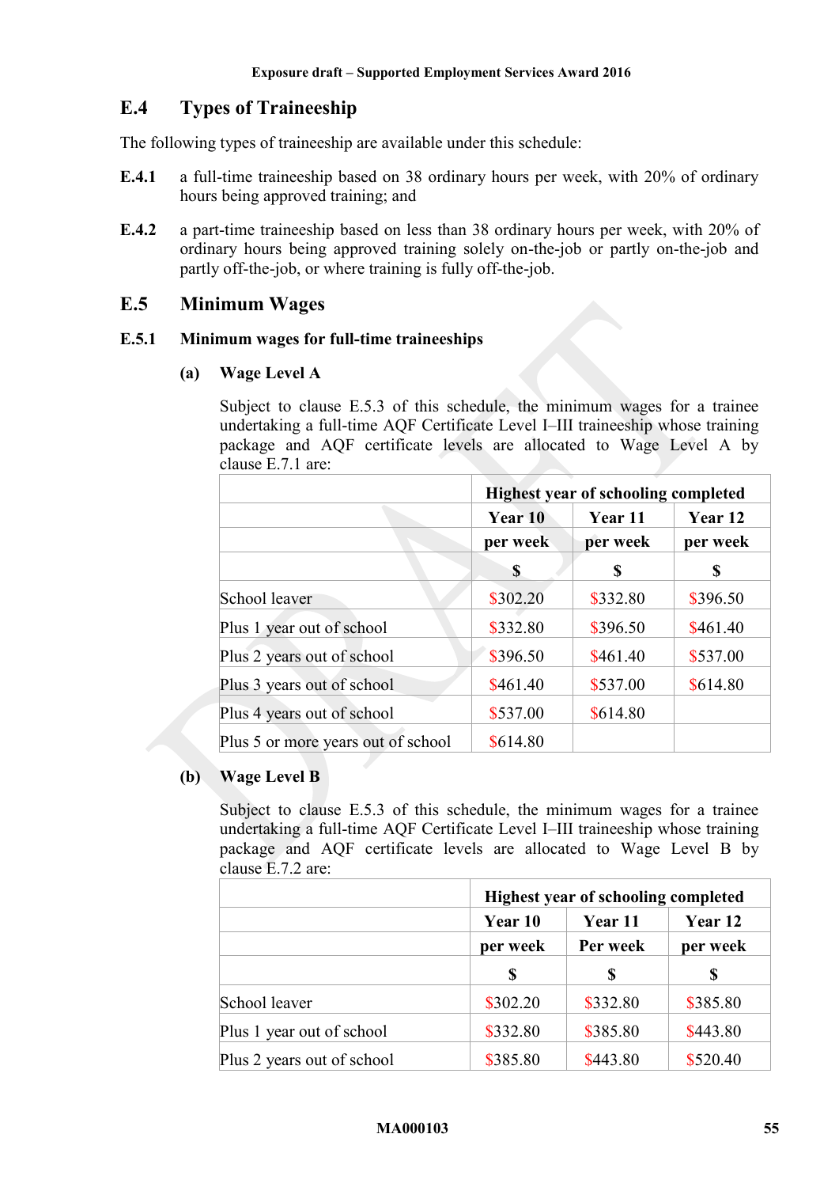## E.4 Types of Traineeship

The following types of traineeship are available under this schedule:

**E.4.1** a full-time traineeship based on 38 ordinary hours per week, with 20% of ordinary hours being approved training; and

**E.4.2** a part-time traineeship based on less than 38 ordinary hours per week, with 20% of ordinary hours being approved training solely on-the-job or partly on-the-job and partly off-the-job, or where training is fully off-the-job.

## E.5 Minimum Wages

### E.5.1 Minimum wages for full-time traineeships

#### (a) Wage Level A

Subject to clause E.5.3 of this schedule, the minimum wages for a trainee undertaking a full-time AQF Certificate Level I–III traineeship whose training package and AQF certificate levels are allocated to Wage Level A by clause E.7.1 are:

| | **Highest year of schooling completed** | | |
|---|---|---|---|
| | **Year 10** | **Year 11** | **Year 12** |
| | **per week** | **per week** | **per week** |
| | **$** | **$** | **$** |
| School leaver | $302.20 | $332.80 | $396.50 |
| Plus 1 year out of school | $332.80 | $396.50 | $461.40 |
| Plus 2 years out of school | $396.50 | $461.40 | $537.00 |
| Plus 3 years out of school | $461.40 | $537.00 | $614.80 |
| Plus 4 years out of school | $537.00 | $614.80 | |
| Plus 5 or more years out of school | $614.80 | | |

#### (b) Wage Level B

Subject to clause E.5.3 of this schedule, the minimum wages for a trainee undertaking a full-time AQF Certificate Level I–III traineeship whose training package and AQF certificate levels are allocated to Wage Level B by clause E.7.2 are:

| | **Highest year of schooling completed** | | |
|---|---|---|---|
| | **Year 10** | **Year 11** | **Year 12** |
| | **per week** | **Per week** | **per week** |
| | **$** | **$** | **$** |
| School leaver | $302.20 | $332.80 | $385.80 |
| Plus 1 year out of school | $332.80 | $385.80 | $443.80 |
| Plus 2 years out of school | $385.80 | $443.80 | $520.40 |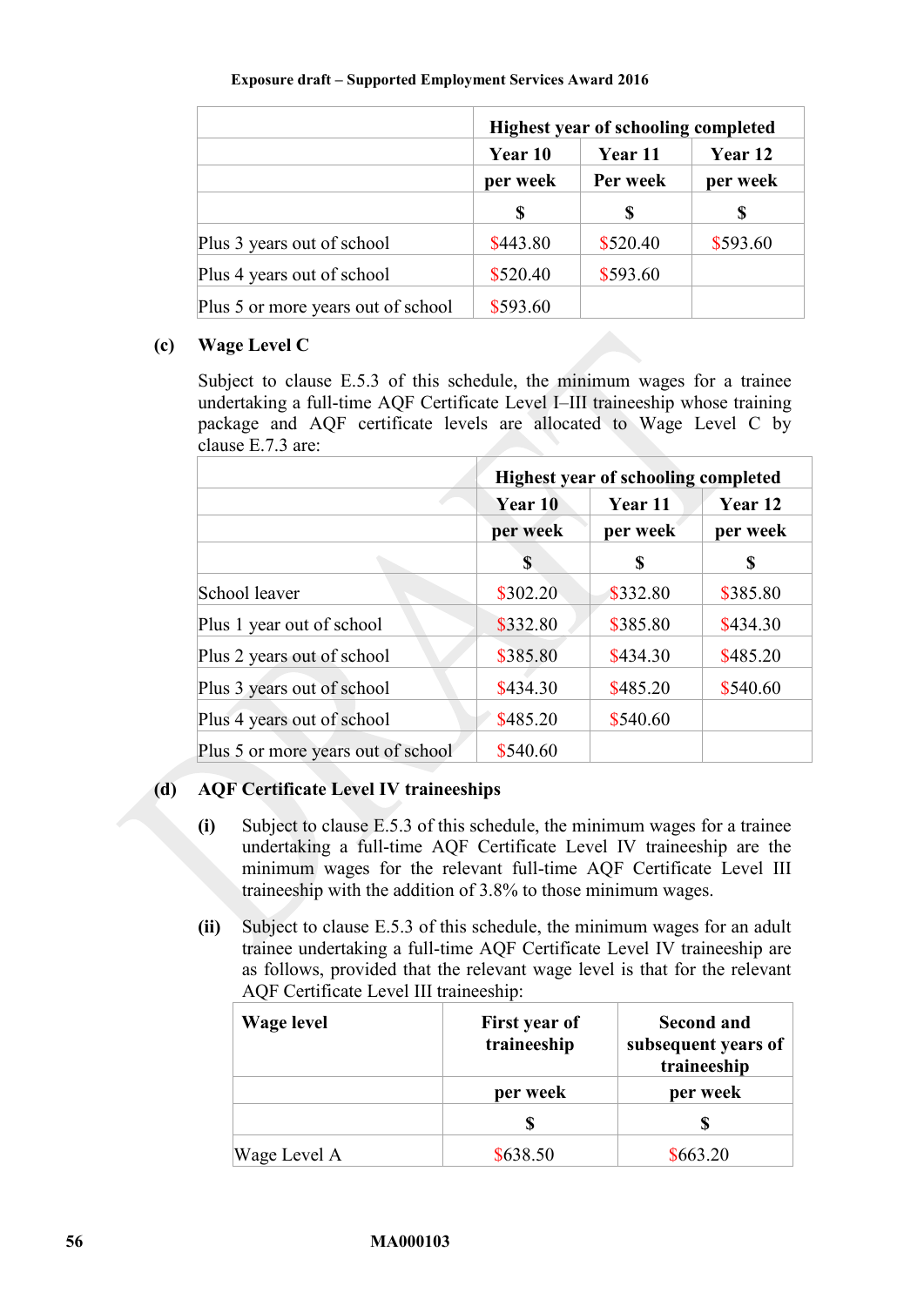| | Highest year of schooling completed | | |
|---|---|---|---|
| | Year 10 | Year 11 | Year 12 |
| | per week | Per week | per week |
| | $ | $ | $ |
| Plus 3 years out of school | $443.80 | $520.40 | $593.60 |
| Plus 4 years out of school | $520.40 | $593.60 | |
| Plus 5 or more years out of school | $593.60 | | |

**(c) Wage Level C**

Subject to clause E.5.3 of this schedule, the minimum wages for a trainee undertaking a full-time AQF Certificate Level I–III traineeship whose training package and AQF certificate levels are allocated to Wage Level C by clause E.7.3 are:

| | Highest year of schooling completed | | |
|---|---|---|---|
| | Year 10 | Year 11 | Year 12 |
| | per week | per week | per week |
| | $ | $ | $ |
| School leaver | $302.20 | $332.80 | $385.80 |
| Plus 1 year out of school | $332.80 | $385.80 | $434.30 |
| Plus 2 years out of school | $385.80 | $434.30 | $485.20 |
| Plus 3 years out of school | $434.30 | $485.20 | $540.60 |
| Plus 4 years out of school | $485.20 | $540.60 | |
| Plus 5 or more years out of school | $540.60 | | |

**(d) AQF Certificate Level IV traineeships**

**(i)** Subject to clause E.5.3 of this schedule, the minimum wages for a trainee undertaking a full-time AQF Certificate Level IV traineeship are the minimum wages for the relevant full-time AQF Certificate Level III traineeship with the addition of 3.8% to those minimum wages.

**(ii)** Subject to clause E.5.3 of this schedule, the minimum wages for an adult trainee undertaking a full-time AQF Certificate Level IV traineeship are as follows, provided that the relevant wage level is that for the relevant AQF Certificate Level III traineeship:

| Wage level | First year of traineeship | Second and subsequent years of traineeship |
|---|---|---|
| | per week | per week |
| | $ | $ |
| Wage Level A | $638.50 | $663.20 |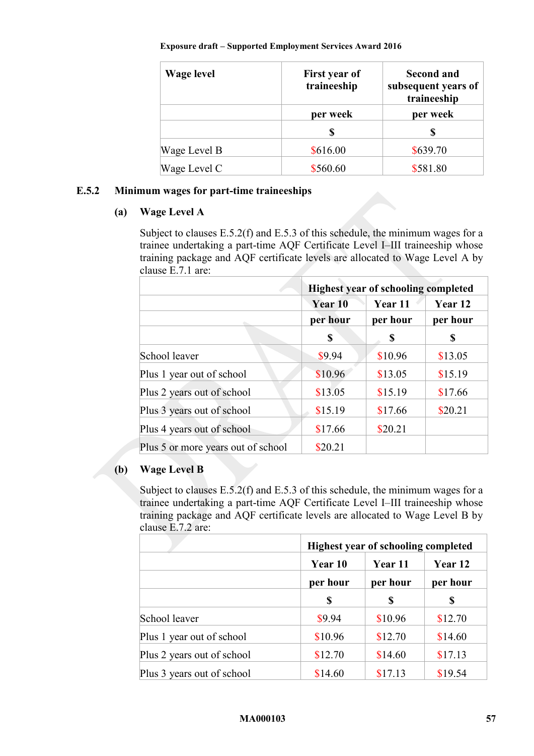| Wage level | First year of traineeship | Second and subsequent years of traineeship |
|---|---|---|
| | per week | per week |
| | $ | $ |
| Wage Level B | $616.00 | $639.70 |
| Wage Level C | $560.60 | $581.80 |

### E.5.2 Minimum wages for part-time traineeships

**(a) Wage Level A**

Subject to clauses E.5.2(f) and E.5.3 of this schedule, the minimum wages for a trainee undertaking a part-time AQF Certificate Level I–III traineeship whose training package and AQF certificate levels are allocated to Wage Level A by clause E.7.1 are:

| | Highest year of schooling completed | | |
|---|---|---|---|
| | Year 10 | Year 11 | Year 12 |
| | per hour | per hour | per hour |
| | $ | $ | $ |
| School leaver | $9.94 | $10.96 | $13.05 |
| Plus 1 year out of school | $10.96 | $13.05 | $15.19 |
| Plus 2 years out of school | $13.05 | $15.19 | $17.66 |
| Plus 3 years out of school | $15.19 | $17.66 | $20.21 |
| Plus 4 years out of school | $17.66 | $20.21 | |
| Plus 5 or more years out of school | $20.21 | | |

**(b) Wage Level B**

Subject to clauses E.5.2(f) and E.5.3 of this schedule, the minimum wages for a trainee undertaking a part-time AQF Certificate Level I–III traineeship whose training package and AQF certificate levels are allocated to Wage Level B by clause E.7.2 are:

| | Highest year of schooling completed | | |
|---|---|---|---|
| | Year 10 | Year 11 | Year 12 |
| | per hour | per hour | per hour |
| | $ | $ | $ |
| School leaver | $9.94 | $10.96 | $12.70 |
| Plus 1 year out of school | $10.96 | $12.70 | $14.60 |
| Plus 2 years out of school | $12.70 | $14.60 | $17.13 |
| Plus 3 years out of school | $14.60 | $17.13 | $19.54 |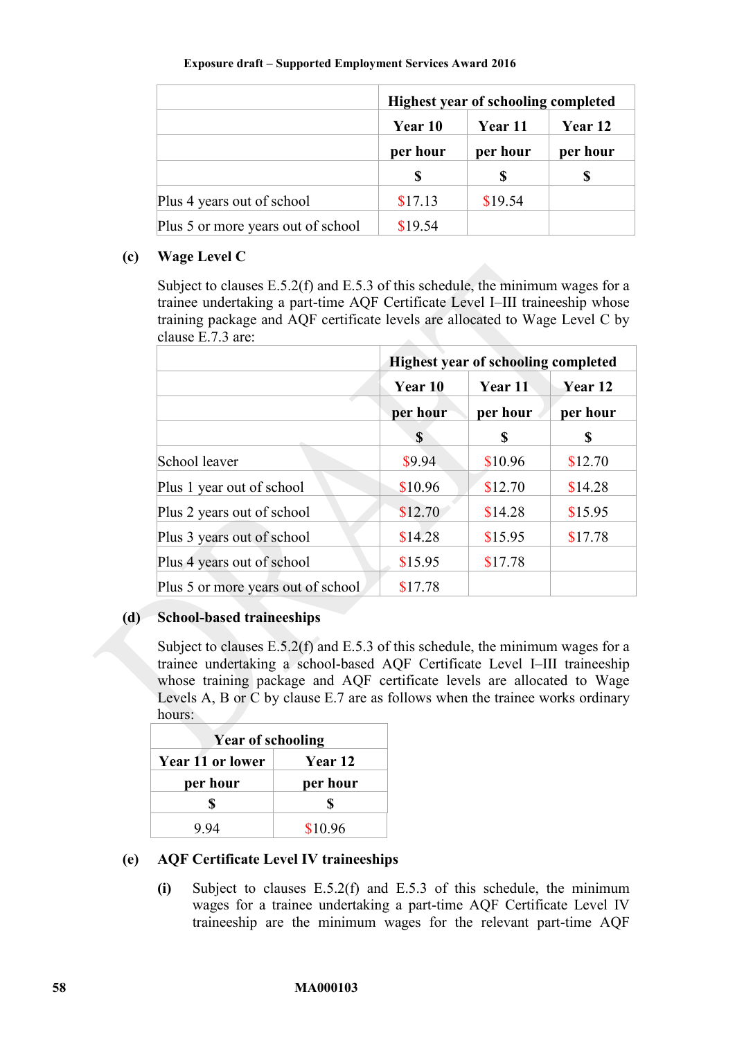|  | Highest year of schooling completed | | |
|---|---|---|---|
|  | Year 10 | Year 11 | Year 12 |
|  | per hour | per hour | per hour |
|  | $ | $ | $ |
| Plus 4 years out of school | $17.13 | $19.54 |  |
| Plus 5 or more years out of school | $19.54 |  |  |

**(c) Wage Level C**

Subject to clauses E.5.2(f) and E.5.3 of this schedule, the minimum wages for a trainee undertaking a part-time AQF Certificate Level I–III traineeship whose training package and AQF certificate levels are allocated to Wage Level C by clause E.7.3 are:

|  | Highest year of schooling completed | | |
|---|---|---|---|
|  | Year 10 | Year 11 | Year 12 |
|  | per hour | per hour | per hour |
|  | $ | $ | $ |
| School leaver | $9.94 | $10.96 | $12.70 |
| Plus 1 year out of school | $10.96 | $12.70 | $14.28 |
| Plus 2 years out of school | $12.70 | $14.28 | $15.95 |
| Plus 3 years out of school | $14.28 | $15.95 | $17.78 |
| Plus 4 years out of school | $15.95 | $17.78 |  |
| Plus 5 or more years out of school | $17.78 |  |  |

**(d) School-based traineeships**

Subject to clauses E.5.2(f) and E.5.3 of this schedule, the minimum wages for a trainee undertaking a school-based AQF Certificate Level I–III traineeship whose training package and AQF certificate levels are allocated to Wage Levels A, B or C by clause E.7 are as follows when the trainee works ordinary hours:

| Year of schooling | |
|---|---|
| Year 11 or lower | Year 12 |
| per hour | per hour |
| $ | $ |
| 9.94 | $10.96 |

**(e) AQF Certificate Level IV traineeships**

**(i)** Subject to clauses E.5.2(f) and E.5.3 of this schedule, the minimum wages for a trainee undertaking a part-time AQF Certificate Level IV traineeship are the minimum wages for the relevant part-time AQF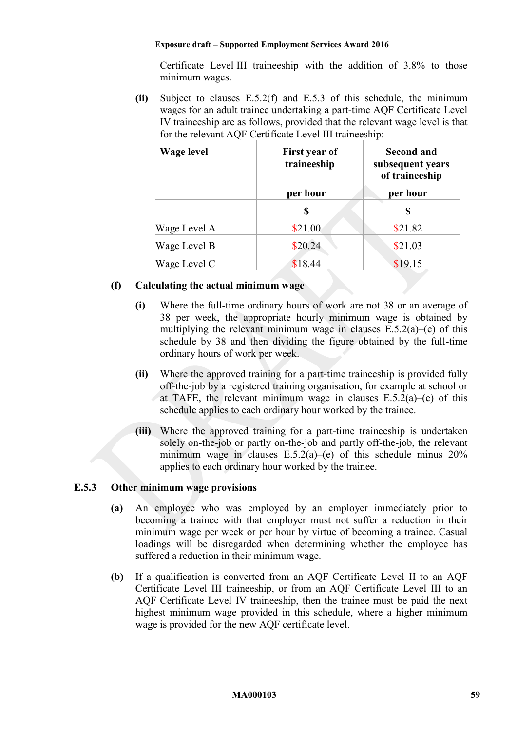Certificate Level III traineeship with the addition of 3.8% to those minimum wages.

**(ii)** Subject to clauses E.5.2(f) and E.5.3 of this schedule, the minimum wages for an adult trainee undertaking a part-time AQF Certificate Level IV traineeship are as follows, provided that the relevant wage level is that for the relevant AQF Certificate Level III traineeship:

| Wage level | First year of traineeship | Second and subsequent years of traineeship |
|---|---|---|
| | per hour | per hour |
| | $ | $ |
| Wage Level A | $21.00 | $21.82 |
| Wage Level B | $20.24 | $21.03 |
| Wage Level C | $18.44 | $19.15 |

**(f) Calculating the actual minimum wage**

**(i)** Where the full-time ordinary hours of work are not 38 or an average of 38 per week, the appropriate hourly minimum wage is obtained by multiplying the relevant minimum wage in clauses E.5.2(a)–(e) of this schedule by 38 and then dividing the figure obtained by the full-time ordinary hours of work per week.

**(ii)** Where the approved training for a part-time traineeship is provided fully off-the-job by a registered training organisation, for example at school or at TAFE, the relevant minimum wage in clauses E.5.2(a)–(e) of this schedule applies to each ordinary hour worked by the trainee.

**(iii)** Where the approved training for a part-time traineeship is undertaken solely on-the-job or partly on-the-job and partly off-the-job, the relevant minimum wage in clauses E.5.2(a)–(e) of this schedule minus 20% applies to each ordinary hour worked by the trainee.

**E.5.3 Other minimum wage provisions**

**(a)** An employee who was employed by an employer immediately prior to becoming a trainee with that employer must not suffer a reduction in their minimum wage per week or per hour by virtue of becoming a trainee. Casual loadings will be disregarded when determining whether the employee has suffered a reduction in their minimum wage.

**(b)** If a qualification is converted from an AQF Certificate Level II to an AQF Certificate Level III traineeship, or from an AQF Certificate Level III to an AQF Certificate Level IV traineeship, then the trainee must be paid the next highest minimum wage provided in this schedule, where a higher minimum wage is provided for the new AQF certificate level.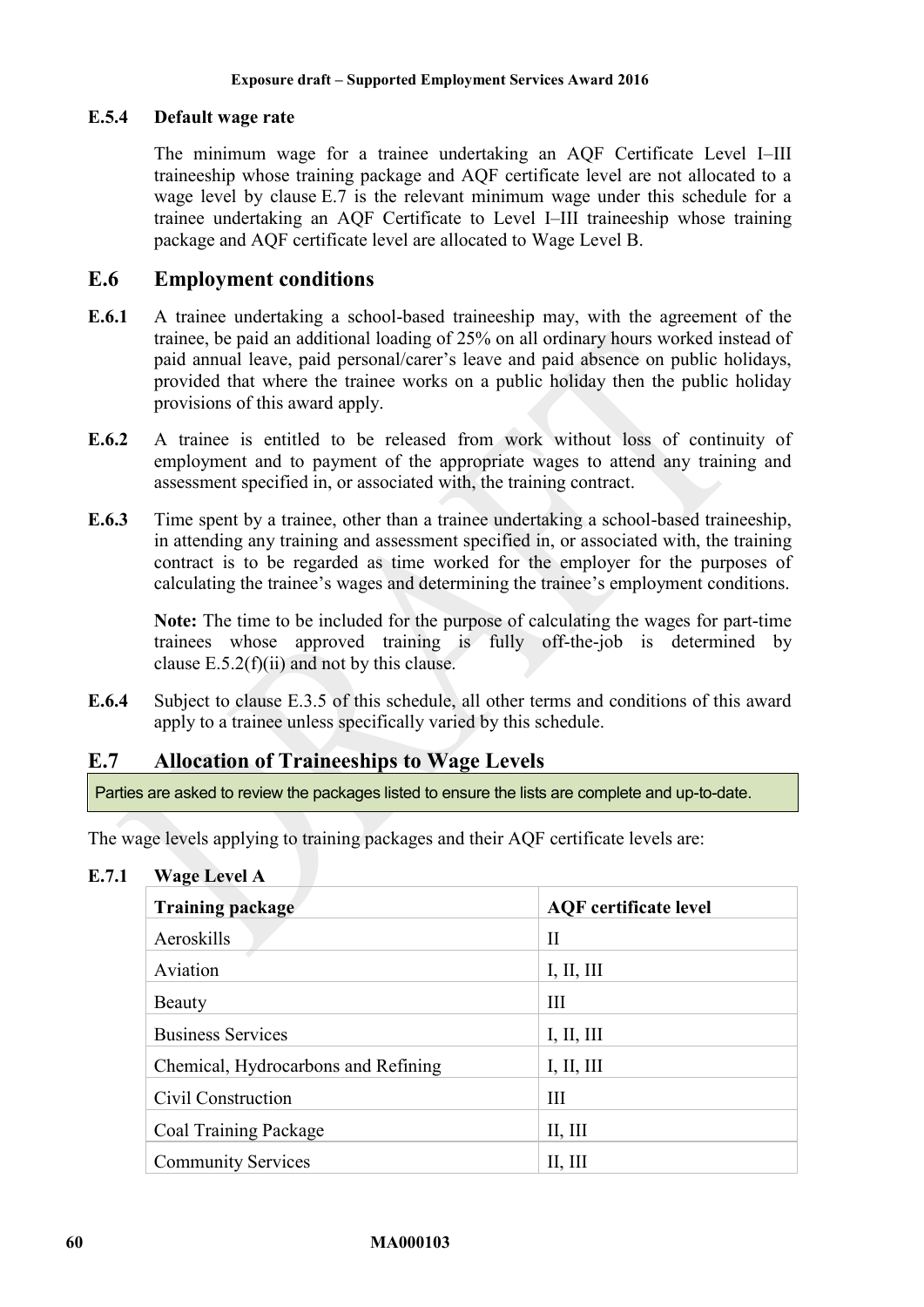### E.5.4 Default wage rate

The minimum wage for a trainee undertaking an AQF Certificate Level I–III traineeship whose training package and AQF certificate level are not allocated to a wage level by clause E.7 is the relevant minimum wage under this schedule for a trainee undertaking an AQF Certificate to Level I–III traineeship whose training package and AQF certificate level are allocated to Wage Level B.

## E.6 Employment conditions

**E.6.1** A trainee undertaking a school-based traineeship may, with the agreement of the trainee, be paid an additional loading of 25% on all ordinary hours worked instead of paid annual leave, paid personal/carer's leave and paid absence on public holidays, provided that where the trainee works on a public holiday then the public holiday provisions of this award apply.

**E.6.2** A trainee is entitled to be released from work without loss of continuity of employment and to payment of the appropriate wages to attend any training and assessment specified in, or associated with, the training contract.

**E.6.3** Time spent by a trainee, other than a trainee undertaking a school-based traineeship, in attending any training and assessment specified in, or associated with, the training contract is to be regarded as time worked for the employer for the purposes of calculating the trainee's wages and determining the trainee's employment conditions.

**Note:** The time to be included for the purpose of calculating the wages for part-time trainees whose approved training is fully off-the-job is determined by clause E.5.2(f)(ii) and not by this clause.

**E.6.4** Subject to clause E.3.5 of this schedule, all other terms and conditions of this award apply to a trainee unless specifically varied by this schedule.

## E.7 Allocation of Traineeships to Wage Levels

Parties are asked to review the packages listed to ensure the lists are complete and up-to-date.

The wage levels applying to training packages and their AQF certificate levels are:

### E.7.1 Wage Level A

| Training package | AQF certificate level |
|---|---|
| Aeroskills | II |
| Aviation | I, II, III |
| Beauty | III |
| Business Services | I, II, III |
| Chemical, Hydrocarbons and Refining | I, II, III |
| Civil Construction | III |
| Coal Training Package | II, III |
| Community Services | II, III |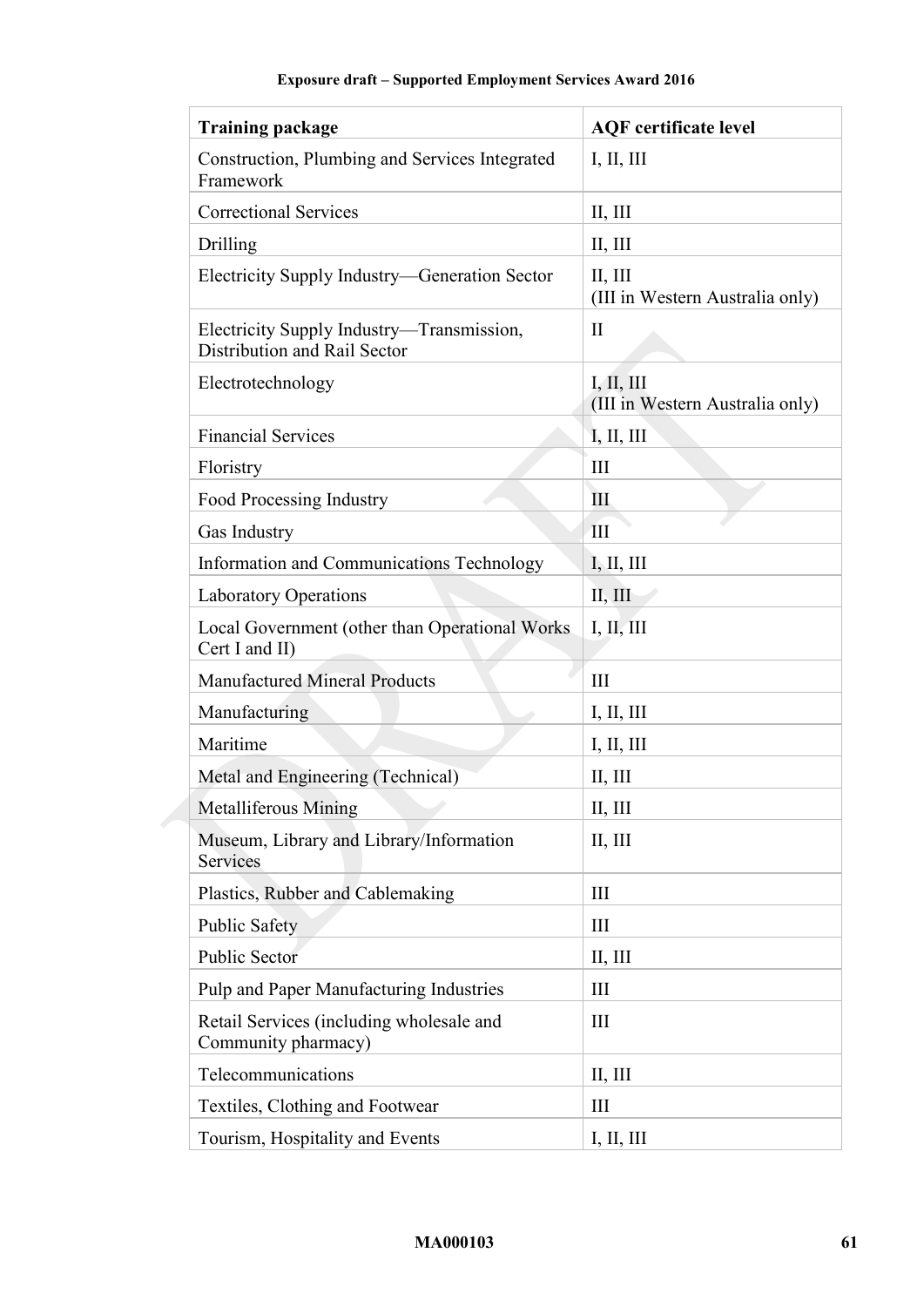| Training package | AQF certificate level |
|---|---|
| Construction, Plumbing and Services Integrated Framework | I, II, III |
| Correctional Services | II, III |
| Drilling | II, III |
| Electricity Supply Industry—Generation Sector | II, III<br>(III in Western Australia only) |
| Electricity Supply Industry—Transmission, Distribution and Rail Sector | II |
| Electrotechnology | I, II, III<br>(III in Western Australia only) |
| Financial Services | I, II, III |
| Floristry | III |
| Food Processing Industry | III |
| Gas Industry | III |
| Information and Communications Technology | I, II, III |
| Laboratory Operations | II, III |
| Local Government (other than Operational Works Cert I and II) | I, II, III |
| Manufactured Mineral Products | III |
| Manufacturing | I, II, III |
| Maritime | I, II, III |
| Metal and Engineering (Technical) | II, III |
| Metalliferous Mining | II, III |
| Museum, Library and Library/Information Services | II, III |
| Plastics, Rubber and Cablemaking | III |
| Public Safety | III |
| Public Sector | II, III |
| Pulp and Paper Manufacturing Industries | III |
| Retail Services (including wholesale and Community pharmacy) | III |
| Telecommunications | II, III |
| Textiles, Clothing and Footwear | III |
| Tourism, Hospitality and Events | I, II, III |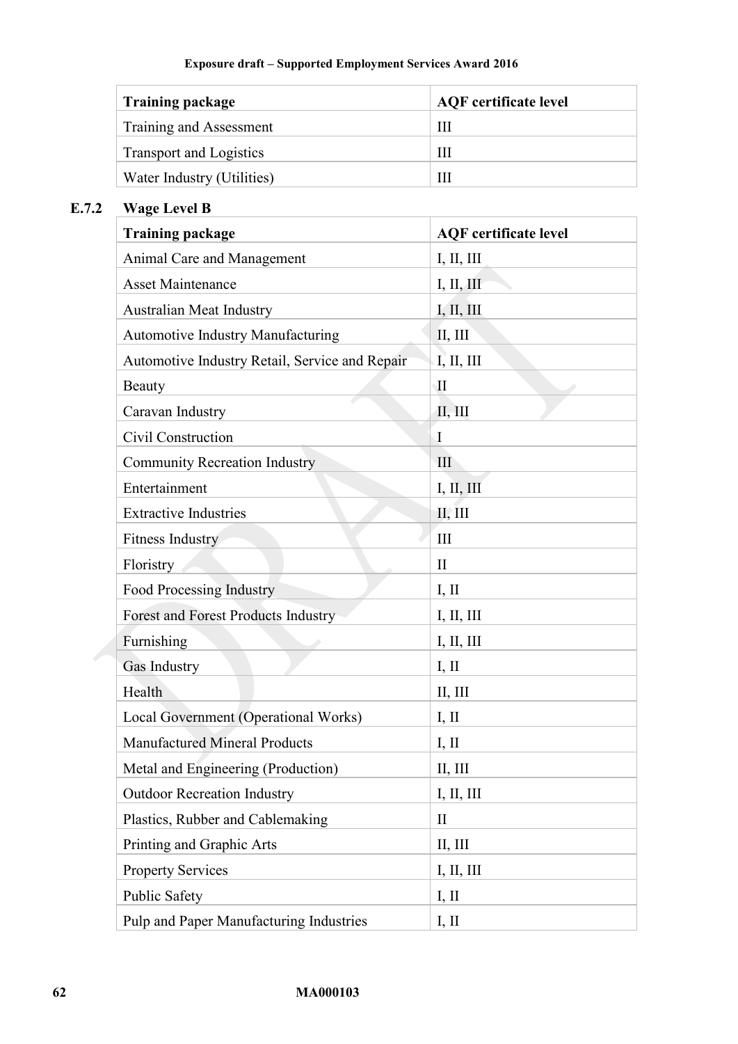| Training package | AQF certificate level |
|---|---|
| Training and Assessment | III |
| Transport and Logistics | III |
| Water Industry (Utilities) | III |

### E.7.2 Wage Level B

| Training package | AQF certificate level |
|---|---|
| Animal Care and Management | I, II, III |
| Asset Maintenance | I, II, III |
| Australian Meat Industry | I, II, III |
| Automotive Industry Manufacturing | II, III |
| Automotive Industry Retail, Service and Repair | I, II, III |
| Beauty | II |
| Caravan Industry | II, III |
| Civil Construction | I |
| Community Recreation Industry | III |
| Entertainment | I, II, III |
| Extractive Industries | II, III |
| Fitness Industry | III |
| Floristry | II |
| Food Processing Industry | I, II |
| Forest and Forest Products Industry | I, II, III |
| Furnishing | I, II, III |
| Gas Industry | I, II |
| Health | II, III |
| Local Government (Operational Works) | I, II |
| Manufactured Mineral Products | I, II |
| Metal and Engineering (Production) | II, III |
| Outdoor Recreation Industry | I, II, III |
| Plastics, Rubber and Cablemaking | II |
| Printing and Graphic Arts | II, III |
| Property Services | I, II, III |
| Public Safety | I, II |
| Pulp and Paper Manufacturing Industries | I, II |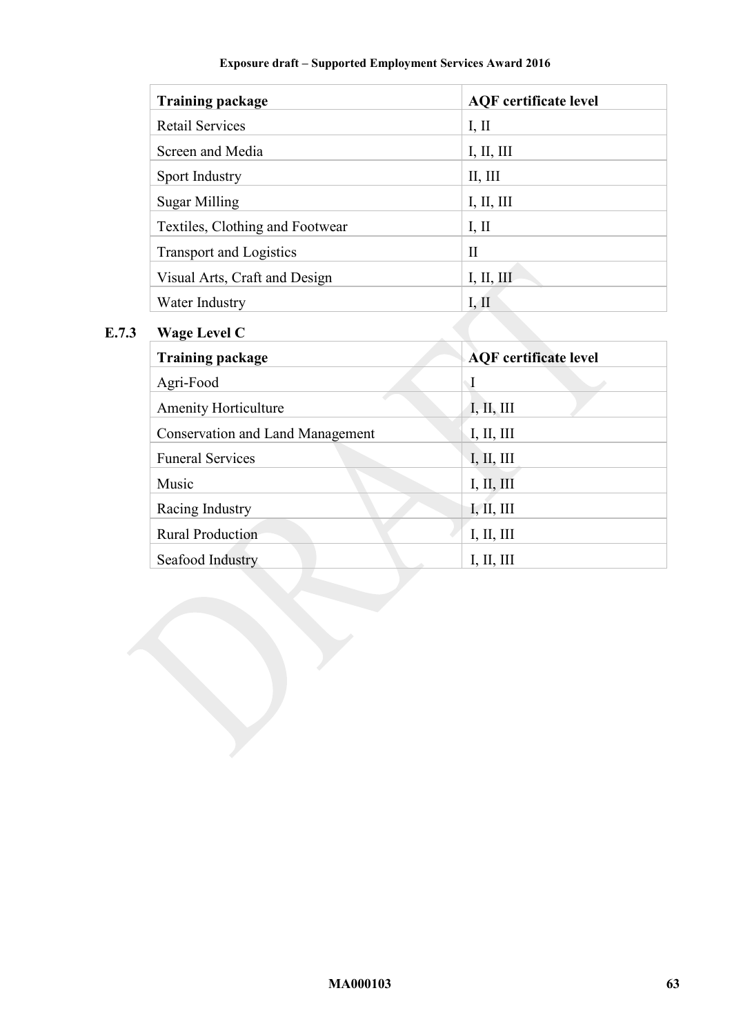| Training package | AQF certificate level |
|---|---|
| Retail Services | I, II |
| Screen and Media | I, II, III |
| Sport Industry | II, III |
| Sugar Milling | I, II, III |
| Textiles, Clothing and Footwear | I, II |
| Transport and Logistics | II |
| Visual Arts, Craft and Design | I, II, III |
| Water Industry | I, II |

### E.7.3 Wage Level C

| Training package | AQF certificate level |
|---|---|
| Agri-Food | I |
| Amenity Horticulture | I, II, III |
| Conservation and Land Management | I, II, III |
| Funeral Services | I, II, III |
| Music | I, II, III |
| Racing Industry | I, II, III |
| Rural Production | I, II, III |
| Seafood Industry | I, II, III |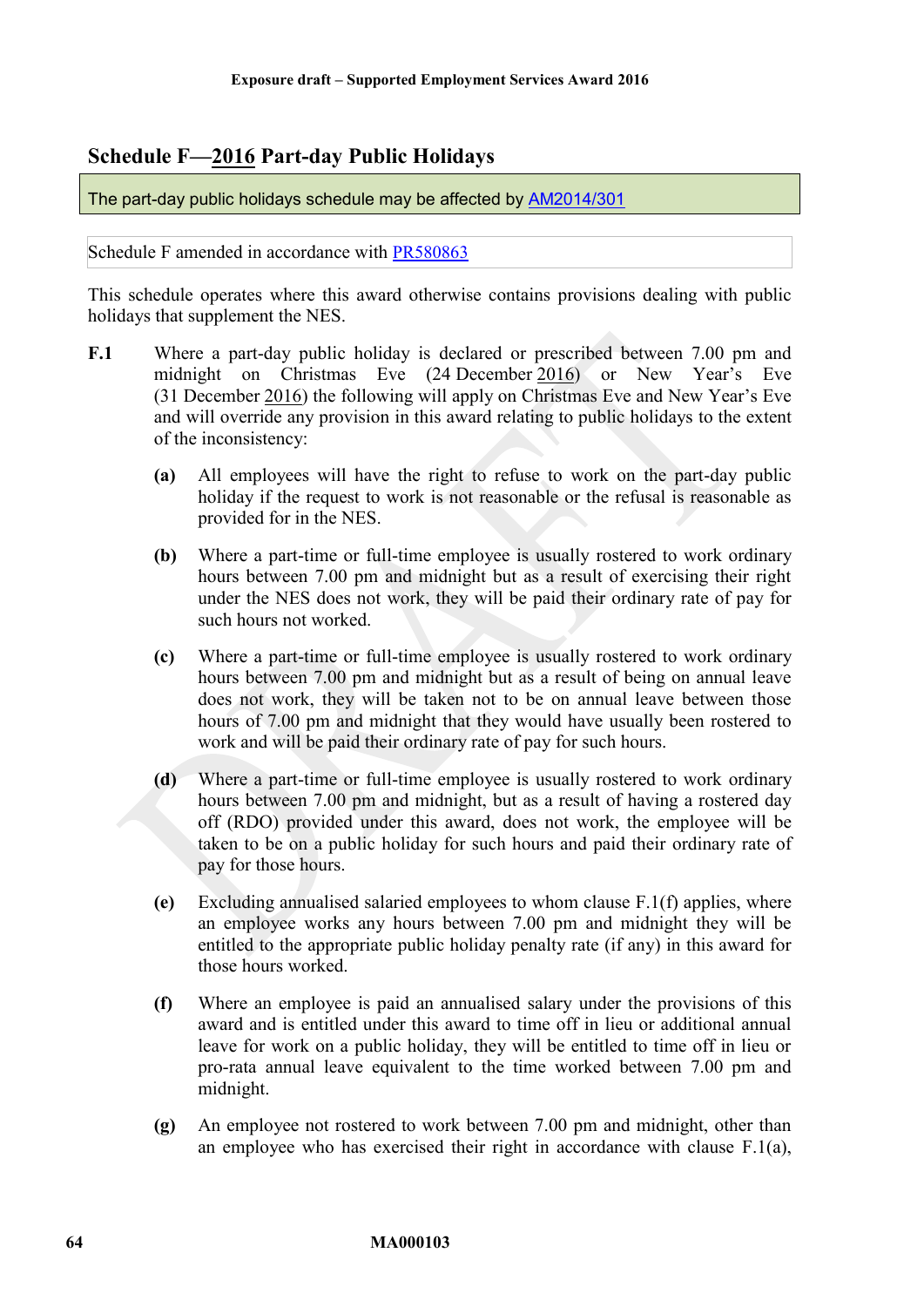## Schedule F—2016 Part-day Public Holidays

The part-day public holidays schedule may be affected by [AM2014/301](AM2014/301)

Schedule F amended in accordance with [PR580863](PR580863)

This schedule operates where this award otherwise contains provisions dealing with public holidays that supplement the NES.

**F.1** Where a part-day public holiday is declared or prescribed between 7.00 pm and midnight on Christmas Eve (24 December 2016) or New Year's Eve (31 December 2016) the following will apply on Christmas Eve and New Year's Eve and will override any provision in this award relating to public holidays to the extent of the inconsistency:

**(a)** All employees will have the right to refuse to work on the part-day public holiday if the request to work is not reasonable or the refusal is reasonable as provided for in the NES.

**(b)** Where a part-time or full-time employee is usually rostered to work ordinary hours between 7.00 pm and midnight but as a result of exercising their right under the NES does not work, they will be paid their ordinary rate of pay for such hours not worked.

**(c)** Where a part-time or full-time employee is usually rostered to work ordinary hours between 7.00 pm and midnight but as a result of being on annual leave does not work, they will be taken not to be on annual leave between those hours of 7.00 pm and midnight that they would have usually been rostered to work and will be paid their ordinary rate of pay for such hours.

**(d)** Where a part-time or full-time employee is usually rostered to work ordinary hours between 7.00 pm and midnight, but as a result of having a rostered day off (RDO) provided under this award, does not work, the employee will be taken to be on a public holiday for such hours and paid their ordinary rate of pay for those hours.

**(e)** Excluding annualised salaried employees to whom clause F.1(f) applies, where an employee works any hours between 7.00 pm and midnight they will be entitled to the appropriate public holiday penalty rate (if any) in this award for those hours worked.

**(f)** Where an employee is paid an annualised salary under the provisions of this award and is entitled under this award to time off in lieu or additional annual leave for work on a public holiday, they will be entitled to time off in lieu or pro-rata annual leave equivalent to the time worked between 7.00 pm and midnight.

**(g)** An employee not rostered to work between 7.00 pm and midnight, other than an employee who has exercised their right in accordance with clause F.1(a),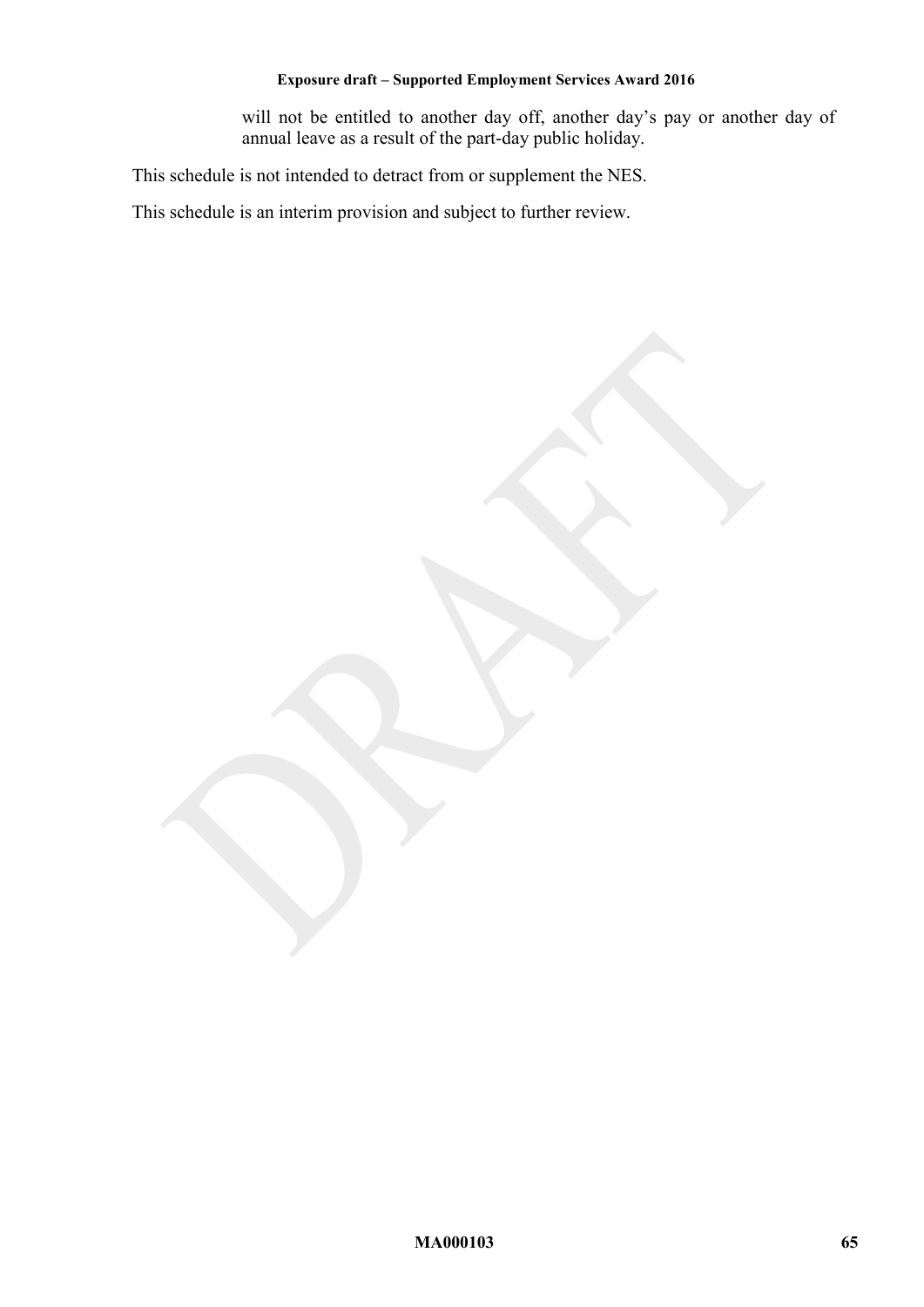will not be entitled to another day off, another day's pay or another day of annual leave as a result of the part-day public holiday.

This schedule is not intended to detract from or supplement the NES.

This schedule is an interim provision and subject to further review.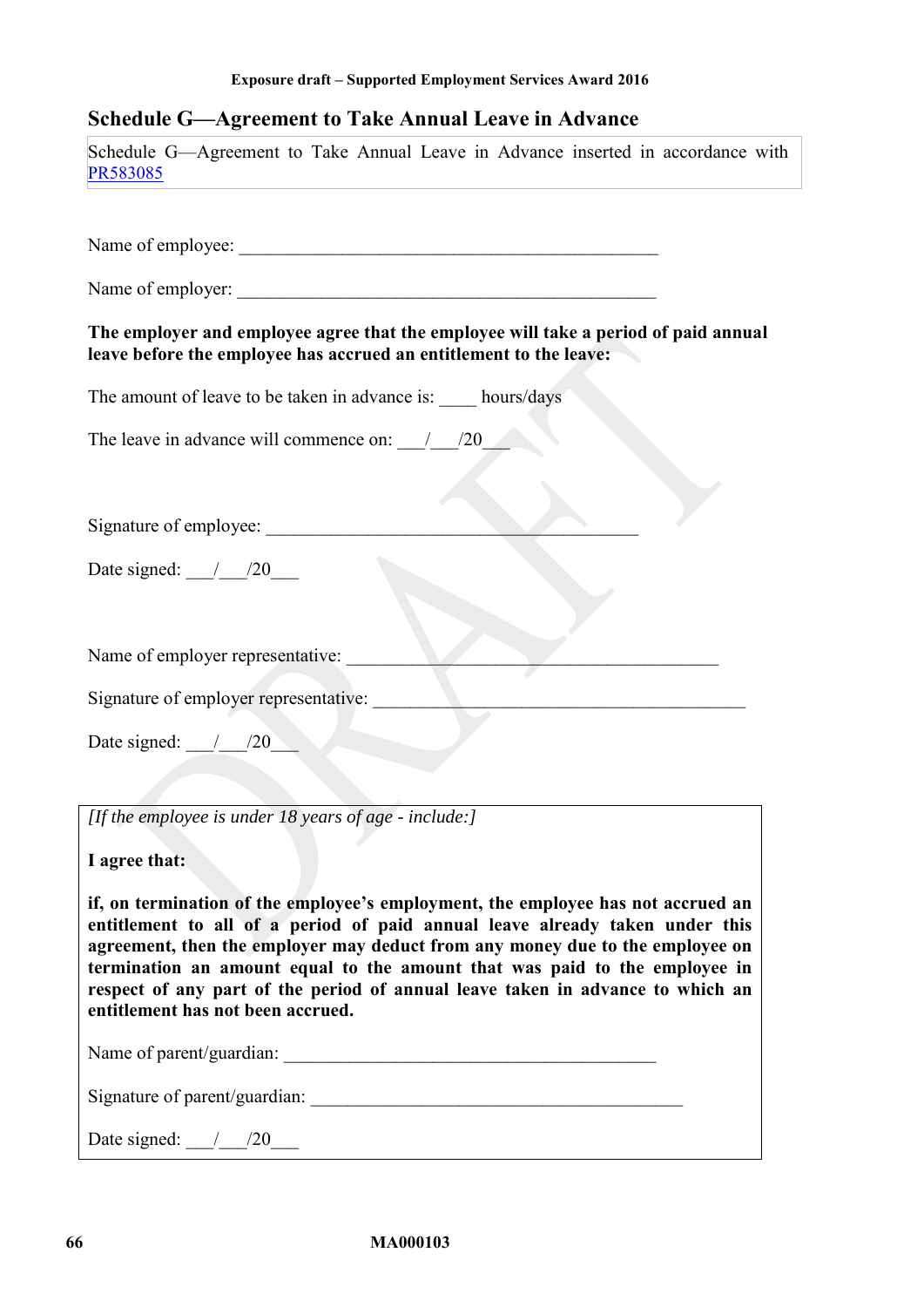## Schedule G—Agreement to Take Annual Leave in Advance

Schedule G—Agreement to Take Annual Leave in Advance inserted in accordance with PR583085

Name of employee: _______________________________________________

Name of employer: _______________________________________________

**The employer and employee agree that the employee will take a period of paid annual leave before the employee has accrued an entitlement to the leave:**

The amount of leave to be taken in advance is: ____ hours/days

The leave in advance will commence on: ___/___/20___

Signature of employee: __________________________________________

Date signed: ___/___/20___

Name of employer representative: __________________________________________

Signature of employer representative: __________________________________________

Date signed: ___/___/20___

*[If the employee is under 18 years of age - include:]*

**I agree that:**

**if, on termination of the employee's employment, the employee has not accrued an entitlement to all of a period of paid annual leave already taken under this agreement, then the employer may deduct from any money due to the employee on termination an amount equal to the amount that was paid to the employee in respect of any part of the period of annual leave taken in advance to which an entitlement has not been accrued.**

Name of parent/guardian: __________________________________________

Signature of parent/guardian: __________________________________________

Date signed: ___/___/20___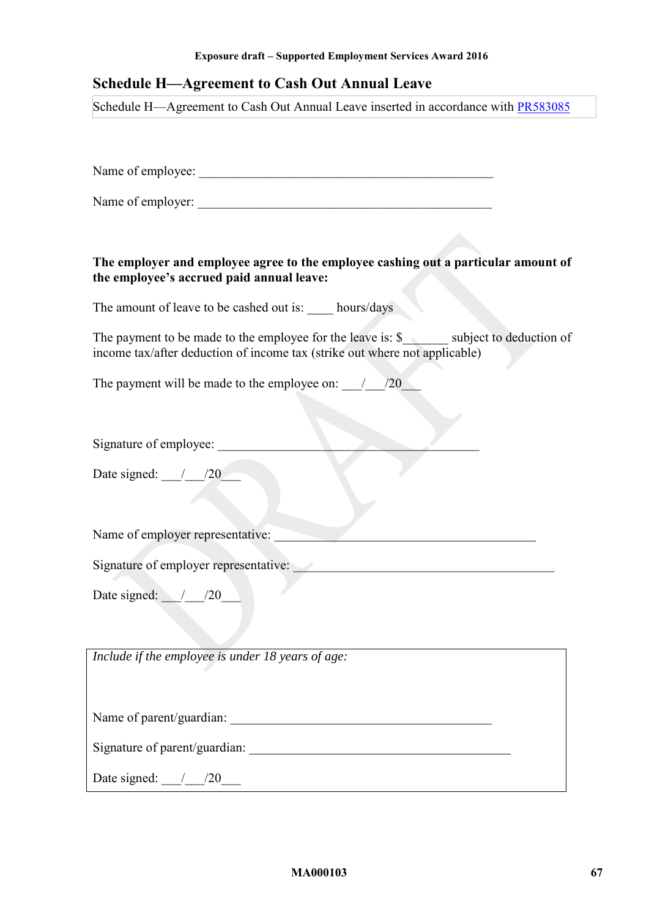## Schedule H—Agreement to Cash Out Annual Leave

Schedule H—Agreement to Cash Out Annual Leave inserted in accordance with PR583085

Name of employee: _______________________________________________

Name of employer: _______________________________________________

**The employer and employee agree to the employee cashing out a particular amount of the employee's accrued paid annual leave:**

The amount of leave to be cashed out is: ____ hours/days

The payment to be made to the employee for the leave is: $_______ subject to deduction of income tax/after deduction of income tax (strike out where not applicable)

The payment will be made to the employee on: ___/___/20___

Signature of employee: __________________________________________

Date signed: ___/___/20___

Name of employer representative: ___________________________________________

Signature of employer representative: ________________________________________

Date signed: ___/___/20___

*Include if the employee is under 18 years of age:*

Name of parent/guardian: __________________________________________

Signature of parent/guardian: ________________________________________

Date signed: ___/___/20___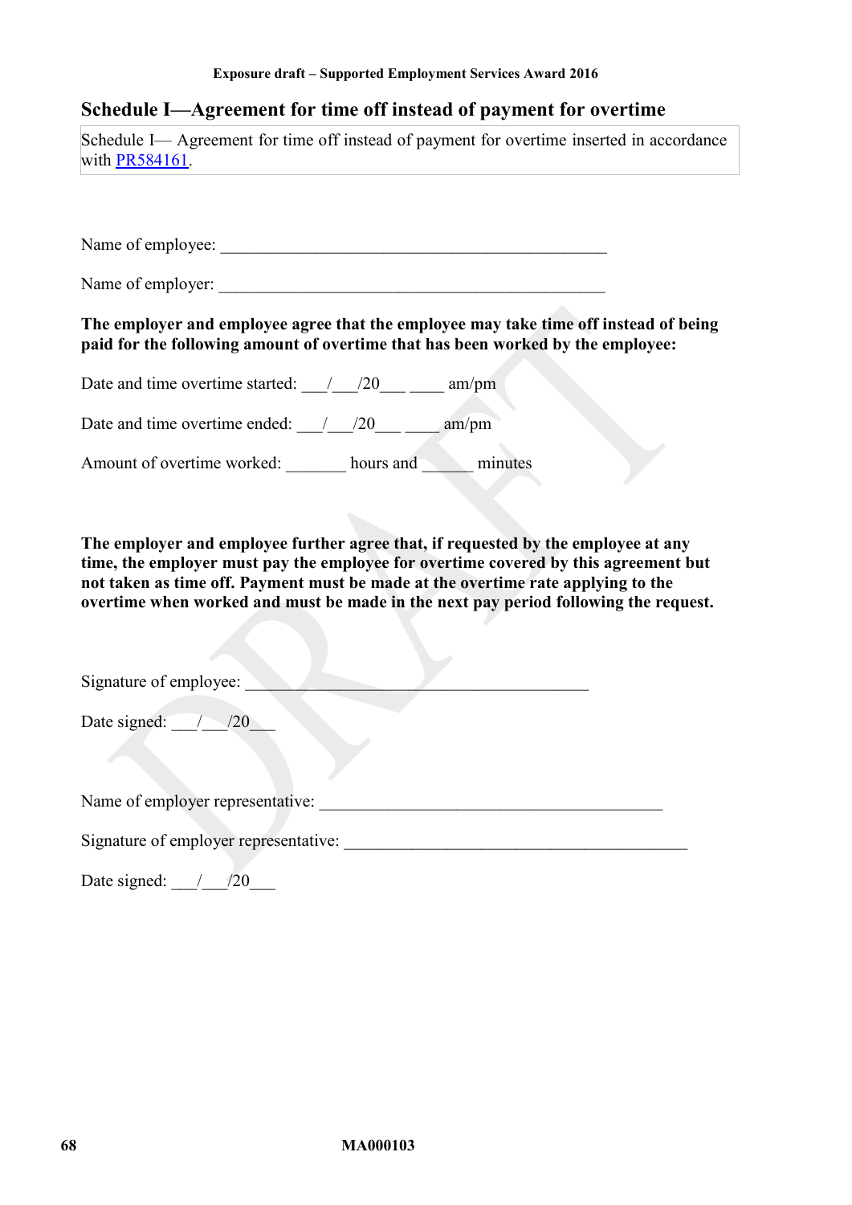## Schedule I—Agreement for time off instead of payment for overtime

Schedule I— Agreement for time off instead of payment for overtime inserted in accordance with PR584161.

Name of employee: _______________________________________________

Name of employer: _______________________________________________

**The employer and employee agree that the employee may take time off instead of being paid for the following amount of overtime that has been worked by the employee:**

Date and time overtime started: ___/___/20___ ____ am/pm

Date and time overtime ended: ___/___/20___ ____ am/pm

Amount of overtime worked: _______ hours and ______ minutes

**The employer and employee further agree that, if requested by the employee at any time, the employer must pay the employee for overtime covered by this agreement but not taken as time off. Payment must be made at the overtime rate applying to the overtime when worked and must be made in the next pay period following the request.**

Signature of employee: ___________________________________________

Date signed: ___/___/20___

Name of employer representative: __________________________________________

Signature of employer representative: __________________________________________

Date signed: ___/___/20___